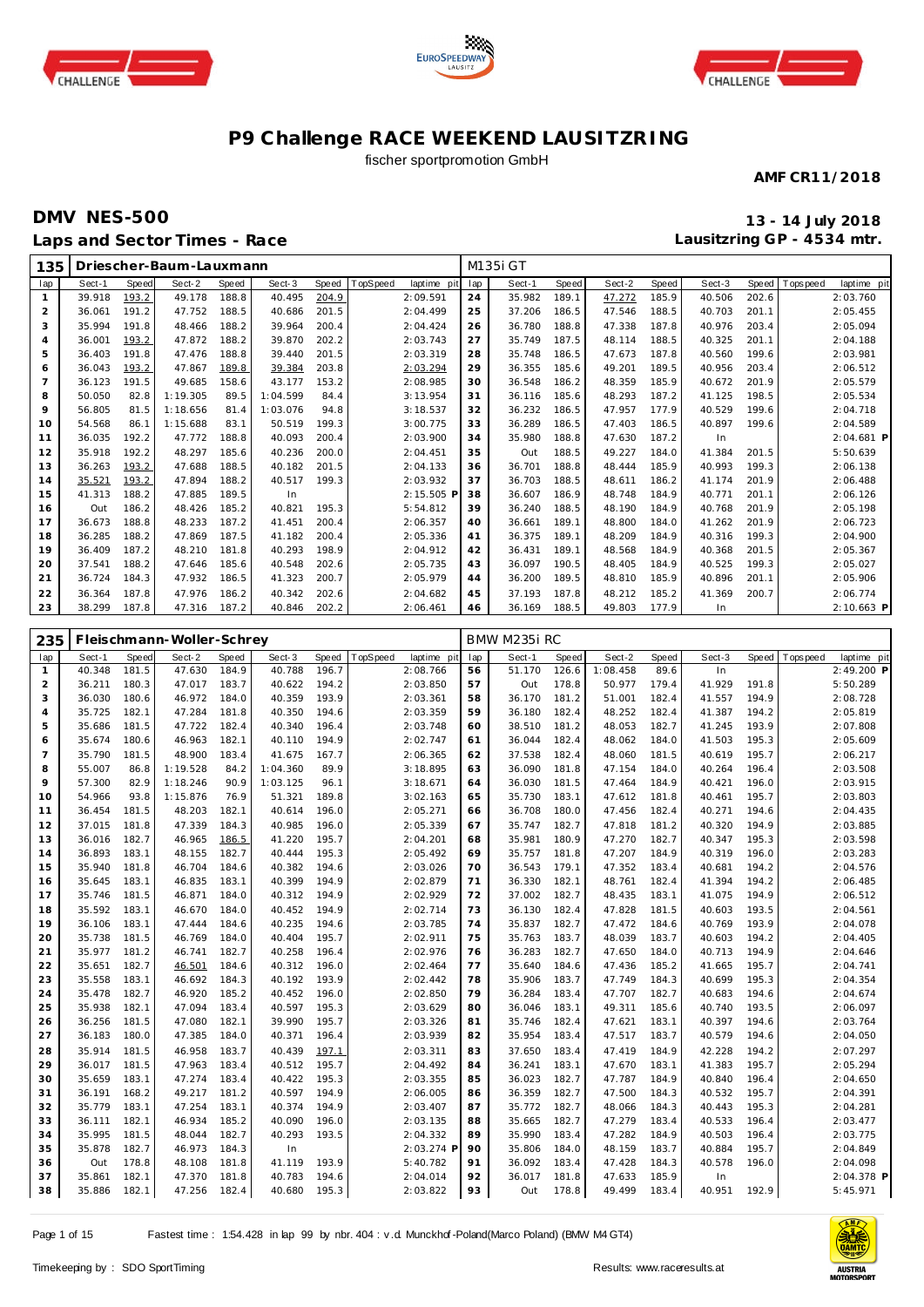# P9 Challenge RACE WEEKEND LAUSITZRING

fischer sportpromotion GmbH

**AMF CR11/2018**

## DMV NES-500

## Laps and Sector Times - Race

**13 - 14 July 2018**

**Lausitzring GP - 4534 mtr.**

**135 Driescher-Baum-Lauxmann** — M135i GT

| lap | Sect-1 | Speed | Sect-2 | Speed | Sect-3 | Speed | TopSpeed | laptime pit | lap | Sect-1 | Speed | Sect-2 | Speed | Sect-3 | Speed | Topspeed | laptime pit |
|---|---|---|---|---|---|---|---|---|---|---|---|---|---|---|---|---|---|
| 1 | 39.918 | 193.2 | 49.178 | 188.8 | 40.495 | 204.9 | | 2:09.591 | 24 | 35.982 | 189.1 | 47.272 | 185.9 | 40.506 | 202.6 | | 2:03.760 |
| 2 | 36.061 | 191.2 | 47.752 | 188.5 | 40.686 | 201.5 | | 2:04.499 | 25 | 37.206 | 186.5 | 47.546 | 188.5 | 40.703 | 201.1 | | 2:05.455 |
| 3 | 35.994 | 191.8 | 48.466 | 188.2 | 39.964 | 200.4 | | 2:04.424 | 26 | 36.780 | 188.8 | 47.338 | 187.8 | 40.976 | 203.4 | | 2:05.094 |
| 4 | 36.001 | 193.2 | 47.872 | 188.2 | 39.870 | 202.2 | | 2:03.743 | 27 | 35.749 | 187.5 | 48.114 | 188.5 | 40.325 | 201.1 | | 2:04.188 |
| 5 | 36.403 | 191.8 | 47.476 | 188.8 | 39.440 | 201.5 | | 2:03.319 | 28 | 35.748 | 186.5 | 47.673 | 187.8 | 40.560 | 199.6 | | 2:03.981 |
| 6 | 36.043 | 193.2 | 47.867 | 189.8 | 39.384 | 203.8 | | 2:03.294 | 29 | 36.355 | 185.6 | 49.201 | 189.5 | 40.956 | 203.4 | | 2:06.512 |
| 7 | 36.123 | 191.5 | 49.685 | 158.6 | 43.177 | 153.2 | | 2:08.985 | 30 | 36.548 | 186.2 | 48.359 | 185.9 | 40.672 | 201.9 | | 2:05.579 |
| 8 | 50.050 | 82.8 | 1:19.305 | 89.5 | 1:04.599 | 84.4 | | 3:13.954 | 31 | 36.116 | 185.6 | 48.293 | 187.2 | 41.125 | 198.5 | | 2:05.534 |
| 9 | 56.805 | 81.5 | 1:18.656 | 81.4 | 1:03.076 | 94.8 | | 3:18.537 | 32 | 36.232 | 186.5 | 47.957 | 177.9 | 40.529 | 199.6 | | 2:04.718 |
| 10 | 54.568 | 86.1 | 1:15.688 | 83.1 | 50.519 | 199.3 | | 3:00.775 | 33 | 36.289 | 186.5 | 47.403 | 186.5 | 40.897 | 199.6 | | 2:04.589 |
| 11 | 36.035 | 192.2 | 47.772 | 188.8 | 40.093 | 200.4 | | 2:03.900 | 34 | 35.980 | 188.8 | 47.630 | 187.2 | In | | | 2:04.681 P |
| 12 | 35.918 | 192.2 | 48.297 | 185.6 | 40.236 | 200.0 | | 2:04.451 | 35 | Out | 188.5 | 49.227 | 184.0 | 41.384 | 201.5 | | 5:50.639 |
| 13 | 36.263 | 193.2 | 47.688 | 188.5 | 40.182 | 201.5 | | 2:04.133 | 36 | 36.701 | 188.8 | 48.444 | 185.9 | 40.993 | 199.3 | | 2:06.138 |
| 14 | 35.521 | 193.2 | 47.894 | 188.2 | 40.517 | 199.3 | | 2:03.932 | 37 | 36.703 | 188.5 | 48.611 | 186.2 | 41.174 | 201.9 | | 2:06.488 |
| 15 | 41.313 | 188.2 | 47.885 | 189.5 | In | | | 2:15.505 P | 38 | 36.607 | 186.9 | 48.748 | 184.9 | 40.771 | 201.1 | | 2:06.126 |
| 16 | Out | 186.2 | 48.426 | 185.2 | 40.821 | 195.3 | | 5:54.812 | 39 | 36.240 | 188.5 | 48.190 | 184.9 | 40.768 | 201.9 | | 2:05.198 |
| 17 | 36.673 | 188.8 | 48.233 | 187.2 | 41.451 | 200.4 | | 2:06.357 | 40 | 36.661 | 189.1 | 48.800 | 184.0 | 41.262 | 201.9 | | 2:06.723 |
| 18 | 36.285 | 188.2 | 47.869 | 187.5 | 41.182 | 200.4 | | 2:05.336 | 41 | 36.375 | 189.1 | 48.209 | 184.9 | 40.316 | 199.3 | | 2:04.900 |
| 19 | 36.409 | 187.2 | 48.210 | 181.8 | 40.293 | 198.9 | | 2:04.912 | 42 | 36.431 | 189.1 | 48.568 | 184.9 | 40.368 | 201.5 | | 2:05.367 |
| 20 | 37.541 | 188.2 | 47.646 | 185.6 | 40.548 | 202.6 | | 2:05.735 | 43 | 36.097 | 190.5 | 48.405 | 184.9 | 40.525 | 199.3 | | 2:05.027 |
| 21 | 36.724 | 184.3 | 47.932 | 186.5 | 41.323 | 200.7 | | 2:05.979 | 44 | 36.200 | 189.5 | 48.810 | 185.9 | 40.896 | 201.1 | | 2:05.906 |
| 22 | 36.364 | 187.8 | 47.976 | 186.2 | 40.342 | 202.6 | | 2:04.682 | 45 | 37.193 | 187.8 | 48.212 | 185.2 | 41.369 | 200.7 | | 2:06.774 |
| 23 | 38.299 | 187.8 | 47.316 | 187.2 | 40.846 | 202.2 | | 2:06.461 | 46 | 36.169 | 188.5 | 49.803 | 177.9 | In | | | 2:10.663 P |

**235 Fleischmann-Woller-Schrey** — BMW M235i RC

| lap | Sect-1 | Speed | Sect-2 | Speed | Sect-3 | Speed | TopSpeed | laptime pit | lap | Sect-1 | Speed | Sect-2 | Speed | Sect-3 | Speed | Topspeed | laptime pit |
|---|---|---|---|---|---|---|---|---|---|---|---|---|---|---|---|---|---|
| 1 | 40.348 | 181.5 | 47.630 | 184.9 | 40.788 | 196.7 | | 2:08.766 | 56 | 51.170 | 126.6 | 1:08.458 | 89.6 | In | | | 2:49.200 P |
| 2 | 36.211 | 180.3 | 47.017 | 183.7 | 40.622 | 194.2 | | 2:03.850 | 57 | Out | 178.8 | 50.977 | 179.4 | 41.929 | 191.8 | | 5:50.289 |
| 3 | 36.030 | 180.6 | 46.972 | 184.0 | 40.359 | 193.9 | | 2:03.361 | 58 | 36.170 | 181.2 | 51.001 | 182.4 | 41.557 | 194.9 | | 2:08.728 |
| 4 | 35.725 | 182.1 | 47.284 | 181.8 | 40.350 | 194.6 | | 2:03.359 | 59 | 36.180 | 182.4 | 48.252 | 182.4 | 41.387 | 194.2 | | 2:05.819 |
| 5 | 35.686 | 181.5 | 47.722 | 182.4 | 40.340 | 196.4 | | 2:03.748 | 60 | 38.510 | 181.2 | 48.053 | 182.7 | 41.245 | 193.9 | | 2:07.808 |
| 6 | 35.674 | 180.6 | 46.963 | 182.1 | 40.110 | 194.9 | | 2:02.747 | 61 | 36.044 | 182.4 | 48.062 | 184.0 | 41.503 | 195.3 | | 2:05.609 |
| 7 | 35.790 | 181.5 | 48.900 | 183.4 | 41.675 | 167.7 | | 2:06.365 | 62 | 37.538 | 182.4 | 48.060 | 181.5 | 40.619 | 195.7 | | 2:06.217 |
| 8 | 55.007 | 86.8 | 1:19.528 | 84.2 | 1:04.360 | 89.9 | | 3:18.895 | 63 | 36.090 | 181.8 | 47.154 | 184.0 | 40.264 | 196.4 | | 2:03.508 |
| 9 | 57.300 | 82.9 | 1:18.246 | 90.9 | 1:03.125 | 96.1 | | 3:18.671 | 64 | 36.030 | 181.5 | 47.464 | 184.9 | 40.421 | 196.0 | | 2:03.915 |
| 10 | 54.966 | 93.8 | 1:15.876 | 76.9 | 51.321 | 189.8 | | 3:02.163 | 65 | 35.730 | 183.1 | 47.612 | 181.8 | 40.461 | 195.7 | | 2:03.803 |
| 11 | 36.454 | 181.5 | 48.203 | 182.1 | 40.614 | 196.0 | | 2:05.271 | 66 | 36.708 | 180.0 | 47.456 | 182.4 | 40.271 | 194.6 | | 2:04.435 |
| 12 | 37.015 | 181.8 | 47.339 | 184.3 | 40.985 | 196.0 | | 2:05.339 | 67 | 35.747 | 182.7 | 47.818 | 181.2 | 40.320 | 194.9 | | 2:03.885 |
| 13 | 36.016 | 182.7 | 46.965 | 186.5 | 41.220 | 195.7 | | 2:04.201 | 68 | 35.981 | 180.9 | 47.270 | 182.7 | 40.347 | 195.3 | | 2:03.598 |
| 14 | 36.893 | 183.1 | 48.155 | 182.7 | 40.444 | 195.3 | | 2:05.492 | 69 | 35.757 | 181.8 | 47.207 | 184.9 | 40.319 | 196.0 | | 2:03.283 |
| 15 | 35.940 | 181.8 | 46.704 | 184.6 | 40.382 | 194.6 | | 2:03.026 | 70 | 36.543 | 179.1 | 47.352 | 183.4 | 40.681 | 194.2 | | 2:04.576 |
| 16 | 35.645 | 183.1 | 46.835 | 183.1 | 40.399 | 194.9 | | 2:02.879 | 71 | 36.330 | 182.1 | 48.761 | 182.4 | 41.394 | 194.2 | | 2:06.485 |
| 17 | 35.746 | 181.5 | 46.871 | 184.0 | 40.312 | 194.9 | | 2:02.929 | 72 | 37.002 | 182.7 | 48.435 | 183.1 | 41.075 | 194.9 | | 2:06.512 |
| 18 | 35.592 | 183.1 | 46.670 | 184.0 | 40.452 | 194.9 | | 2:02.714 | 73 | 36.130 | 182.4 | 47.828 | 181.5 | 40.603 | 193.5 | | 2:04.561 |
| 19 | 36.106 | 183.1 | 47.444 | 184.6 | 40.235 | 194.6 | | 2:03.785 | 74 | 35.837 | 182.7 | 47.472 | 184.6 | 40.769 | 193.9 | | 2:04.078 |
| 20 | 35.738 | 181.5 | 46.769 | 184.0 | 40.404 | 195.7 | | 2:02.911 | 75 | 35.763 | 183.7 | 48.039 | 183.7 | 40.603 | 194.2 | | 2:04.405 |
| 21 | 35.977 | 181.2 | 46.741 | 182.7 | 40.258 | 196.4 | | 2:02.976 | 76 | 36.283 | 182.7 | 47.650 | 184.0 | 40.713 | 194.9 | | 2:04.646 |
| 22 | 35.651 | 182.7 | 46.501 | 184.6 | 40.312 | 196.0 | | 2:02.464 | 77 | 35.640 | 184.6 | 47.436 | 185.2 | 41.665 | 195.7 | | 2:04.741 |
| 23 | 35.558 | 183.1 | 46.692 | 184.3 | 40.192 | 193.9 | | 2:02.442 | 78 | 35.906 | 183.7 | 47.749 | 184.3 | 40.699 | 195.3 | | 2:04.354 |
| 24 | 35.478 | 182.7 | 46.920 | 185.2 | 40.452 | 196.0 | | 2:02.850 | 79 | 36.284 | 183.4 | 47.707 | 182.7 | 40.683 | 194.6 | | 2:04.674 |
| 25 | 35.938 | 182.1 | 47.094 | 183.4 | 40.597 | 195.3 | | 2:03.629 | 80 | 36.046 | 183.1 | 49.311 | 185.6 | 40.740 | 193.5 | | 2:06.097 |
| 26 | 36.256 | 181.5 | 47.080 | 182.1 | 39.990 | 195.7 | | 2:03.326 | 81 | 35.746 | 182.4 | 47.621 | 183.1 | 40.397 | 194.6 | | 2:03.764 |
| 27 | 36.183 | 180.0 | 47.385 | 184.0 | 40.371 | 196.4 | | 2:03.939 | 82 | 35.954 | 183.4 | 47.517 | 183.7 | 40.579 | 194.6 | | 2:04.050 |
| 28 | 35.914 | 181.5 | 46.958 | 183.7 | 40.439 | 197.1 | | 2:03.311 | 83 | 37.650 | 183.4 | 47.419 | 184.9 | 42.228 | 194.2 | | 2:07.297 |
| 29 | 36.017 | 181.5 | 47.963 | 183.4 | 40.512 | 195.7 | | 2:04.492 | 84 | 36.241 | 183.1 | 47.670 | 183.1 | 41.383 | 195.7 | | 2:05.294 |
| 30 | 35.659 | 183.1 | 47.274 | 183.4 | 40.422 | 195.3 | | 2:03.355 | 85 | 36.023 | 182.7 | 47.787 | 184.9 | 40.840 | 196.4 | | 2:04.650 |
| 31 | 36.191 | 168.2 | 49.217 | 181.2 | 40.597 | 194.9 | | 2:06.005 | 86 | 36.359 | 182.7 | 47.500 | 184.3 | 40.532 | 195.7 | | 2:04.391 |
| 32 | 35.779 | 183.1 | 47.254 | 183.1 | 40.374 | 194.9 | | 2:03.407 | 87 | 35.772 | 182.7 | 48.066 | 184.3 | 40.443 | 195.3 | | 2:04.281 |
| 33 | 36.111 | 182.1 | 46.934 | 185.2 | 40.090 | 196.0 | | 2:03.135 | 88 | 35.665 | 182.7 | 47.279 | 183.4 | 40.533 | 196.4 | | 2:03.477 |
| 34 | 35.995 | 181.5 | 48.044 | 182.7 | 40.293 | 193.5 | | 2:04.332 | 89 | 35.990 | 183.4 | 47.282 | 184.9 | 40.503 | 196.4 | | 2:03.775 |
| 35 | 35.878 | 182.7 | 46.973 | 184.3 | In | | | 2:03.274 P | 90 | 35.806 | 184.0 | 48.159 | 183.7 | 40.884 | 195.7 | | 2:04.849 |
| 36 | Out | 178.8 | 48.108 | 181.8 | 41.119 | 193.9 | | 5:40.782 | 91 | 36.092 | 183.4 | 47.428 | 184.3 | 40.578 | 196.0 | | 2:04.098 |
| 37 | 35.861 | 182.1 | 47.370 | 181.8 | 40.783 | 194.6 | | 2:04.014 | 92 | 36.017 | 181.8 | 47.633 | 185.9 | In | | | 2:04.378 P |
| 38 | 35.886 | 182.1 | 47.256 | 182.4 | 40.680 | 195.3 | | 2:03.822 | 93 | Out | 178.8 | 49.499 | 183.4 | 40.951 | 192.9 | | 5:45.971 |

Fastest time : 1:54.428 in lap 99 by nbr. 404 : v.d. Munckhof-Poland(Marco Poland) (BMW M4 GT4)

Timekeeping by : SDO SportTiming

Results: www.raceresults.at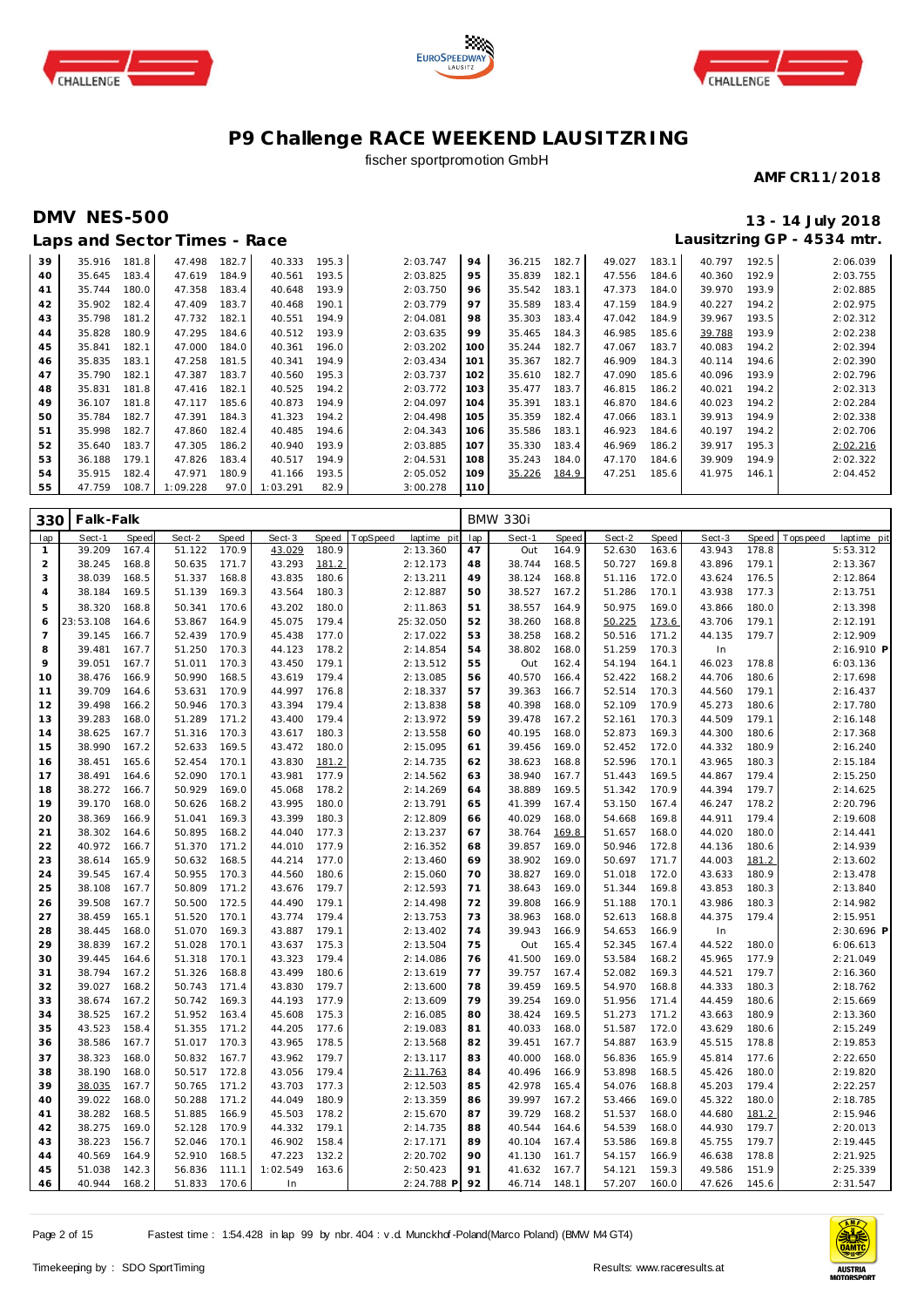# P9 Challenge RACE WEEKEND LAUSITZRING

fischer sportpromotion GmbH

**AMF CR11/2018**

## DMV NES-500

**13 - 14 July 2018**

### Laps and Sector Times - Race

**Lausitzring GP - 4534 mtr.**

| lap | Sect-1 | Speed | Sect-2 | Speed | Sect-3 | Speed | TopSpeed | laptime pit | lap | Sect-1 | Speed | Sect-2 | Speed | Sect-3 | Speed | Topspeed | laptime pit |
|---|---|---|---|---|---|---|---|---|---|---|---|---|---|---|---|---|---|
| 39 | 35.916 | 181.8 | 47.498 | 182.7 | 40.333 | 195.3 | | 2:03.747 | 94 | 36.215 | 182.7 | 49.027 | 183.1 | 40.797 | 192.5 | | 2:06.039 |
| 40 | 35.645 | 183.4 | 47.619 | 184.9 | 40.561 | 193.5 | | 2:03.825 | 95 | 35.839 | 182.1 | 47.556 | 184.6 | 40.360 | 192.9 | | 2:03.755 |
| 41 | 35.744 | 180.0 | 47.358 | 183.4 | 40.648 | 193.9 | | 2:03.750 | 96 | 35.542 | 183.1 | 47.373 | 184.0 | 39.970 | 193.9 | | 2:02.885 |
| 42 | 35.902 | 182.4 | 47.409 | 183.7 | 40.468 | 190.1 | | 2:03.779 | 97 | 35.589 | 183.4 | 47.159 | 184.9 | 40.227 | 194.2 | | 2:02.975 |
| 43 | 35.798 | 181.2 | 47.732 | 182.1 | 40.551 | 194.9 | | 2:04.081 | 98 | 35.303 | 183.4 | 47.042 | 184.9 | 39.967 | 193.5 | | 2:02.312 |
| 44 | 35.828 | 180.9 | 47.295 | 184.6 | 40.512 | 193.9 | | 2:03.635 | 99 | 35.465 | 184.3 | 46.985 | 185.6 | 39.788 | 193.9 | | 2:02.238 |
| 45 | 35.841 | 182.1 | 47.000 | 184.0 | 40.361 | 196.0 | | 2:03.202 | 100 | 35.244 | 182.7 | 47.067 | 183.7 | 40.083 | 194.2 | | 2:02.394 |
| 46 | 35.835 | 183.1 | 47.258 | 181.5 | 40.341 | 194.9 | | 2:03.434 | 101 | 35.367 | 182.7 | 46.909 | 184.3 | 40.114 | 194.6 | | 2:02.390 |
| 47 | 35.790 | 182.1 | 47.387 | 183.7 | 40.560 | 195.3 | | 2:03.737 | 102 | 35.610 | 182.7 | 47.090 | 185.6 | 40.096 | 193.9 | | 2:02.796 |
| 48 | 35.831 | 181.8 | 47.416 | 182.1 | 40.525 | 194.2 | | 2:03.772 | 103 | 35.477 | 183.7 | 46.815 | 186.2 | 40.021 | 194.2 | | 2:02.313 |
| 49 | 36.107 | 181.8 | 47.117 | 185.6 | 40.873 | 194.9 | | 2:04.097 | 104 | 35.391 | 183.1 | 46.870 | 184.6 | 40.023 | 194.2 | | 2:02.284 |
| 50 | 35.784 | 182.7 | 47.391 | 184.3 | 41.323 | 194.2 | | 2:04.498 | 105 | 35.359 | 182.4 | 47.066 | 183.1 | 39.913 | 194.9 | | 2:02.338 |
| 51 | 35.998 | 182.7 | 47.860 | 182.4 | 40.485 | 194.6 | | 2:04.343 | 106 | 35.586 | 183.1 | 46.923 | 184.6 | 40.197 | 194.2 | | 2:02.706 |
| 52 | 35.640 | 183.7 | 47.305 | 186.2 | 40.940 | 193.9 | | 2:03.885 | 107 | 35.330 | 183.4 | 46.969 | 186.2 | 39.917 | 195.3 | | 2:02.216 |
| 53 | 36.188 | 179.1 | 47.826 | 183.4 | 40.517 | 194.9 | | 2:04.531 | 108 | 35.243 | 184.0 | 47.170 | 184.6 | 39.909 | 194.9 | | 2:02.322 |
| 54 | 35.915 | 182.4 | 47.971 | 180.9 | 41.166 | 193.5 | | 2:05.052 | 109 | 35.226 | 184.9 | 47.251 | 185.6 | 41.975 | 146.1 | | 2:04.452 |
| 55 | 47.759 | 108.7 | 1:09.228 | 97.0 | 1:03.291 | 82.9 | | 3:00.278 | 110 | | | | | | | | |

### 330 Falk-Falk — BMW 330i

| lap | Sect-1 | Speed | Sect-2 | Speed | Sect-3 | Speed | TopSpeed | laptime pit | lap | Sect-1 | Speed | Sect-2 | Speed | Sect-3 | Speed | Topspeed | laptime pit |
|---|---|---|---|---|---|---|---|---|---|---|---|---|---|---|---|---|---|
| 1 | 39.209 | 167.4 | 51.122 | 170.9 | 43.029 | 180.9 | | 2:13.360 | 47 | Out | 164.9 | 52.630 | 163.6 | 43.943 | 178.8 | | 5:53.312 |
| 2 | 38.245 | 168.8 | 50.635 | 171.7 | 43.293 | 181.2 | | 2:12.173 | 48 | 38.744 | 168.5 | 50.727 | 169.8 | 43.896 | 179.1 | | 2:13.367 |
| 3 | 38.039 | 168.5 | 51.337 | 168.8 | 43.835 | 180.6 | | 2:13.211 | 49 | 38.124 | 168.8 | 51.116 | 172.0 | 43.624 | 176.5 | | 2:12.864 |
| 4 | 38.184 | 169.5 | 51.139 | 169.3 | 43.564 | 180.3 | | 2:12.887 | 50 | 38.527 | 167.2 | 51.286 | 170.1 | 43.938 | 177.3 | | 2:13.751 |
| 5 | 38.320 | 168.8 | 50.341 | 170.6 | 43.202 | 180.0 | | 2:11.863 | 51 | 38.557 | 164.9 | 50.975 | 169.0 | 43.866 | 180.0 | | 2:13.398 |
| 6 | 23:53.108 | 164.6 | 53.867 | 164.9 | 45.075 | 179.4 | | 25:32.050 | 52 | 38.260 | 168.8 | 50.225 | 173.6 | 43.706 | 179.1 | | 2:12.191 |
| 7 | 39.145 | 166.7 | 52.439 | 170.9 | 45.438 | 177.0 | | 2:17.022 | 53 | 38.258 | 168.2 | 50.516 | 171.2 | 44.135 | 179.7 | | 2:12.909 |
| 8 | 39.481 | 167.7 | 51.250 | 170.3 | 44.123 | 178.2 | | 2:14.854 | 54 | 38.802 | 168.0 | 51.259 | 170.3 | In | | | 2:16.910 P |
| 9 | 39.051 | 167.7 | 51.011 | 170.3 | 43.450 | 179.1 | | 2:13.512 | 55 | Out | 162.4 | 54.194 | 164.1 | 46.023 | 178.8 | | 6:03.136 |
| 10 | 38.476 | 166.9 | 50.990 | 168.5 | 43.619 | 179.4 | | 2:13.085 | 56 | 40.570 | 166.4 | 52.422 | 168.2 | 44.706 | 180.6 | | 2:17.698 |
| 11 | 39.709 | 164.6 | 53.631 | 170.9 | 44.997 | 176.8 | | 2:18.337 | 57 | 39.363 | 166.7 | 52.514 | 170.3 | 44.560 | 179.1 | | 2:16.437 |
| 12 | 39.498 | 166.2 | 50.946 | 170.3 | 43.394 | 179.4 | | 2:13.838 | 58 | 40.398 | 168.0 | 52.109 | 170.9 | 45.273 | 180.6 | | 2:17.780 |
| 13 | 39.283 | 168.0 | 51.289 | 171.2 | 43.400 | 179.4 | | 2:13.972 | 59 | 39.478 | 167.2 | 52.161 | 170.3 | 44.509 | 179.1 | | 2:16.148 |
| 14 | 38.625 | 167.7 | 51.316 | 170.3 | 43.617 | 180.3 | | 2:13.558 | 60 | 40.195 | 168.0 | 52.873 | 169.3 | 44.300 | 180.6 | | 2:17.368 |
| 15 | 38.990 | 167.2 | 52.633 | 169.5 | 43.472 | 180.0 | | 2:15.095 | 61 | 39.456 | 169.0 | 52.452 | 172.0 | 44.332 | 180.9 | | 2:16.240 |
| 16 | 38.451 | 165.6 | 52.454 | 170.1 | 43.830 | 181.2 | | 2:14.735 | 62 | 38.623 | 168.8 | 52.596 | 170.1 | 43.965 | 180.3 | | 2:15.184 |
| 17 | 38.491 | 164.6 | 52.090 | 170.1 | 43.981 | 177.9 | | 2:14.562 | 63 | 38.940 | 167.7 | 51.443 | 169.5 | 44.867 | 179.4 | | 2:15.250 |
| 18 | 38.272 | 166.7 | 50.929 | 169.0 | 45.068 | 178.2 | | 2:14.269 | 64 | 38.889 | 169.5 | 51.342 | 170.9 | 44.394 | 179.7 | | 2:14.625 |
| 19 | 39.170 | 168.0 | 50.626 | 168.2 | 43.995 | 180.0 | | 2:13.791 | 65 | 41.399 | 167.4 | 53.150 | 167.4 | 46.247 | 178.2 | | 2:20.796 |
| 20 | 38.369 | 166.9 | 51.041 | 169.3 | 43.399 | 180.3 | | 2:12.809 | 66 | 40.029 | 168.0 | 54.668 | 169.8 | 44.911 | 179.4 | | 2:19.608 |
| 21 | 38.302 | 164.6 | 50.895 | 168.2 | 44.040 | 177.3 | | 2:13.237 | 67 | 38.764 | 169.8 | 51.657 | 168.0 | 44.020 | 180.0 | | 2:14.441 |
| 22 | 40.972 | 166.7 | 51.370 | 171.2 | 44.010 | 177.9 | | 2:16.352 | 68 | 39.857 | 169.0 | 50.946 | 172.8 | 44.136 | 180.6 | | 2:14.939 |
| 23 | 38.614 | 165.9 | 50.632 | 168.5 | 44.214 | 177.0 | | 2:13.460 | 69 | 38.902 | 169.0 | 50.697 | 171.7 | 44.003 | 181.2 | | 2:13.602 |
| 24 | 39.545 | 167.4 | 50.955 | 170.3 | 44.560 | 180.6 | | 2:15.060 | 70 | 38.827 | 169.0 | 51.018 | 172.0 | 43.633 | 180.9 | | 2:13.478 |
| 25 | 38.108 | 167.7 | 50.809 | 171.2 | 43.676 | 179.7 | | 2:12.593 | 71 | 38.643 | 169.0 | 51.344 | 169.8 | 43.853 | 180.3 | | 2:13.840 |
| 26 | 39.508 | 167.7 | 50.500 | 172.5 | 44.490 | 179.1 | | 2:14.498 | 72 | 39.808 | 166.9 | 51.188 | 170.1 | 43.986 | 180.3 | | 2:14.982 |
| 27 | 38.459 | 165.1 | 51.520 | 170.1 | 43.774 | 179.4 | | 2:13.753 | 73 | 38.963 | 168.0 | 52.613 | 168.8 | 44.375 | 179.4 | | 2:15.951 |
| 28 | 38.445 | 168.0 | 51.070 | 169.3 | 43.887 | 179.1 | | 2:13.402 | 74 | 39.943 | 166.9 | 54.653 | 166.9 | In | | | 2:30.696 P |
| 29 | 38.839 | 167.2 | 51.028 | 170.1 | 43.637 | 175.3 | | 2:13.504 | 75 | Out | 165.4 | 52.345 | 167.4 | 44.522 | 180.0 | | 6:06.613 |
| 30 | 39.445 | 164.6 | 51.318 | 170.1 | 43.323 | 179.4 | | 2:14.086 | 76 | 41.500 | 169.0 | 53.584 | 168.2 | 45.965 | 177.9 | | 2:21.049 |
| 31 | 38.794 | 167.2 | 51.326 | 168.8 | 43.499 | 180.6 | | 2:13.619 | 77 | 39.757 | 167.4 | 52.082 | 169.3 | 44.521 | 179.7 | | 2:16.360 |
| 32 | 39.027 | 168.2 | 50.743 | 171.4 | 43.830 | 179.7 | | 2:13.600 | 78 | 39.459 | 169.5 | 54.970 | 168.8 | 44.333 | 180.3 | | 2:18.762 |
| 33 | 38.674 | 167.2 | 50.742 | 169.3 | 44.193 | 177.9 | | 2:13.609 | 79 | 39.254 | 169.0 | 51.956 | 171.4 | 44.459 | 180.6 | | 2:15.669 |
| 34 | 38.525 | 167.2 | 51.952 | 163.4 | 45.608 | 175.3 | | 2:16.085 | 80 | 38.424 | 169.5 | 51.273 | 171.2 | 43.663 | 180.9 | | 2:13.360 |
| 35 | 43.523 | 158.4 | 51.355 | 171.2 | 44.205 | 177.6 | | 2:19.083 | 81 | 40.033 | 168.0 | 51.587 | 172.0 | 43.629 | 180.6 | | 2:15.249 |
| 36 | 38.586 | 167.7 | 51.017 | 170.3 | 43.965 | 178.5 | | 2:13.568 | 82 | 39.451 | 167.7 | 54.887 | 163.9 | 45.515 | 178.8 | | 2:19.853 |
| 37 | 38.323 | 168.0 | 50.832 | 167.7 | 43.962 | 179.7 | | 2:13.117 | 83 | 40.000 | 168.0 | 56.836 | 165.9 | 45.814 | 177.6 | | 2:22.650 |
| 38 | 38.190 | 168.0 | 50.517 | 172.8 | 43.056 | 179.4 | | 2:11.763 | 84 | 40.496 | 166.9 | 53.898 | 168.5 | 45.426 | 180.0 | | 2:19.820 |
| 39 | 38.035 | 167.7 | 50.765 | 171.2 | 43.703 | 177.3 | | 2:12.503 | 85 | 42.978 | 165.4 | 54.076 | 168.8 | 45.203 | 179.4 | | 2:22.257 |
| 40 | 39.022 | 168.0 | 50.288 | 170.3 | 44.049 | 180.9 | | 2:13.359 | 86 | 39.997 | 167.2 | 53.466 | 169.0 | 45.322 | 180.0 | | 2:18.785 |
| 41 | 38.282 | 168.5 | 51.885 | 166.9 | 45.503 | 178.2 | | 2:15.670 | 87 | 39.729 | 168.2 | 51.537 | 168.0 | 44.680 | 181.2 | | 2:15.946 |
| 42 | 38.275 | 169.0 | 52.128 | 170.9 | 44.332 | 179.1 | | 2:14.735 | 88 | 40.544 | 164.6 | 54.539 | 168.0 | 44.930 | 179.7 | | 2:20.013 |
| 43 | 38.223 | 156.7 | 52.046 | 170.1 | 46.902 | 158.4 | | 2:17.171 | 89 | 40.104 | 167.4 | 53.586 | 169.8 | 45.755 | 179.7 | | 2:19.445 |
| 44 | 40.569 | 164.9 | 52.910 | 168.5 | 47.223 | 132.2 | | 2:20.702 | 90 | 41.130 | 161.7 | 54.157 | 166.9 | 46.638 | 178.8 | | 2:21.925 |
| 45 | 51.038 | 142.3 | 56.836 | 111.1 | 1:02.549 | 163.6 | | 2:50.423 | 91 | 41.632 | 167.7 | 54.121 | 159.3 | 49.586 | 151.9 | | 2:25.339 |
| 46 | 40.944 | 168.2 | 51.833 | 170.6 | In | | | 2:24.788 P | 92 | 46.714 | 148.1 | 57.207 | 160.0 | 47.626 | 145.6 | | 2:31.547 |

Fastest time : 1:54.428 in lap 99 by nbr. 404 : v.d. Munckhof-Poland(Marco Poland) (BMW M4 GT4)

Timekeeping by : SDO SportTiming

Results: www.raceresults.at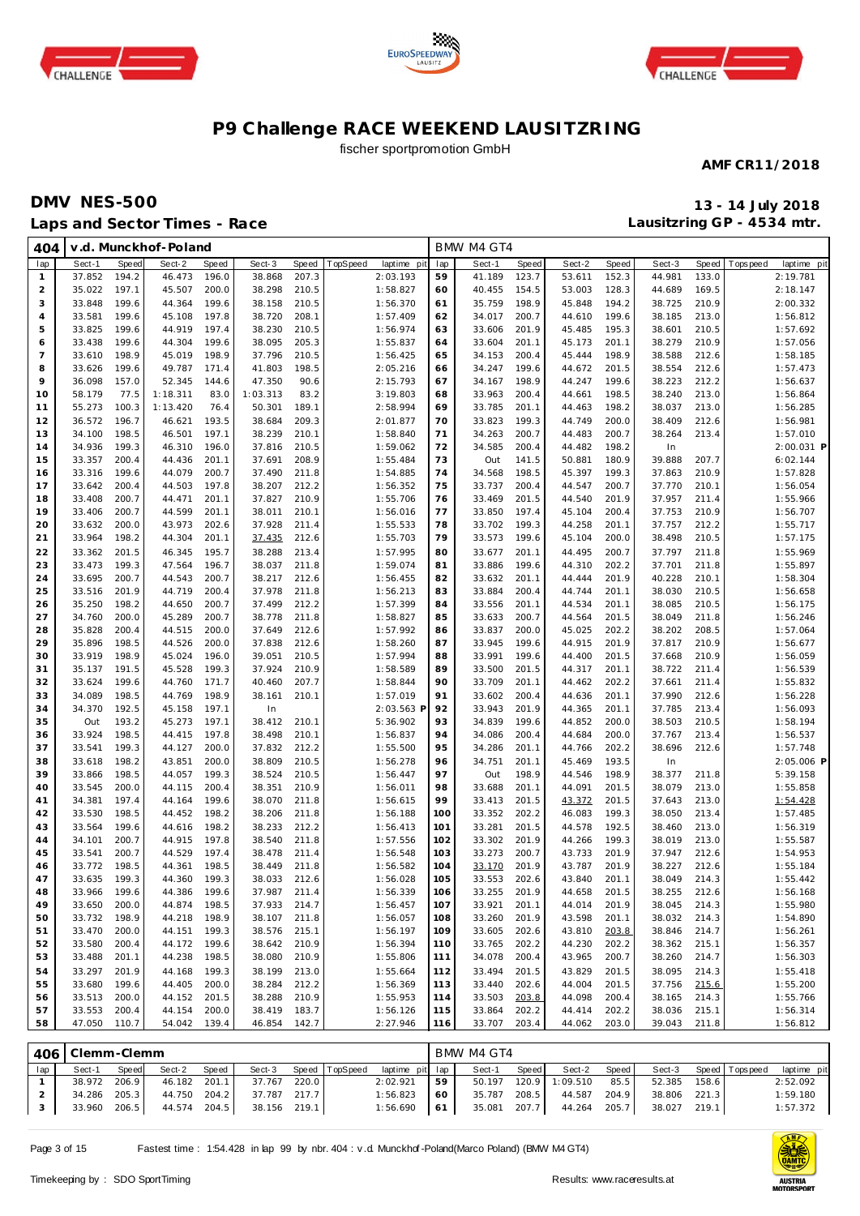# P9 Challenge RACE WEEKEND LAUSITZRING

fischer sportpromotion GmbH

**AMF CR11/2018**

## DMV NES-500

**13 - 14 July 2018**

## Laps and Sector Times - Race

**Lausitzring GP - 4534 mtr.**

**404 | v.d. Munckhof-Poland | BMW M4 GT4**

| lap | Sect-1 | Speed | Sect-2 | Speed | Sect-3 | Speed | TopSpeed | laptime pit | lap | Sect-1 | Speed | Sect-2 | Speed | Sect-3 | Speed | Topspeed | laptime pit |
|---|---|---|---|---|---|---|---|---|---|---|---|---|---|---|---|---|---|
| 1 | 37.852 | 194.2 | 46.473 | 196.0 | 38.868 | 207.3 | | 2:03.193 | 59 | 41.189 | 123.7 | 53.611 | 152.3 | 44.981 | 133.0 | | 2:19.781 |
| 2 | 35.022 | 197.1 | 45.507 | 200.0 | 38.298 | 210.5 | | 1:58.827 | 60 | 40.455 | 154.5 | 53.003 | 128.3 | 44.689 | 169.5 | | 2:18.147 |
| 3 | 33.848 | 199.6 | 44.364 | 199.6 | 38.158 | 210.5 | | 1:56.370 | 61 | 35.759 | 198.9 | 45.848 | 194.2 | 38.725 | 210.9 | | 2:00.332 |
| 4 | 33.581 | 199.6 | 45.108 | 197.8 | 38.720 | 208.1 | | 1:57.409 | 62 | 34.017 | 200.7 | 44.610 | 199.6 | 38.185 | 213.0 | | 1:56.812 |
| 5 | 33.825 | 199.6 | 44.919 | 197.4 | 38.230 | 210.5 | | 1:56.974 | 63 | 33.606 | 201.9 | 45.485 | 195.3 | 38.601 | 210.5 | | 1:57.692 |
| 6 | 33.438 | 199.6 | 44.304 | 199.6 | 38.095 | 205.3 | | 1:55.837 | 64 | 33.604 | 201.1 | 45.173 | 201.1 | 38.279 | 210.9 | | 1:57.056 |
| 7 | 33.610 | 198.9 | 45.019 | 198.9 | 37.796 | 210.5 | | 1:56.425 | 65 | 34.153 | 200.4 | 45.444 | 198.9 | 38.588 | 212.6 | | 1:58.185 |
| 8 | 33.626 | 199.6 | 49.787 | 171.4 | 41.803 | 198.5 | | 2:05.216 | 66 | 34.247 | 199.6 | 44.672 | 201.5 | 38.554 | 212.6 | | 1:57.473 |
| 9 | 36.098 | 157.0 | 52.345 | 144.6 | 47.350 | 90.6 | | 2:15.793 | 67 | 34.167 | 198.9 | 44.247 | 199.6 | 38.223 | 212.2 | | 1:56.637 |
| 10 | 58.179 | 77.5 | 1:18.311 | 83.0 | 1:03.313 | 83.2 | | 3:19.803 | 68 | 33.963 | 200.4 | 44.661 | 198.5 | 38.240 | 213.0 | | 1:56.864 |
| 11 | 55.273 | 100.3 | 1:13.420 | 76.4 | 50.301 | 189.1 | | 2:58.994 | 69 | 33.785 | 201.1 | 44.463 | 198.2 | 38.037 | 213.0 | | 1:56.285 |
| 12 | 36.572 | 196.7 | 46.621 | 193.5 | 38.684 | 209.3 | | 2:01.877 | 70 | 33.823 | 199.3 | 44.749 | 200.0 | 38.409 | 212.6 | | 1:56.981 |
| 13 | 34.100 | 198.5 | 46.501 | 197.1 | 38.239 | 210.1 | | 1:58.840 | 71 | 34.263 | 200.7 | 44.483 | 200.7 | 38.264 | 213.4 | | 1:57.010 |
| 14 | 34.936 | 199.3 | 46.310 | 196.0 | 37.816 | 210.5 | | 1:59.062 | 72 | 34.585 | 200.4 | 44.482 | 198.2 | In | | | 2:00.031 P |
| 15 | 33.357 | 200.4 | 44.436 | 201.1 | 37.691 | 208.9 | | 1:55.484 | 73 | Out | 141.5 | 50.881 | 180.9 | 39.888 | 207.7 | | 6:02.144 |
| 16 | 33.316 | 199.6 | 44.079 | 200.7 | 37.490 | 211.8 | | 1:54.885 | 74 | 34.568 | 198.5 | 45.397 | 199.3 | 37.863 | 210.9 | | 1:57.828 |
| 17 | 33.642 | 200.4 | 44.503 | 197.8 | 38.207 | 212.2 | | 1:56.352 | 75 | 33.737 | 200.4 | 44.547 | 200.7 | 37.770 | 210.1 | | 1:56.054 |
| 18 | 33.408 | 200.7 | 44.471 | 201.1 | 37.827 | 210.9 | | 1:55.706 | 76 | 33.469 | 201.5 | 44.540 | 201.9 | 37.957 | 211.4 | | 1:55.966 |
| 19 | 33.406 | 200.7 | 44.599 | 201.1 | 38.011 | 210.1 | | 1:56.016 | 77 | 33.850 | 197.4 | 45.104 | 200.4 | 37.753 | 210.9 | | 1:56.707 |
| 20 | 33.632 | 200.0 | 43.973 | 202.6 | 37.928 | 211.4 | | 1:55.533 | 78 | 33.702 | 199.3 | 44.258 | 201.1 | 37.757 | 212.2 | | 1:55.717 |
| 21 | 33.964 | 198.2 | 44.304 | 201.1 | 37.435 | 212.6 | | 1:55.703 | 79 | 33.573 | 199.6 | 45.104 | 200.0 | 38.498 | 210.5 | | 1:57.175 |
| 22 | 33.362 | 201.5 | 46.345 | 195.7 | 38.288 | 213.4 | | 1:57.995 | 80 | 33.677 | 201.1 | 44.495 | 200.7 | 37.797 | 211.8 | | 1:55.969 |
| 23 | 33.473 | 199.3 | 47.564 | 196.7 | 38.037 | 211.8 | | 1:59.074 | 81 | 33.886 | 199.6 | 44.310 | 202.2 | 37.701 | 211.8 | | 1:55.897 |
| 24 | 33.695 | 200.7 | 44.543 | 200.7 | 38.217 | 212.6 | | 1:56.455 | 82 | 33.632 | 201.1 | 44.444 | 201.9 | 40.228 | 210.1 | | 1:58.304 |
| 25 | 33.516 | 201.9 | 44.719 | 200.4 | 37.978 | 211.8 | | 1:56.213 | 83 | 33.884 | 200.4 | 44.744 | 201.1 | 38.030 | 210.5 | | 1:56.658 |
| 26 | 35.250 | 198.2 | 44.650 | 200.7 | 37.499 | 212.2 | | 1:57.399 | 84 | 33.556 | 201.1 | 44.534 | 201.1 | 38.085 | 210.5 | | 1:56.175 |
| 27 | 34.760 | 200.0 | 45.289 | 200.7 | 38.778 | 211.8 | | 1:58.827 | 85 | 33.633 | 200.7 | 44.564 | 201.5 | 38.049 | 211.8 | | 1:56.246 |
| 28 | 35.828 | 200.4 | 44.515 | 200.0 | 37.649 | 212.6 | | 1:57.992 | 86 | 33.837 | 200.0 | 45.025 | 202.2 | 38.202 | 208.5 | | 1:57.064 |
| 29 | 35.896 | 198.5 | 44.526 | 200.0 | 37.838 | 212.6 | | 1:58.260 | 87 | 33.945 | 199.6 | 44.915 | 201.9 | 37.817 | 210.9 | | 1:56.677 |
| 30 | 33.919 | 198.9 | 45.024 | 196.0 | 39.051 | 210.5 | | 1:57.994 | 88 | 33.991 | 199.6 | 44.400 | 201.5 | 37.668 | 210.9 | | 1:56.059 |
| 31 | 35.137 | 191.5 | 45.528 | 199.3 | 37.924 | 210.9 | | 1:58.589 | 89 | 33.500 | 201.5 | 44.317 | 201.1 | 38.722 | 211.4 | | 1:56.539 |
| 32 | 33.624 | 199.6 | 44.760 | 171.7 | 40.460 | 207.7 | | 1:58.844 | 90 | 33.709 | 201.1 | 44.462 | 202.2 | 37.661 | 211.4 | | 1:55.832 |
| 33 | 34.089 | 198.5 | 44.769 | 198.9 | 38.161 | 210.1 | | 1:57.019 | 91 | 33.602 | 200.4 | 44.636 | 201.1 | 37.990 | 212.6 | | 1:56.228 |
| 34 | 34.370 | 192.5 | 45.158 | 197.1 | In | | | 2:03.563 P | 92 | 33.943 | 201.9 | 44.365 | 201.1 | 37.785 | 213.4 | | 1:56.093 |
| 35 | Out | 193.2 | 45.273 | 197.1 | 38.412 | 210.1 | | 5:36.902 | 93 | 34.839 | 199.6 | 44.852 | 200.0 | 38.503 | 210.5 | | 1:58.194 |
| 36 | 33.924 | 198.5 | 44.415 | 197.8 | 38.498 | 210.1 | | 1:56.837 | 94 | 34.086 | 200.4 | 44.684 | 200.0 | 37.767 | 213.4 | | 1:56.537 |
| 37 | 33.541 | 199.3 | 44.127 | 200.0 | 37.832 | 212.2 | | 1:55.500 | 95 | 34.286 | 201.1 | 44.766 | 202.2 | 38.696 | 212.6 | | 1:57.748 |
| 38 | 33.618 | 198.2 | 43.851 | 200.0 | 38.809 | 210.5 | | 1:56.278 | 96 | 34.751 | 201.1 | 45.469 | 193.5 | In | | | 2:05.006 P |
| 39 | 33.866 | 198.5 | 44.057 | 199.3 | 38.524 | 210.5 | | 1:56.447 | 97 | Out | 198.9 | 44.546 | 198.9 | 38.377 | 211.8 | | 5:39.158 |
| 40 | 33.545 | 200.0 | 44.115 | 200.4 | 38.351 | 210.9 | | 1:56.011 | 98 | 33.688 | 201.1 | 44.091 | 201.5 | 38.079 | 213.0 | | 1:55.858 |
| 41 | 34.381 | 197.4 | 44.164 | 199.6 | 38.070 | 211.8 | | 1:56.615 | 99 | 33.413 | 201.5 | 43.372 | 201.5 | 37.643 | 213.0 | | 1:54.428 |
| 42 | 33.530 | 198.5 | 44.452 | 198.2 | 38.206 | 211.8 | | 1:56.188 | 100 | 33.352 | 202.2 | 46.083 | 199.3 | 38.050 | 213.4 | | 1:57.485 |
| 43 | 33.564 | 199.6 | 44.616 | 198.2 | 38.233 | 212.2 | | 1:56.413 | 101 | 33.281 | 201.5 | 44.578 | 192.5 | 38.460 | 213.0 | | 1:56.319 |
| 44 | 34.101 | 200.7 | 44.915 | 197.8 | 38.540 | 211.8 | | 1:57.556 | 102 | 33.302 | 201.9 | 44.266 | 199.3 | 38.019 | 213.0 | | 1:55.587 |
| 45 | 33.541 | 200.7 | 44.529 | 197.4 | 38.478 | 211.4 | | 1:56.548 | 103 | 33.273 | 200.7 | 43.733 | 201.9 | 37.947 | 212.6 | | 1:54.953 |
| 46 | 33.772 | 198.5 | 44.361 | 198.5 | 38.449 | 211.8 | | 1:56.582 | 104 | 33.170 | 201.9 | 43.787 | 201.9 | 38.227 | 212.6 | | 1:55.184 |
| 47 | 33.635 | 199.3 | 44.360 | 199.3 | 38.033 | 212.6 | | 1:56.028 | 105 | 33.553 | 202.6 | 43.840 | 201.1 | 38.049 | 214.3 | | 1:55.442 |
| 48 | 33.966 | 199.6 | 44.386 | 199.6 | 37.987 | 211.4 | | 1:56.339 | 106 | 33.255 | 201.9 | 44.658 | 201.5 | 38.255 | 212.6 | | 1:56.168 |
| 49 | 33.650 | 200.0 | 44.874 | 198.5 | 37.933 | 214.7 | | 1:56.457 | 107 | 33.921 | 201.1 | 44.014 | 201.9 | 38.045 | 214.3 | | 1:55.980 |
| 50 | 33.732 | 198.9 | 44.218 | 198.9 | 38.107 | 211.8 | | 1:56.057 | 108 | 33.260 | 201.9 | 43.598 | 201.1 | 38.032 | 214.3 | | 1:54.890 |
| 51 | 33.470 | 200.0 | 44.151 | 199.3 | 38.576 | 215.1 | | 1:56.197 | 109 | 33.605 | 202.6 | 43.810 | 203.8 | 38.846 | 214.7 | | 1:56.261 |
| 52 | 33.580 | 200.4 | 44.172 | 199.6 | 38.642 | 210.9 | | 1:56.394 | 110 | 33.765 | 202.2 | 44.230 | 202.2 | 38.362 | 215.1 | | 1:56.357 |
| 53 | 33.488 | 201.1 | 44.238 | 198.5 | 38.080 | 210.9 | | 1:55.806 | 111 | 34.078 | 200.4 | 43.965 | 200.7 | 38.260 | 214.7 | | 1:56.303 |
| 54 | 33.297 | 201.9 | 44.168 | 199.3 | 38.199 | 213.0 | | 1:55.664 | 112 | 33.494 | 201.5 | 43.829 | 201.5 | 38.095 | 214.3 | | 1:55.418 |
| 55 | 33.680 | 199.6 | 44.405 | 200.0 | 38.284 | 212.2 | | 1:56.369 | 113 | 33.440 | 202.6 | 44.004 | 201.5 | 37.756 | 215.6 | | 1:55.200 |
| 56 | 33.513 | 200.0 | 44.152 | 201.5 | 38.288 | 210.9 | | 1:55.953 | 114 | 33.503 | 203.8 | 44.098 | 200.4 | 38.165 | 214.3 | | 1:55.766 |
| 57 | 33.553 | 200.4 | 44.154 | 200.0 | 38.419 | 183.7 | | 1:56.126 | 115 | 33.864 | 202.2 | 44.414 | 202.2 | 38.036 | 215.1 | | 1:56.314 |
| 58 | 47.050 | 110.7 | 54.042 | 139.4 | 46.854 | 142.7 | | 2:27.946 | 116 | 33.707 | 203.4 | 44.062 | 203.0 | 39.043 | 211.8 | | 1:56.812 |

**406 | Clemm-Clemm | BMW M4 GT4**

| lap | Sect-1 | Speed | Sect-2 | Speed | Sect-3 | Speed | TopSpeed | laptime pit | lap | Sect-1 | Speed | Sect-2 | Speed | Sect-3 | Speed | Topspeed | laptime pit |
|---|---|---|---|---|---|---|---|---|---|---|---|---|---|---|---|---|---|
| 1 | 38.972 | 206.9 | 46.182 | 201.1 | 37.767 | 220.0 | | 2:02.921 | 59 | 50.197 | 120.9 | 1:09.510 | 85.5 | 52.385 | 158.6 | | 2:52.092 |
| 2 | 34.286 | 205.3 | 44.750 | 204.2 | 37.787 | 217.7 | | 1:56.823 | 60 | 35.787 | 208.5 | 44.587 | 204.9 | 38.806 | 221.3 | | 1:59.180 |
| 3 | 33.960 | 206.5 | 44.574 | 204.5 | 38.156 | 219.1 | | 1:56.690 | 61 | 35.081 | 207.7 | 44.264 | 205.7 | 38.027 | 219.1 | | 1:57.372 |

Fastest time : 1:54.428 in lap 99 by nbr. 404 : v.d. Munckhof-Poland(Marco Poland) (BMW M4 GT4)

Timekeeping by : SDO SportTiming

Results: www.raceresults.at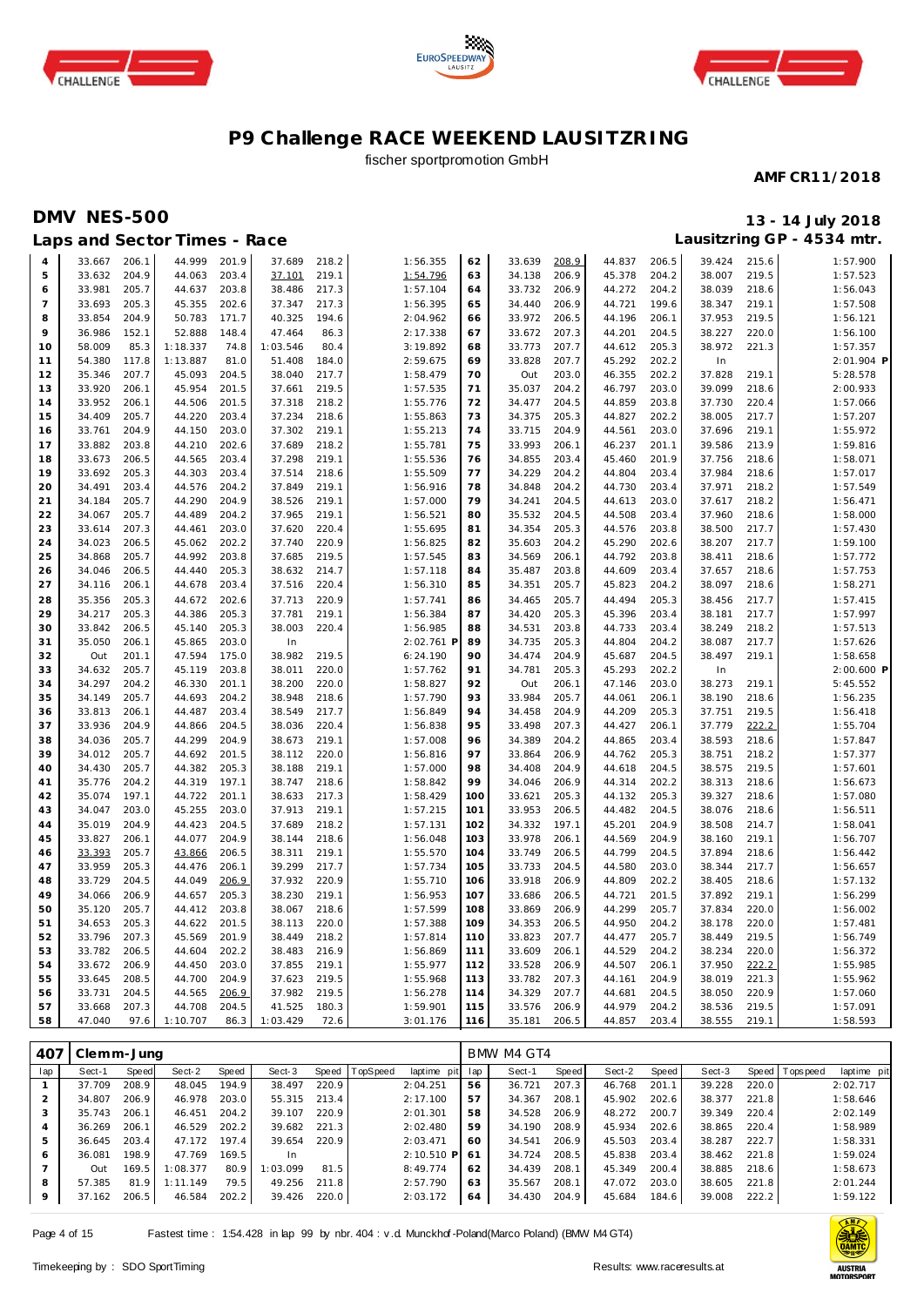# P9 Challenge RACE WEEKEND LAUSITZRING

fischer sportpromotion GmbH

**AMF CR11/2018**

## DMV NES-500

**13 - 14 July 2018**

### Laps and Sector Times - Race

**Lausitzring GP - 4534 mtr.**

| lap | Sect-1 | Speed | Sect-2 | Speed | Sect-3 | Speed | TopSpeed | laptime pit | lap | Sect-1 | Speed | Sect-2 | Speed | Sect-3 | Speed | Topspeed | laptime pit |
|---|---|---|---|---|---|---|---|---|---|---|---|---|---|---|---|---|---|
| 4 | 33.667 | 206.1 | 44.999 | 201.9 | 37.689 | 218.2 | | 1:56.355 | 62 | 33.639 | 208.9 | 44.837 | 206.5 | 39.424 | 215.6 | | 1:57.900 |
| 5 | 33.632 | 204.9 | 44.063 | 203.4 | 37.101 | 219.1 | | 1:54.796 | 63 | 34.138 | 206.9 | 45.378 | 204.2 | 38.007 | 219.5 | | 1:57.523 |
| 6 | 33.981 | 205.7 | 44.637 | 203.8 | 38.486 | 217.3 | | 1:57.104 | 64 | 33.732 | 206.9 | 44.272 | 204.2 | 38.039 | 218.6 | | 1:56.043 |
| 7 | 33.693 | 205.3 | 45.355 | 202.6 | 37.347 | 217.3 | | 1:56.395 | 65 | 34.440 | 206.9 | 44.721 | 199.6 | 38.347 | 219.1 | | 1:57.508 |
| 8 | 33.854 | 204.9 | 50.783 | 171.7 | 40.325 | 194.6 | | 2:04.962 | 66 | 33.972 | 206.5 | 44.196 | 206.1 | 37.953 | 219.5 | | 1:56.121 |
| 9 | 36.986 | 152.1 | 52.888 | 148.4 | 47.464 | 86.3 | | 2:17.338 | 67 | 33.672 | 207.3 | 44.201 | 204.5 | 38.227 | 220.0 | | 1:56.100 |
| 10 | 58.009 | 85.3 | 1:18.337 | 74.8 | 1:03.546 | 80.4 | | 3:19.892 | 68 | 33.773 | 207.7 | 44.612 | 205.3 | 38.972 | 221.3 | | 1:57.357 |
| 11 | 54.380 | 117.8 | 1:13.887 | 81.0 | 51.408 | 184.0 | | 2:59.675 | 69 | 33.828 | 207.7 | 45.292 | 202.2 | In | | | 2:01.904 P |
| 12 | 35.346 | 207.7 | 45.093 | 204.5 | 38.040 | 217.7 | | 1:58.479 | 70 | Out | 203.0 | 46.355 | 202.2 | 37.828 | 219.1 | | 5:28.578 |
| 13 | 33.920 | 206.1 | 45.954 | 201.5 | 37.661 | 219.5 | | 1:57.535 | 71 | 35.037 | 204.2 | 46.797 | 203.0 | 39.099 | 218.6 | | 2:00.933 |
| 14 | 33.952 | 206.1 | 44.506 | 201.5 | 37.318 | 218.2 | | 1:55.776 | 72 | 34.477 | 204.5 | 44.859 | 203.8 | 37.730 | 220.4 | | 1:57.066 |
| 15 | 34.409 | 205.7 | 44.220 | 203.4 | 37.234 | 218.6 | | 1:55.863 | 73 | 34.375 | 205.3 | 44.827 | 202.2 | 38.005 | 217.7 | | 1:57.207 |
| 16 | 33.761 | 204.9 | 44.150 | 203.0 | 37.302 | 219.1 | | 1:55.213 | 74 | 33.715 | 204.9 | 44.561 | 203.0 | 37.696 | 219.1 | | 1:55.972 |
| 17 | 33.882 | 203.8 | 44.210 | 202.6 | 37.689 | 218.2 | | 1:55.781 | 75 | 33.993 | 206.1 | 46.237 | 201.1 | 39.586 | 213.9 | | 1:59.816 |
| 18 | 33.673 | 206.5 | 44.565 | 203.4 | 37.298 | 219.1 | | 1:55.536 | 76 | 34.855 | 203.4 | 45.460 | 201.9 | 37.756 | 218.6 | | 1:58.071 |
| 19 | 33.692 | 205.3 | 44.303 | 203.4 | 37.514 | 218.6 | | 1:55.509 | 77 | 34.229 | 204.2 | 44.804 | 203.4 | 37.984 | 218.6 | | 1:57.017 |
| 20 | 34.491 | 203.4 | 44.576 | 204.2 | 37.849 | 219.1 | | 1:56.916 | 78 | 34.848 | 204.2 | 44.730 | 203.4 | 37.971 | 218.2 | | 1:57.549 |
| 21 | 34.184 | 205.7 | 44.290 | 204.9 | 38.526 | 219.1 | | 1:57.000 | 79 | 34.241 | 204.5 | 44.613 | 203.0 | 37.617 | 218.2 | | 1:56.471 |
| 22 | 34.067 | 205.7 | 44.489 | 204.2 | 37.965 | 219.1 | | 1:56.521 | 80 | 35.532 | 204.5 | 44.508 | 203.4 | 37.960 | 218.6 | | 1:58.000 |
| 23 | 33.614 | 207.3 | 44.461 | 203.0 | 37.620 | 220.4 | | 1:55.695 | 81 | 34.354 | 205.3 | 44.576 | 203.8 | 38.500 | 217.7 | | 1:57.430 |
| 24 | 34.023 | 206.5 | 45.062 | 202.2 | 37.740 | 220.9 | | 1:56.825 | 82 | 35.603 | 204.2 | 45.290 | 202.6 | 38.207 | 217.7 | | 1:59.100 |
| 25 | 34.868 | 205.7 | 44.992 | 203.8 | 37.685 | 219.5 | | 1:57.545 | 83 | 34.569 | 206.1 | 44.792 | 203.8 | 38.411 | 218.6 | | 1:57.772 |
| 26 | 34.046 | 206.5 | 44.440 | 205.3 | 38.632 | 214.7 | | 1:57.118 | 84 | 35.487 | 203.8 | 44.609 | 203.4 | 37.657 | 218.6 | | 1:57.753 |
| 27 | 34.116 | 206.1 | 44.678 | 203.4 | 37.516 | 220.4 | | 1:56.310 | 85 | 34.351 | 205.7 | 45.823 | 204.2 | 38.097 | 218.6 | | 1:58.271 |
| 28 | 35.356 | 205.3 | 44.672 | 202.6 | 37.713 | 220.9 | | 1:57.741 | 86 | 34.465 | 205.7 | 44.494 | 205.3 | 38.456 | 217.7 | | 1:57.415 |
| 29 | 34.217 | 205.3 | 44.386 | 205.3 | 37.781 | 219.1 | | 1:56.384 | 87 | 34.420 | 205.3 | 45.396 | 203.4 | 38.181 | 217.7 | | 1:57.997 |
| 30 | 33.842 | 206.5 | 45.140 | 205.3 | 38.003 | 220.4 | | 1:56.985 | 88 | 34.531 | 203.8 | 44.733 | 203.4 | 38.249 | 218.2 | | 1:57.513 |
| 31 | 35.050 | 206.1 | 45.865 | 203.0 | In | | | 2:02.761 P | 89 | 34.735 | 205.3 | 44.804 | 204.2 | 38.087 | 217.7 | | 1:57.626 |
| 32 | Out | 201.1 | 47.594 | 175.0 | 38.982 | 219.5 | | 6:24.190 | 90 | 34.474 | 204.9 | 45.687 | 204.5 | 38.497 | 219.1 | | 1:58.658 |
| 33 | 34.632 | 205.7 | 45.119 | 203.8 | 38.011 | 220.0 | | 1:57.762 | 91 | 34.781 | 205.3 | 45.293 | 202.2 | In | | | 2:00.600 P |
| 34 | 34.297 | 204.2 | 46.330 | 201.1 | 38.200 | 220.0 | | 1:58.827 | 92 | Out | 206.1 | 47.146 | 203.0 | 38.273 | 219.1 | | 5:45.552 |
| 35 | 34.149 | 205.7 | 44.693 | 204.2 | 38.948 | 218.6 | | 1:57.790 | 93 | 33.984 | 205.7 | 44.061 | 206.1 | 38.190 | 218.6 | | 1:56.235 |
| 36 | 33.813 | 206.1 | 44.487 | 203.4 | 38.549 | 217.7 | | 1:56.849 | 94 | 34.458 | 204.9 | 44.209 | 205.3 | 37.751 | 219.5 | | 1:56.418 |
| 37 | 33.936 | 204.9 | 44.866 | 204.5 | 38.036 | 220.4 | | 1:56.838 | 95 | 33.498 | 207.3 | 44.427 | 206.1 | 37.779 | 222.2 | | 1:55.704 |
| 38 | 34.036 | 205.7 | 44.299 | 205.3 | 38.673 | 219.1 | | 1:57.008 | 96 | 34.389 | 204.2 | 44.865 | 203.4 | 38.593 | 218.6 | | 1:57.847 |
| 39 | 34.012 | 205.7 | 44.692 | 201.5 | 38.112 | 220.0 | | 1:56.816 | 97 | 33.864 | 206.9 | 44.762 | 205.3 | 38.751 | 218.2 | | 1:57.377 |
| 40 | 34.430 | 205.7 | 44.382 | 205.3 | 38.188 | 219.1 | | 1:57.000 | 98 | 34.408 | 204.9 | 44.618 | 204.5 | 38.575 | 219.5 | | 1:57.601 |
| 41 | 35.776 | 204.2 | 44.319 | 197.1 | 38.747 | 218.6 | | 1:58.842 | 99 | 34.046 | 206.9 | 44.314 | 202.2 | 38.313 | 218.6 | | 1:56.673 |
| 42 | 35.074 | 197.1 | 44.722 | 201.1 | 38.633 | 217.3 | | 1:58.429 | 100 | 33.621 | 205.3 | 44.132 | 205.3 | 39.327 | 218.6 | | 1:57.080 |
| 43 | 34.047 | 203.0 | 45.255 | 203.0 | 37.913 | 219.1 | | 1:57.215 | 101 | 33.953 | 206.5 | 44.482 | 204.5 | 38.076 | 218.6 | | 1:56.511 |
| 44 | 35.019 | 204.9 | 44.423 | 204.5 | 37.689 | 218.2 | | 1:57.131 | 102 | 34.332 | 197.1 | 45.201 | 204.9 | 38.508 | 214.7 | | 1:58.041 |
| 45 | 33.827 | 206.1 | 44.077 | 204.9 | 38.144 | 218.6 | | 1:56.048 | 103 | 33.978 | 206.1 | 44.569 | 204.9 | 38.160 | 219.1 | | 1:56.707 |
| 46 | 33.393 | 205.7 | 43.866 | 206.5 | 38.311 | 219.1 | | 1:55.570 | 104 | 33.749 | 206.5 | 44.799 | 204.5 | 37.894 | 218.6 | | 1:56.442 |
| 47 | 33.959 | 205.3 | 44.476 | 206.1 | 39.299 | 217.7 | | 1:57.734 | 105 | 33.733 | 204.5 | 44.580 | 203.0 | 38.344 | 217.7 | | 1:56.657 |
| 48 | 33.729 | 204.5 | 44.049 | 206.9 | 37.932 | 220.9 | | 1:55.710 | 106 | 33.918 | 206.9 | 44.809 | 202.2 | 38.405 | 218.6 | | 1:57.132 |
| 49 | 34.066 | 206.9 | 44.657 | 205.3 | 38.230 | 219.1 | | 1:56.953 | 107 | 33.686 | 206.5 | 44.721 | 201.5 | 37.892 | 219.1 | | 1:56.299 |
| 50 | 35.120 | 205.7 | 44.412 | 203.8 | 38.067 | 218.6 | | 1:57.599 | 108 | 33.869 | 206.9 | 44.299 | 205.7 | 37.834 | 220.0 | | 1:56.002 |
| 51 | 34.653 | 205.3 | 44.622 | 201.5 | 38.113 | 220.0 | | 1:57.388 | 109 | 34.353 | 206.5 | 44.950 | 204.2 | 38.178 | 220.0 | | 1:57.481 |
| 52 | 33.796 | 207.3 | 45.569 | 201.9 | 38.449 | 218.2 | | 1:57.814 | 110 | 33.823 | 207.7 | 44.477 | 205.7 | 38.449 | 219.5 | | 1:56.749 |
| 53 | 33.782 | 206.5 | 44.604 | 202.2 | 38.483 | 216.9 | | 1:56.869 | 111 | 33.609 | 206.1 | 44.529 | 204.5 | 38.234 | 220.0 | | 1:56.372 |
| 54 | 33.672 | 206.9 | 44.450 | 203.0 | 37.855 | 219.1 | | 1:55.977 | 112 | 33.528 | 206.9 | 44.507 | 206.1 | 37.950 | 222.2 | | 1:55.985 |
| 55 | 33.645 | 208.5 | 44.700 | 204.9 | 37.623 | 219.5 | | 1:55.968 | 113 | 33.782 | 207.3 | 44.161 | 204.9 | 38.019 | 221.3 | | 1:55.962 |
| 56 | 33.731 | 204.5 | 44.565 | 206.9 | 37.982 | 219.5 | | 1:56.278 | 114 | 34.329 | 207.7 | 44.681 | 204.5 | 38.050 | 220.9 | | 1:57.060 |
| 57 | 33.668 | 207.3 | 44.708 | 204.5 | 41.525 | 180.3 | | 1:59.901 | 115 | 33.576 | 206.9 | 44.979 | 204.2 | 38.536 | 219.5 | | 1:57.091 |
| 58 | 47.040 | 97.6 | 1:10.707 | 86.3 | 1:03.429 | 72.6 | | 3:01.176 | 116 | 35.181 | 206.5 | 44.857 | 203.4 | 38.555 | 219.1 | | 1:58.593 |

### 407 Clemm-Jung — BMW M4 GT4

| lap | Sect-1 | Speed | Sect-2 | Speed | Sect-3 | Speed | TopSpeed | laptime pit | lap | Sect-1 | Speed | Sect-2 | Speed | Sect-3 | Speed | Topspeed | laptime pit |
|---|---|---|---|---|---|---|---|---|---|---|---|---|---|---|---|---|---|
| 1 | 37.709 | 208.9 | 48.045 | 194.9 | 38.497 | 220.9 | | 2:04.251 | 56 | 36.721 | 207.3 | 46.768 | 201.1 | 39.228 | 220.0 | | 2:02.717 |
| 2 | 34.807 | 206.9 | 46.978 | 203.0 | 55.315 | 213.4 | | 2:17.100 | 57 | 34.367 | 208.1 | 45.902 | 202.6 | 38.377 | 221.8 | | 1:58.646 |
| 3 | 35.743 | 206.1 | 46.451 | 204.2 | 39.107 | 220.9 | | 2:01.301 | 58 | 34.528 | 206.9 | 48.272 | 200.7 | 39.349 | 220.4 | | 2:02.149 |
| 4 | 36.269 | 206.1 | 46.529 | 202.2 | 39.682 | 221.3 | | 2:02.480 | 59 | 34.190 | 208.9 | 45.934 | 202.6 | 38.865 | 220.4 | | 1:58.989 |
| 5 | 36.645 | 203.4 | 47.172 | 197.4 | 39.654 | 220.9 | | 2:03.471 | 60 | 34.541 | 206.9 | 45.503 | 203.4 | 38.287 | 222.7 | | 1:58.331 |
| 6 | 36.081 | 198.9 | 47.769 | 169.5 | In | | | 2:10.510 P | 61 | 34.724 | 208.5 | 45.838 | 203.4 | 38.462 | 221.8 | | 1:59.024 |
| 7 | Out | 169.5 | 1:08.377 | 80.9 | 1:03.099 | 81.5 | | 8:49.774 | 62 | 34.439 | 208.1 | 45.349 | 200.4 | 38.885 | 218.6 | | 1:58.673 |
| 8 | 57.385 | 81.9 | 1:11.149 | 79.5 | 49.256 | 211.8 | | 2:57.790 | 63 | 35.567 | 208.1 | 47.072 | 203.0 | 38.605 | 221.8 | | 2:01.244 |
| 9 | 37.162 | 206.5 | 46.584 | 202.2 | 39.426 | 220.0 | | 2:03.172 | 64 | 34.430 | 204.9 | 45.684 | 184.6 | 39.008 | 222.2 | | 1:59.122 |

Fastest time : 1:54.428 in lap 99 by nbr. 404 : v.d. Munckhof-Poland(Marco Poland) (BMW M4 GT4)

Timekeeping by : SDO SportTiming

Results: www.raceresults.at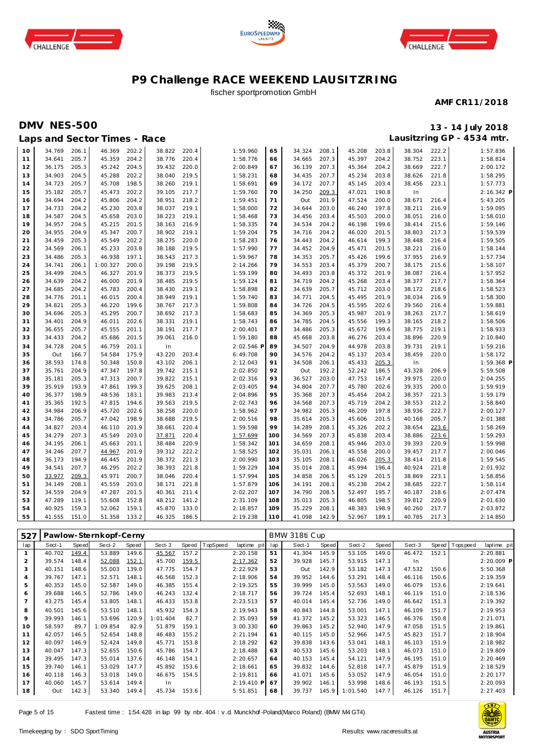# P9 Challenge RACE WEEKEND LAUSITZRING

fischer sportpromotion GmbH

**AMF CR11/2018**

## DMV NES-500

**13 - 14 July 2018**

### Laps and Sector Times - Race

**Lausitzring GP - 4534 mtr.**

| lap | Sect-1 | Speed | Sect-2 | Speed | Sect-3 | Speed | laptime pit | lap | Sect-1 | Speed | Sect-2 | Speed | Sect-3 | Speed | laptime pit |
|---|---|---|---|---|---|---|---|---|---|---|---|---|---|---|---|
| 10 | 34.769 | 206.1 | 46.369 | 202.2 | 38.822 | 220.4 | 1:59.960 | 65 | 34.324 | 208.1 | 45.208 | 203.8 | 38.304 | 222.2 | 1:57.836 |
| 11 | 34.641 | 205.7 | 45.359 | 204.2 | 38.776 | 220.4 | 1:58.776 | 66 | 34.665 | 207.3 | 45.397 | 204.2 | 38.752 | 223.1 | 1:58.814 |
| 12 | 36.175 | 205.3 | 45.242 | 204.5 | 39.432 | 220.0 | 2:00.849 | 67 | 36.139 | 207.3 | 45.364 | 204.2 | 38.669 | 222.7 | 2:00.172 |
| 13 | 34.903 | 204.5 | 45.288 | 202.2 | 38.040 | 219.5 | 1:58.231 | 68 | 34.435 | 207.7 | 45.234 | 203.8 | 38.626 | 221.8 | 1:58.295 |
| 14 | 34.723 | 205.7 | 45.708 | 198.5 | 38.260 | 219.1 | 1:58.691 | 69 | 34.172 | 207.7 | 45.145 | 203.4 | 38.456 | 223.1 | 1:57.773 |
| 15 | 35.182 | 205.7 | 45.473 | 202.2 | 39.105 | 217.7 | 1:59.760 | 70 | 34.250 | 209.3 | 47.021 | 190.8 | In | | 2:16.342 P |
| 16 | 34.694 | 204.2 | 45.806 | 204.2 | 38.951 | 218.2 | 1:59.451 | 71 | Out | 201.9 | 47.524 | 200.0 | 38.671 | 216.4 | 5:43.205 |
| 17 | 34.733 | 204.2 | 45.230 | 203.8 | 38.037 | 219.1 | 1:58.000 | 72 | 34.644 | 203.0 | 46.240 | 197.8 | 38.211 | 216.9 | 1:59.095 |
| 18 | 34.587 | 204.5 | 45.658 | 203.0 | 38.223 | 219.1 | 1:58.468 | 73 | 34.456 | 203.4 | 45.503 | 200.0 | 38.051 | 216.0 | 1:58.010 |
| 19 | 34.957 | 204.5 | 45.215 | 201.5 | 38.163 | 216.9 | 1:58.335 | 74 | 34.534 | 204.2 | 46.198 | 199.6 | 38.414 | 215.6 | 1:59.146 |
| 20 | 34.955 | 204.9 | 45.347 | 200.7 | 38.902 | 219.1 | 1:59.204 | 75 | 34.716 | 204.2 | 46.020 | 201.5 | 38.803 | 217.3 | 1:59.539 |
| 21 | 34.459 | 205.3 | 45.549 | 202.2 | 38.275 | 220.0 | 1:58.283 | 76 | 34.443 | 204.2 | 46.614 | 199.3 | 38.448 | 216.4 | 1:59.505 |
| 22 | 34.569 | 206.1 | 45.233 | 203.8 | 38.188 | 219.5 | 1:57.990 | 77 | 34.452 | 204.9 | 45.471 | 201.5 | 38.221 | 216.0 | 1:58.144 |
| 23 | 34.486 | 205.3 | 46.938 | 197.1 | 38.543 | 217.3 | 1:59.967 | 78 | 34.353 | 205.7 | 45.426 | 199.6 | 37.955 | 216.9 | 1:57.734 |
| 24 | 34.741 | 206.1 | 1:00.327 | 200.0 | 39.198 | 219.5 | 2:14.266 | 79 | 34.553 | 203.4 | 45.379 | 200.7 | 38.175 | 215.6 | 1:58.107 |
| 25 | 34.499 | 204.5 | 46.327 | 201.9 | 38.373 | 219.5 | 1:59.199 | 80 | 34.493 | 203.8 | 45.372 | 201.9 | 38.087 | 216.4 | 1:57.952 |
| 26 | 34.639 | 204.2 | 46.000 | 201.9 | 38.485 | 219.5 | 1:59.124 | 81 | 34.719 | 204.2 | 45.268 | 203.4 | 38.377 | 217.7 | 1:58.364 |
| 27 | 34.685 | 204.2 | 45.783 | 200.4 | 38.430 | 219.1 | 1:58.898 | 82 | 34.639 | 205.7 | 45.712 | 203.0 | 38.172 | 218.6 | 1:58.523 |
| 28 | 34.776 | 201.1 | 46.015 | 200.4 | 38.949 | 219.1 | 1:59.740 | 83 | 34.771 | 204.5 | 45.495 | 201.9 | 38.034 | 216.9 | 1:58.300 |
| 29 | 34.821 | 205.3 | 46.220 | 199.6 | 38.767 | 217.3 | 1:59.808 | 84 | 34.726 | 204.5 | 45.595 | 202.6 | 39.560 | 216.4 | 1:59.881 |
| 30 | 34.696 | 205.3 | 45.295 | 200.7 | 38.692 | 217.3 | 1:58.683 | 85 | 34.369 | 205.3 | 45.987 | 201.9 | 38.263 | 217.7 | 1:58.619 |
| 31 | 34.401 | 204.9 | 46.011 | 202.6 | 38.331 | 219.1 | 1:58.743 | 86 | 34.785 | 204.5 | 45.556 | 199.3 | 38.165 | 218.2 | 1:58.506 |
| 32 | 36.655 | 205.7 | 45.555 | 201.1 | 38.191 | 217.7 | 2:00.401 | 87 | 34.486 | 205.3 | 45.672 | 199.6 | 38.775 | 219.1 | 1:58.933 |
| 33 | 34.433 | 204.2 | 45.686 | 201.5 | 39.061 | 216.0 | 1:59.180 | 88 | 45.668 | 203.8 | 46.276 | 203.4 | 38.896 | 220.9 | 2:10.840 |
| 34 | 34.728 | 204.5 | 46.759 | 201.1 | In | | 2:02.546 P | 89 | 34.507 | 204.9 | 44.978 | 203.8 | 39.731 | 219.1 | 1:59.216 |
| 35 | Out | 166.7 | 54.584 | 175.9 | 43.220 | 203.4 | 6:49.708 | 90 | 34.576 | 204.2 | 45.137 | 203.4 | 38.459 | 220.0 | 1:58.172 |
| 36 | 38.593 | 174.8 | 50.348 | 150.8 | 43.102 | 206.1 | 2:12.043 | 91 | 34.508 | 206.1 | 45.433 | 205.3 | In | | 1:59.368 P |
| 37 | 35.761 | 204.9 | 47.347 | 197.8 | 39.742 | 215.1 | 2:02.850 | 92 | Out | 192.2 | 52.242 | 186.5 | 43.328 | 206.9 | 5:59.508 |
| 38 | 35.181 | 205.3 | 47.313 | 200.7 | 39.822 | 215.1 | 2:02.316 | 93 | 36.527 | 203.0 | 47.753 | 167.4 | 39.975 | 220.0 | 2:04.255 |
| 39 | 35.919 | 193.9 | 47.861 | 199.3 | 39.625 | 208.1 | 2:03.405 | 94 | 34.804 | 207.7 | 45.780 | 202.6 | 39.335 | 200.0 | 1:59.919 |
| 40 | 36.377 | 198.9 | 48.536 | 183.1 | 39.983 | 213.4 | 2:04.896 | 95 | 35.368 | 207.3 | 45.454 | 204.2 | 38.357 | 221.3 | 1:59.179 |
| 41 | 35.365 | 192.5 | 47.815 | 194.6 | 39.563 | 219.5 | 2:02.743 | 96 | 34.568 | 207.3 | 45.719 | 204.2 | 38.553 | 212.2 | 1:58.840 |
| 42 | 34.984 | 206.9 | 45.720 | 202.6 | 38.258 | 220.0 | 1:58.962 | 97 | 34.982 | 205.3 | 46.209 | 197.8 | 38.936 | 222.7 | 2:00.127 |
| 43 | 34.786 | 205.7 | 47.042 | 198.9 | 38.688 | 219.5 | 2:00.516 | 98 | 35.614 | 205.3 | 45.606 | 201.5 | 40.168 | 205.7 | 2:01.388 |
| 44 | 34.827 | 203.4 | 46.110 | 201.9 | 38.661 | 220.4 | 1:59.598 | 99 | 34.289 | 208.1 | 45.326 | 202.2 | 38.654 | 223.6 | 1:58.269 |
| 45 | 34.279 | 207.3 | 45.549 | 203.0 | 37.871 | 220.4 | 1:57.699 | 100 | 34.569 | 207.3 | 45.838 | 203.4 | 38.886 | 223.6 | 1:59.293 |
| 46 | 34.195 | 206.1 | 45.663 | 201.1 | 38.484 | 220.9 | 1:58.342 | 101 | 34.659 | 208.1 | 45.946 | 203.0 | 39.393 | 220.9 | 1:59.998 |
| 47 | 34.246 | 207.7 | 44.967 | 201.9 | 39.312 | 222.2 | 1:58.525 | 102 | 35.031 | 206.1 | 45.558 | 200.0 | 39.457 | 217.7 | 2:00.046 |
| 48 | 36.173 | 194.9 | 46.445 | 201.9 | 38.372 | 221.3 | 2:00.990 | 103 | 35.105 | 208.1 | 46.026 | 205.3 | 38.414 | 211.8 | 1:59.545 |
| 49 | 34.541 | 207.7 | 46.295 | 202.2 | 38.393 | 221.8 | 1:59.229 | 104 | 35.014 | 208.1 | 45.994 | 196.4 | 40.924 | 221.8 | 2:01.932 |
| 50 | 33.977 | 209.3 | 45.971 | 200.7 | 38.046 | 220.4 | 1:57.994 | 105 | 34.858 | 206.5 | 45.129 | 201.5 | 38.869 | 223.1 | 1:58.856 |
| 51 | 34.149 | 208.1 | 45.559 | 203.0 | 38.171 | 221.8 | 1:57.879 | 106 | 34.191 | 208.1 | 45.238 | 204.2 | 38.685 | 222.7 | 1:58.114 |
| 52 | 34.559 | 204.9 | 47.287 | 201.5 | 40.361 | 211.4 | 2:02.207 | 107 | 34.790 | 208.5 | 52.497 | 195.7 | 40.187 | 218.6 | 2:07.474 |
| 53 | 47.289 | 119.1 | 55.608 | 152.8 | 48.212 | 141.2 | 2:31.109 | 108 | 35.013 | 205.3 | 46.805 | 198.5 | 39.812 | 220.9 | 2:01.630 |
| 54 | 40.925 | 159.3 | 52.062 | 159.1 | 45.870 | 133.0 | 2:18.857 | 109 | 35.229 | 208.1 | 48.383 | 198.9 | 40.260 | 217.7 | 2:03.872 |
| 55 | 41.555 | 151.0 | 51.358 | 133.2 | 46.325 | 186.5 | 2:19.238 | 110 | 41.098 | 142.9 | 52.967 | 189.1 | 40.785 | 217.3 | 2:14.850 |

**527 Pawlow-Sternkopf-Cerny** — BMW 318ti Cup

| lap | Sect-1 | Speed | Sect-2 | Speed | Sect-3 | Speed | TopSpeed | laptime pit | lap | Sect-1 | Speed | Sect-2 | Speed | Sect-3 | Speed | Topspeed | laptime pit |
|---|---|---|---|---|---|---|---|---|---|---|---|---|---|---|---|---|---|
| 1 | 40.702 | 149.4 | 53.889 | 149.6 | 45.567 | 157.2 | | 2:20.158 | 51 | 41.304 | 145.9 | 53.105 | 149.0 | 46.472 | 152.1 | | 2:20.881 |
| 2 | 39.574 | 148.4 | 52.088 | 152.1 | 45.700 | 159.5 | | 2:17.362 | 52 | 39.928 | 145.7 | 53.915 | 147.3 | In | | | 2:20.009 P |
| 3 | 40.151 | 148.6 | 55.003 | 139.0 | 47.775 | 154.7 | | 2:22.929 | 53 | Out | 142.9 | 53.182 | 147.3 | 47.532 | 150.6 | | 5:50.368 |
| 4 | 39.767 | 147.1 | 52.571 | 148.1 | 46.568 | 152.3 | | 2:18.906 | 54 | 39.952 | 144.6 | 53.291 | 148.4 | 46.116 | 150.6 | | 2:19.359 |
| 5 | 40.353 | 145.0 | 52.587 | 149.0 | 46.385 | 155.4 | | 2:19.325 | 55 | 39.999 | 145.0 | 53.563 | 149.0 | 46.079 | 153.6 | | 2:19.641 |
| 6 | 39.688 | 146.5 | 52.786 | 149.0 | 46.243 | 132.4 | | 2:18.717 | 56 | 39.724 | 145.4 | 52.693 | 148.1 | 46.119 | 151.0 | | 2:18.536 |
| 7 | 43.275 | 145.4 | 53.805 | 148.1 | 46.433 | 153.8 | | 2:23.513 | 57 | 40.014 | 145.4 | 52.736 | 149.0 | 46.642 | 151.3 | | 2:19.392 |
| 8 | 40.501 | 145.6 | 53.510 | 148.1 | 45.932 | 154.3 | | 2:19.943 | 58 | 40.843 | 144.8 | 53.001 | 147.1 | 46.109 | 151.7 | | 2:19.953 |
| 9 | 39.993 | 146.1 | 53.696 | 120.9 | 1:01.404 | 82.7 | | 2:35.093 | 59 | 41.372 | 145.2 | 53.323 | 146.5 | 46.376 | 150.8 | | 2:21.071 |
| 10 | 58.597 | 89.7 | 1:09.854 | 82.9 | 51.879 | 159.1 | | 3:00.330 | 60 | 39.863 | 145.2 | 52.940 | 147.9 | 47.058 | 151.5 | | 2:19.861 |
| 11 | 42.057 | 146.5 | 52.654 | 148.8 | 46.483 | 155.2 | | 2:21.194 | 61 | 40.115 | 145.0 | 52.966 | 147.5 | 45.823 | 151.7 | | 2:18.904 |
| 12 | 40.097 | 146.9 | 52.424 | 149.8 | 45.771 | 153.8 | | 2:18.292 | 62 | 39.838 | 143.6 | 53.041 | 148.1 | 46.103 | 151.9 | | 2:18.982 |
| 13 | 40.047 | 147.3 | 52.655 | 150.6 | 45.786 | 154.7 | | 2:18.488 | 63 | 40.533 | 145.6 | 53.203 | 148.1 | 46.073 | 151.0 | | 2:19.809 |
| 14 | 39.495 | 147.3 | 55.014 | 137.6 | 46.148 | 154.1 | | 2:20.657 | 64 | 40.153 | 145.4 | 54.121 | 147.9 | 46.195 | 151.0 | | 2:20.469 |
| 15 | 39.740 | 146.1 | 53.029 | 147.7 | 45.892 | 153.6 | | 2:18.661 | 65 | 39.832 | 144.6 | 52.818 | 147.7 | 45.879 | 151.9 | | 2:18.529 |
| 16 | 40.118 | 146.3 | 53.018 | 149.0 | 46.675 | 154.5 | | 2:19.811 | 66 | 41.071 | 145.6 | 53.052 | 147.9 | 46.054 | 151.0 | | 2:20.177 |
| 17 | 40.060 | 145.7 | 53.614 | 149.4 | In | | | 2:19.410 P | 67 | 39.902 | 146.1 | 53.998 | 148.6 | 46.193 | 151.5 | | 2:20.093 |
| 18 | Out | 142.3 | 53.340 | 149.4 | 45.734 | 153.6 | | 5:51.851 | 68 | 39.737 | 145.9 | 1:01.540 | 147.7 | 46.126 | 151.7 | | 2:27.403 |

Fastest time : 1:54.428 in lap 99 by nbr. 404 : v.d. Munckhof-Poland(Marco Poland) (BMW M4 GT4)

Timekeeping by : SDO SportTiming

Results: www.raceresults.at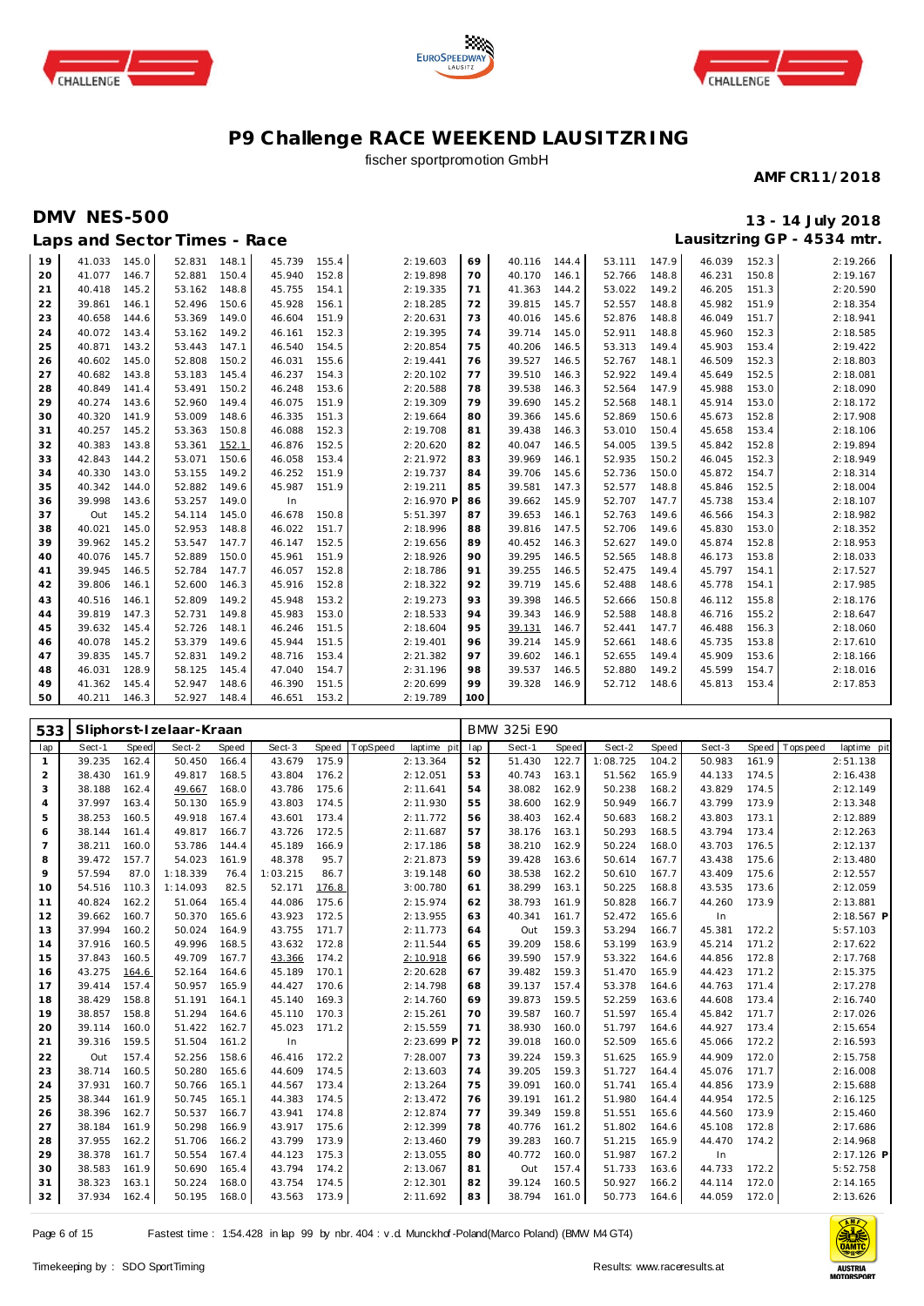# P9 Challenge RACE WEEKEND LAUSITZRING

fischer sportpromotion GmbH

**AMF CR11/2018**

## DMV NES-500

**13 - 14 July 2018**

### Laps and Sector Times - Race

**Lausitzring GP - 4534 mtr.**

| lap | Sect-1 | Speed | Sect-2 | Speed | Sect-3 | Speed | TopSpeed | laptime pit | lap | Sect-1 | Speed | Sect-2 | Speed | Sect-3 | Speed | Topspeed | laptime pit |
|---|---|---|---|---|---|---|---|---|---|---|---|---|---|---|---|---|---|
| 19 | 41.033 | 145.0 | 52.831 | 148.1 | 45.739 | 155.4 | | 2:19.603 | 69 | 40.116 | 144.4 | 53.111 | 147.9 | 46.039 | 152.3 | | 2:19.266 |
| 20 | 41.077 | 146.7 | 52.881 | 150.4 | 45.940 | 152.8 | | 2:19.898 | 70 | 40.170 | 146.1 | 52.766 | 148.8 | 46.231 | 150.8 | | 2:19.167 |
| 21 | 40.418 | 145.2 | 53.162 | 148.8 | 45.755 | 154.1 | | 2:19.335 | 71 | 41.363 | 144.2 | 53.022 | 149.2 | 46.205 | 151.3 | | 2:20.590 |
| 22 | 39.861 | 146.1 | 52.496 | 150.6 | 45.928 | 156.1 | | 2:18.285 | 72 | 39.815 | 145.7 | 52.557 | 148.8 | 45.982 | 151.9 | | 2:18.354 |
| 23 | 40.658 | 144.6 | 53.369 | 149.0 | 46.604 | 151.9 | | 2:20.631 | 73 | 40.016 | 145.6 | 52.876 | 148.8 | 46.049 | 151.7 | | 2:18.941 |
| 24 | 40.072 | 143.4 | 53.162 | 149.2 | 46.161 | 152.3 | | 2:19.395 | 74 | 39.714 | 145.0 | 52.911 | 148.8 | 45.960 | 152.3 | | 2:18.585 |
| 25 | 40.871 | 143.2 | 53.443 | 147.1 | 46.540 | 154.5 | | 2:20.854 | 75 | 40.206 | 146.5 | 53.313 | 149.4 | 45.903 | 153.4 | | 2:19.422 |
| 26 | 40.602 | 145.0 | 52.808 | 150.2 | 46.031 | 155.6 | | 2:19.441 | 76 | 39.527 | 146.5 | 52.767 | 148.1 | 46.509 | 152.3 | | 2:18.803 |
| 27 | 40.682 | 143.8 | 53.183 | 145.4 | 46.237 | 154.3 | | 2:20.102 | 77 | 39.510 | 146.3 | 52.922 | 149.4 | 45.649 | 152.5 | | 2:18.081 |
| 28 | 40.849 | 141.4 | 53.491 | 150.2 | 46.248 | 153.6 | | 2:20.588 | 78 | 39.538 | 146.3 | 52.564 | 147.9 | 45.988 | 153.0 | | 2:18.090 |
| 29 | 40.274 | 143.6 | 52.960 | 149.4 | 46.075 | 151.9 | | 2:19.309 | 79 | 39.690 | 145.2 | 52.568 | 148.1 | 45.914 | 153.0 | | 2:18.172 |
| 30 | 40.320 | 141.9 | 53.009 | 148.6 | 46.335 | 151.3 | | 2:19.664 | 80 | 39.366 | 145.6 | 52.869 | 150.6 | 45.673 | 152.8 | | 2:17.908 |
| 31 | 40.257 | 145.2 | 53.363 | 150.8 | 46.088 | 152.3 | | 2:19.708 | 81 | 39.438 | 146.3 | 53.010 | 150.4 | 45.658 | 153.4 | | 2:18.106 |
| 32 | 40.383 | 143.8 | 53.361 | 152.1 | 46.876 | 152.5 | | 2:20.620 | 82 | 40.047 | 146.5 | 54.005 | 139.5 | 45.842 | 152.8 | | 2:19.894 |
| 33 | 42.843 | 144.2 | 53.071 | 150.6 | 46.058 | 153.4 | | 2:21.972 | 83 | 39.969 | 146.1 | 52.935 | 150.2 | 46.045 | 152.3 | | 2:18.949 |
| 34 | 40.330 | 143.0 | 53.155 | 149.2 | 46.252 | 151.9 | | 2:19.737 | 84 | 39.706 | 145.6 | 52.736 | 150.0 | 45.872 | 154.7 | | 2:18.314 |
| 35 | 40.342 | 144.0 | 52.882 | 149.6 | 45.987 | 151.9 | | 2:19.211 | 85 | 39.581 | 147.3 | 52.577 | 148.8 | 45.846 | 152.5 | | 2:18.004 |
| 36 | 39.998 | 143.6 | 53.257 | 149.0 | In | | | 2:16.970 P | 86 | 39.662 | 145.9 | 52.707 | 147.7 | 45.738 | 153.4 | | 2:18.107 |
| 37 | Out | 145.2 | 54.114 | 145.0 | 46.678 | 150.8 | | 5:51.397 | 87 | 39.653 | 146.1 | 52.763 | 149.6 | 46.566 | 154.3 | | 2:18.982 |
| 38 | 40.021 | 145.0 | 52.953 | 148.8 | 46.022 | 151.7 | | 2:18.996 | 88 | 39.816 | 147.5 | 52.706 | 149.6 | 45.830 | 153.0 | | 2:18.352 |
| 39 | 39.962 | 145.2 | 53.547 | 147.7 | 46.147 | 152.5 | | 2:19.656 | 89 | 40.452 | 146.3 | 52.627 | 149.0 | 45.874 | 152.8 | | 2:18.953 |
| 40 | 40.076 | 145.7 | 52.889 | 150.0 | 45.961 | 151.9 | | 2:18.926 | 90 | 39.295 | 146.5 | 52.565 | 148.8 | 46.173 | 153.8 | | 2:18.033 |
| 41 | 39.945 | 146.5 | 52.784 | 147.7 | 46.057 | 152.8 | | 2:18.786 | 91 | 39.255 | 146.5 | 52.475 | 149.4 | 45.797 | 154.1 | | 2:17.527 |
| 42 | 39.806 | 146.1 | 52.600 | 146.3 | 45.916 | 152.8 | | 2:18.322 | 92 | 39.719 | 145.6 | 52.488 | 148.6 | 45.778 | 154.1 | | 2:17.985 |
| 43 | 40.516 | 146.1 | 52.809 | 149.2 | 45.948 | 153.2 | | 2:19.273 | 93 | 39.398 | 146.5 | 52.666 | 150.8 | 46.112 | 155.8 | | 2:18.176 |
| 44 | 39.819 | 147.3 | 52.731 | 149.8 | 45.983 | 153.0 | | 2:18.533 | 94 | 39.343 | 146.9 | 52.588 | 148.8 | 46.716 | 155.2 | | 2:18.647 |
| 45 | 39.632 | 145.4 | 52.726 | 148.1 | 46.246 | 151.5 | | 2:18.604 | 95 | 39.131 | 146.7 | 52.441 | 147.7 | 46.488 | 156.3 | | 2:18.060 |
| 46 | 40.078 | 145.2 | 53.379 | 149.6 | 45.944 | 151.5 | | 2:19.401 | 96 | 39.214 | 145.9 | 52.661 | 148.6 | 45.735 | 153.8 | | 2:17.610 |
| 47 | 39.835 | 145.7 | 52.831 | 149.2 | 48.716 | 153.4 | | 2:21.382 | 97 | 39.602 | 146.1 | 52.655 | 149.4 | 45.909 | 153.6 | | 2:18.166 |
| 48 | 46.031 | 128.9 | 58.125 | 145.4 | 47.040 | 154.7 | | 2:31.196 | 98 | 39.537 | 146.5 | 52.880 | 149.2 | 45.599 | 154.7 | | 2:18.016 |
| 49 | 41.362 | 145.4 | 52.947 | 148.6 | 46.390 | 151.5 | | 2:20.699 | 99 | 39.328 | 146.9 | 52.712 | 148.6 | 45.813 | 153.4 | | 2:17.853 |
| 50 | 40.211 | 146.3 | 52.927 | 148.4 | 46.651 | 153.2 | | 2:19.789 | 100 | | | | | | | | |

**533 Sliphorst-Izelaar-Kraan — BMW 325i E90**

| lap | Sect-1 | Speed | Sect-2 | Speed | Sect-3 | Speed | TopSpeed | laptime pit | lap | Sect-1 | Speed | Sect-2 | Speed | Sect-3 | Speed | Topspeed | laptime pit |
|---|---|---|---|---|---|---|---|---|---|---|---|---|---|---|---|---|---|
| 1 | 39.235 | 162.4 | 50.450 | 166.4 | 43.679 | 175.9 | | 2:13.364 | 52 | 51.430 | 122.7 | 1:08.725 | 104.2 | 50.983 | 161.9 | | 2:51.138 |
| 2 | 38.430 | 161.9 | 49.817 | 168.5 | 43.804 | 176.2 | | 2:12.051 | 53 | 40.743 | 163.1 | 51.562 | 165.9 | 44.133 | 174.5 | | 2:16.438 |
| 3 | 38.188 | 162.4 | 49.667 | 168.0 | 43.786 | 175.6 | | 2:11.641 | 54 | 38.082 | 162.9 | 50.238 | 168.2 | 43.829 | 174.5 | | 2:12.149 |
| 4 | 37.997 | 163.4 | 50.130 | 165.9 | 43.803 | 174.5 | | 2:11.930 | 55 | 38.600 | 162.9 | 50.949 | 166.7 | 43.799 | 173.9 | | 2:13.348 |
| 5 | 38.253 | 160.5 | 49.918 | 167.4 | 43.601 | 173.4 | | 2:11.772 | 56 | 38.403 | 162.4 | 50.683 | 168.2 | 43.803 | 173.1 | | 2:12.889 |
| 6 | 38.144 | 161.4 | 49.817 | 166.7 | 43.726 | 172.5 | | 2:11.687 | 57 | 38.176 | 163.1 | 50.293 | 168.5 | 43.794 | 173.4 | | 2:12.263 |
| 7 | 38.211 | 160.0 | 53.786 | 144.4 | 45.189 | 166.9 | | 2:17.186 | 58 | 38.210 | 162.9 | 50.224 | 168.0 | 43.703 | 176.5 | | 2:12.137 |
| 8 | 39.472 | 157.7 | 54.023 | 161.9 | 48.378 | 95.7 | | 2:21.873 | 59 | 39.428 | 163.6 | 50.614 | 167.7 | 43.438 | 175.6 | | 2:13.480 |
| 9 | 57.594 | 87.0 | 1:18.339 | 76.4 | 1:03.215 | 86.7 | | 3:19.148 | 60 | 38.538 | 162.2 | 50.610 | 167.7 | 43.409 | 175.6 | | 2:12.557 |
| 10 | 54.516 | 110.3 | 1:14.093 | 82.5 | 52.171 | 176.8 | | 3:00.780 | 61 | 38.299 | 163.1 | 50.225 | 168.8 | 43.535 | 173.6 | | 2:12.059 |
| 11 | 40.824 | 162.2 | 51.064 | 165.4 | 44.086 | 175.6 | | 2:15.974 | 62 | 38.793 | 161.9 | 50.828 | 166.7 | 44.260 | 173.9 | | 2:13.881 |
| 12 | 39.662 | 160.7 | 50.370 | 165.6 | 43.923 | 172.5 | | 2:13.955 | 63 | 40.341 | 161.7 | 52.472 | 165.6 | In | | | 2:18.567 P |
| 13 | 37.994 | 160.2 | 50.024 | 164.9 | 43.755 | 171.7 | | 2:11.773 | 64 | Out | 159.3 | 53.294 | 166.7 | 45.381 | 172.2 | | 5:57.103 |
| 14 | 37.916 | 160.5 | 49.996 | 168.5 | 43.632 | 172.8 | | 2:11.544 | 65 | 39.209 | 158.6 | 53.199 | 163.9 | 45.214 | 171.2 | | 2:17.622 |
| 15 | 37.843 | 160.5 | 49.709 | 167.7 | 43.366 | 174.2 | | 2:10.918 | 66 | 39.590 | 157.9 | 53.322 | 164.6 | 44.856 | 172.8 | | 2:17.768 |
| 16 | 43.275 | 164.6 | 52.164 | 164.6 | 45.189 | 170.1 | | 2:20.628 | 67 | 39.482 | 159.3 | 51.470 | 165.9 | 44.423 | 171.2 | | 2:15.375 |
| 17 | 39.414 | 157.4 | 50.957 | 165.9 | 44.427 | 170.6 | | 2:14.798 | 68 | 39.137 | 157.4 | 53.378 | 164.6 | 44.763 | 171.4 | | 2:17.278 |
| 18 | 38.429 | 158.8 | 51.191 | 164.1 | 45.140 | 169.3 | | 2:14.760 | 69 | 39.873 | 159.5 | 52.259 | 163.6 | 44.608 | 173.4 | | 2:16.740 |
| 19 | 38.857 | 158.8 | 51.294 | 164.6 | 45.110 | 170.3 | | 2:15.261 | 70 | 39.587 | 160.7 | 51.597 | 165.4 | 45.842 | 171.7 | | 2:17.026 |
| 20 | 39.114 | 160.0 | 51.422 | 162.7 | 45.023 | 171.2 | | 2:15.559 | 71 | 38.930 | 160.0 | 51.797 | 164.6 | 44.927 | 173.4 | | 2:15.654 |
| 21 | 39.316 | 159.5 | 51.504 | 161.2 | In | | | 2:23.699 P | 72 | 39.018 | 160.0 | 52.509 | 165.6 | 45.066 | 172.2 | | 2:16.593 |
| 22 | Out | 157.4 | 52.256 | 158.6 | 46.416 | 172.2 | | 7:28.007 | 73 | 39.224 | 159.3 | 51.625 | 165.9 | 44.909 | 172.0 | | 2:15.758 |
| 23 | 38.714 | 160.5 | 50.280 | 165.6 | 44.609 | 174.5 | | 2:13.603 | 74 | 39.205 | 159.3 | 51.727 | 164.4 | 45.076 | 171.7 | | 2:16.008 |
| 24 | 37.931 | 160.7 | 50.766 | 165.1 | 44.567 | 173.4 | | 2:13.264 | 75 | 39.091 | 160.0 | 51.741 | 165.4 | 44.856 | 173.9 | | 2:15.688 |
| 25 | 38.344 | 161.9 | 50.745 | 165.1 | 44.383 | 174.5 | | 2:13.472 | 76 | 39.191 | 161.2 | 51.980 | 164.4 | 44.954 | 172.5 | | 2:16.125 |
| 26 | 38.396 | 162.7 | 50.537 | 166.7 | 43.941 | 174.8 | | 2:12.874 | 77 | 39.349 | 159.8 | 51.551 | 165.6 | 44.560 | 173.9 | | 2:15.460 |
| 27 | 38.184 | 161.9 | 50.298 | 166.9 | 43.917 | 175.6 | | 2:12.399 | 78 | 40.776 | 161.2 | 51.802 | 164.6 | 45.108 | 172.8 | | 2:17.686 |
| 28 | 37.955 | 162.2 | 51.706 | 166.2 | 43.799 | 173.9 | | 2:13.460 | 79 | 39.283 | 160.7 | 51.215 | 165.9 | 44.470 | 174.2 | | 2:14.968 |
| 29 | 38.378 | 161.7 | 50.554 | 167.4 | 44.123 | 175.3 | | 2:13.055 | 80 | 40.772 | 160.0 | 51.987 | 167.2 | In | | | 2:17.126 P |
| 30 | 38.583 | 161.9 | 50.690 | 165.4 | 43.794 | 174.2 | | 2:13.067 | 81 | Out | 157.4 | 51.733 | 163.6 | 44.733 | 172.2 | | 5:52.758 |
| 31 | 38.323 | 163.1 | 50.224 | 168.0 | 43.754 | 174.5 | | 2:12.301 | 82 | 39.124 | 160.5 | 50.927 | 166.2 | 44.114 | 172.0 | | 2:14.165 |
| 32 | 37.934 | 162.4 | 50.195 | 168.0 | 43.563 | 173.9 | | 2:11.692 | 83 | 38.794 | 161.0 | 50.773 | 164.6 | 44.059 | 172.0 | | 2:13.626 |

Fastest time : 1:54.428 in lap 99 by nbr. 404 : v.d. Munckhof-Poland(Marco Poland) (BMW M4 GT4)

Timekeeping by : SDO SportTiming

Results: www.raceresults.at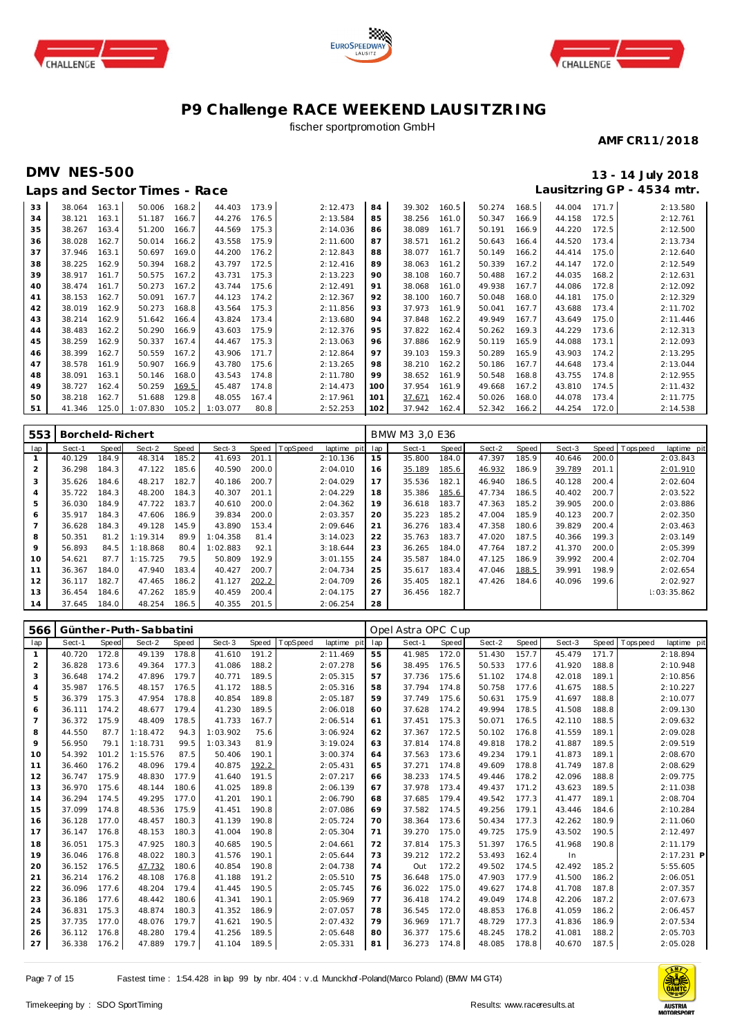# P9 Challenge RACE WEEKEND LAUSITZRING

fischer sportpromotion GmbH

**AMF CR11/2018**

## DMV NES-500

**13 - 14 July 2018**

### Laps and Sector Times - Race

**Lausitzring GP - 4534 mtr.**

| lap | Sect-1 | Speed | Sect-2 | Speed | Sect-3 | Speed | TopSpeed | laptime pit | lap | Sect-1 | Speed | Sect-2 | Speed | Sect-3 | Speed | Topspeed | laptime pit |
|---|---|---|---|---|---|---|---|---|---|---|---|---|---|---|---|---|---|
| 33 | 38.064 | 163.1 | 50.006 | 168.2 | 44.403 | 173.9 | | 2:12.473 | 84 | 39.302 | 160.5 | 50.274 | 168.5 | 44.004 | 171.7 | | 2:13.580 |
| 34 | 38.121 | 163.1 | 51.187 | 166.7 | 44.276 | 176.5 | | 2:13.584 | 85 | 38.256 | 161.0 | 50.347 | 166.9 | 44.158 | 172.5 | | 2:12.761 |
| 35 | 38.267 | 163.4 | 51.200 | 166.7 | 44.569 | 175.3 | | 2:14.036 | 86 | 38.089 | 161.7 | 50.191 | 166.9 | 44.220 | 172.5 | | 2:12.500 |
| 36 | 38.028 | 162.7 | 50.014 | 166.2 | 43.558 | 175.9 | | 2:11.600 | 87 | 38.571 | 161.2 | 50.643 | 166.4 | 44.520 | 173.4 | | 2:13.734 |
| 37 | 37.946 | 163.1 | 50.697 | 169.0 | 44.200 | 176.2 | | 2:12.843 | 88 | 38.077 | 161.7 | 50.149 | 166.2 | 44.414 | 175.0 | | 2:12.640 |
| 38 | 38.225 | 162.9 | 50.394 | 168.2 | 43.797 | 172.5 | | 2:12.416 | 89 | 38.063 | 161.2 | 50.339 | 167.2 | 44.147 | 172.0 | | 2:12.549 |
| 39 | 38.917 | 161.7 | 50.575 | 167.2 | 43.731 | 175.3 | | 2:13.223 | 90 | 38.108 | 160.7 | 50.488 | 167.2 | 44.035 | 168.2 | | 2:12.631 |
| 40 | 38.474 | 161.7 | 50.273 | 167.2 | 43.744 | 175.6 | | 2:12.491 | 91 | 38.068 | 161.0 | 49.938 | 167.7 | 44.086 | 172.8 | | 2:12.092 |
| 41 | 38.153 | 162.7 | 50.091 | 167.7 | 44.123 | 174.2 | | 2:12.367 | 92 | 38.100 | 160.7 | 50.048 | 168.0 | 44.181 | 175.0 | | 2:12.329 |
| 42 | 38.019 | 162.9 | 50.273 | 168.8 | 43.564 | 175.3 | | 2:11.856 | 93 | 37.973 | 161.9 | 50.041 | 167.7 | 43.688 | 173.4 | | 2:11.702 |
| 43 | 38.214 | 162.9 | 51.642 | 166.4 | 43.824 | 173.4 | | 2:13.680 | 94 | 37.848 | 162.2 | 49.949 | 167.7 | 43.649 | 175.0 | | 2:11.446 |
| 44 | 38.483 | 162.2 | 50.290 | 166.9 | 43.603 | 175.9 | | 2:12.376 | 95 | 37.822 | 162.4 | 50.262 | 169.3 | 44.229 | 173.6 | | 2:12.313 |
| 45 | 38.259 | 162.9 | 50.337 | 167.4 | 44.467 | 175.3 | | 2:13.063 | 96 | 37.886 | 162.9 | 50.119 | 165.9 | 44.088 | 173.1 | | 2:12.093 |
| 46 | 38.399 | 162.7 | 50.559 | 167.2 | 43.906 | 171.7 | | 2:12.864 | 97 | 39.103 | 159.3 | 50.289 | 165.9 | 43.903 | 174.2 | | 2:13.295 |
| 47 | 38.578 | 161.9 | 50.907 | 166.9 | 43.780 | 175.6 | | 2:13.265 | 98 | 38.210 | 162.2 | 50.186 | 167.7 | 44.648 | 173.4 | | 2:13.044 |
| 48 | 38.091 | 163.1 | 50.146 | 168.0 | 43.543 | 174.8 | | 2:11.780 | 99 | 38.652 | 161.9 | 50.548 | 168.8 | 43.755 | 174.8 | | 2:12.955 |
| 49 | 38.727 | 162.4 | 50.259 | 169.5 | 45.487 | 174.8 | | 2:14.473 | 100 | 37.954 | 161.9 | 49.668 | 167.2 | 43.810 | 174.5 | | 2:11.432 |
| 50 | 38.218 | 162.7 | 51.688 | 129.8 | 48.055 | 167.4 | | 2:17.961 | 101 | 37.671 | 162.4 | 50.026 | 168.0 | 44.078 | 173.4 | | 2:11.775 |
| 51 | 41.346 | 125.0 | 1:07.830 | 105.2 | 1:03.077 | 80.8 | | 2:52.253 | 102 | 37.942 | 162.4 | 52.342 | 166.2 | 44.254 | 172.0 | | 2:14.538 |

### 553 Borcheld-Richert — BMW M3 3,0 E36

| lap | Sect-1 | Speed | Sect-2 | Speed | Sect-3 | Speed | TopSpeed | laptime pit | lap | Sect-1 | Speed | Sect-2 | Speed | Sect-3 | Speed | Topspeed | laptime pit |
|---|---|---|---|---|---|---|---|---|---|---|---|---|---|---|---|---|---|
| 1 | 40.129 | 184.9 | 48.314 | 185.2 | 41.693 | 201.1 | | 2:10.136 | 15 | 35.800 | 184.0 | 47.397 | 185.9 | 40.646 | 200.0 | | 2:03.843 |
| 2 | 36.298 | 184.3 | 47.122 | 185.6 | 40.590 | 200.0 | | 2:04.010 | 16 | 35.189 | 185.6 | 46.932 | 186.9 | 39.789 | 201.1 | | 2:01.910 |
| 3 | 35.626 | 184.6 | 48.217 | 182.7 | 40.186 | 200.7 | | 2:04.029 | 17 | 35.536 | 182.1 | 46.940 | 186.5 | 40.128 | 200.4 | | 2:02.604 |
| 4 | 35.722 | 184.3 | 48.200 | 184.3 | 40.307 | 201.1 | | 2:04.229 | 18 | 35.386 | 185.6 | 47.734 | 186.5 | 40.402 | 200.7 | | 2:03.522 |
| 5 | 36.030 | 184.9 | 47.722 | 183.7 | 40.610 | 200.0 | | 2:04.362 | 19 | 36.618 | 183.7 | 47.363 | 185.2 | 39.905 | 200.0 | | 2:03.886 |
| 6 | 35.917 | 184.3 | 47.606 | 186.9 | 39.834 | 200.0 | | 2:03.357 | 20 | 35.223 | 185.2 | 47.004 | 185.9 | 40.123 | 200.7 | | 2:02.350 |
| 7 | 36.628 | 184.3 | 49.128 | 145.9 | 43.890 | 153.4 | | 2:09.646 | 21 | 36.276 | 183.4 | 47.358 | 180.6 | 39.829 | 200.4 | | 2:03.463 |
| 8 | 50.351 | 81.2 | 1:19.314 | 89.9 | 1:04.358 | 81.4 | | 3:14.023 | 22 | 35.763 | 183.7 | 47.020 | 187.5 | 40.366 | 199.3 | | 2:03.149 |
| 9 | 56.893 | 84.5 | 1:18.868 | 80.4 | 1:02.883 | 92.1 | | 3:18.644 | 23 | 36.265 | 184.0 | 47.764 | 187.2 | 41.370 | 200.0 | | 2:05.399 |
| 10 | 54.621 | 87.7 | 1:15.725 | 79.5 | 50.809 | 192.9 | | 3:01.155 | 24 | 35.587 | 184.0 | 47.125 | 186.9 | 39.992 | 200.4 | | 2:02.704 |
| 11 | 36.367 | 184.0 | 47.940 | 183.4 | 40.427 | 200.7 | | 2:04.734 | 25 | 35.617 | 183.4 | 47.046 | 188.5 | 39.991 | 198.9 | | 2:02.654 |
| 12 | 36.117 | 182.7 | 47.465 | 186.2 | 41.127 | 202.2 | | 2:04.709 | 26 | 35.405 | 182.1 | 47.426 | 184.6 | 40.096 | 199.6 | | 2:02.927 |
| 13 | 36.454 | 184.6 | 47.262 | 185.9 | 40.459 | 200.4 | | 2:04.175 | 27 | 36.456 | 182.7 | | | | | | 1:03:35.862 |
| 14 | 37.645 | 184.0 | 48.254 | 186.5 | 40.355 | 201.5 | | 2:06.254 | 28 | | | | | | | | |

### 566 Günther-Puth-Sabbatini — Opel Astra OPC Cup

| lap | Sect-1 | Speed | Sect-2 | Speed | Sect-3 | Speed | TopSpeed | laptime pit | lap | Sect-1 | Speed | Sect-2 | Speed | Sect-3 | Speed | Topspeed | laptime pit |
|---|---|---|---|---|---|---|---|---|---|---|---|---|---|---|---|---|---|
| 1 | 40.720 | 172.8 | 49.139 | 178.8 | 41.610 | 191.2 | | 2:11.469 | 55 | 41.985 | 172.0 | 51.430 | 157.7 | 45.479 | 171.7 | | 2:18.894 |
| 2 | 36.828 | 173.6 | 49.364 | 177.3 | 41.086 | 188.2 | | 2:07.278 | 56 | 38.495 | 176.5 | 50.533 | 177.6 | 41.920 | 188.8 | | 2:10.948 |
| 3 | 36.648 | 174.2 | 47.896 | 179.7 | 40.771 | 189.5 | | 2:05.315 | 57 | 37.736 | 175.6 | 51.102 | 174.8 | 42.018 | 189.1 | | 2:10.856 |
| 4 | 35.987 | 176.5 | 48.157 | 176.5 | 41.172 | 188.5 | | 2:05.316 | 58 | 37.794 | 174.8 | 50.758 | 177.6 | 41.675 | 188.5 | | 2:10.227 |
| 5 | 36.379 | 175.3 | 47.954 | 178.8 | 40.854 | 189.8 | | 2:05.187 | 59 | 37.749 | 175.6 | 50.631 | 175.9 | 41.697 | 188.8 | | 2:10.077 |
| 6 | 36.111 | 174.2 | 48.677 | 179.4 | 41.230 | 189.5 | | 2:06.018 | 60 | 37.628 | 174.2 | 49.994 | 178.5 | 41.508 | 188.8 | | 2:09.130 |
| 7 | 36.372 | 175.9 | 48.409 | 178.5 | 41.733 | 167.7 | | 2:06.514 | 61 | 37.451 | 175.3 | 50.071 | 176.5 | 42.110 | 188.5 | | 2:09.632 |
| 8 | 44.550 | 87.7 | 1:18.472 | 94.3 | 1:03.902 | 75.6 | | 3:06.924 | 62 | 37.367 | 172.5 | 50.102 | 176.8 | 41.559 | 189.1 | | 2:09.028 |
| 9 | 56.950 | 79.1 | 1:18.731 | 99.5 | 1:03.343 | 81.9 | | 3:19.024 | 63 | 37.814 | 174.8 | 49.818 | 178.2 | 41.887 | 189.5 | | 2:09.519 |
| 10 | 54.392 | 101.2 | 1:15.576 | 87.5 | 50.406 | 190.1 | | 3:00.374 | 64 | 37.563 | 173.6 | 49.234 | 179.1 | 41.873 | 189.1 | | 2:08.670 |
| 11 | 36.460 | 176.2 | 48.096 | 179.4 | 40.875 | 192.2 | | 2:05.431 | 65 | 37.271 | 174.8 | 49.609 | 178.8 | 41.749 | 187.8 | | 2:08.629 |
| 12 | 36.747 | 175.9 | 48.830 | 177.9 | 41.640 | 191.5 | | 2:07.217 | 66 | 38.233 | 174.5 | 49.446 | 178.2 | 42.096 | 188.8 | | 2:09.775 |
| 13 | 36.970 | 175.6 | 48.144 | 180.6 | 41.025 | 189.8 | | 2:06.139 | 67 | 37.978 | 173.4 | 49.437 | 171.2 | 43.623 | 189.5 | | 2:11.038 |
| 14 | 36.294 | 174.5 | 49.295 | 177.0 | 41.201 | 190.1 | | 2:06.790 | 68 | 37.685 | 179.4 | 49.542 | 177.3 | 41.477 | 189.1 | | 2:08.704 |
| 15 | 37.099 | 174.8 | 48.536 | 175.9 | 41.451 | 190.8 | | 2:07.086 | 69 | 37.582 | 174.5 | 49.256 | 179.1 | 43.446 | 184.6 | | 2:10.284 |
| 16 | 36.128 | 177.0 | 48.457 | 180.3 | 41.139 | 190.8 | | 2:05.724 | 70 | 38.364 | 173.6 | 50.434 | 177.3 | 42.262 | 180.9 | | 2:11.060 |
| 17 | 36.147 | 176.8 | 48.153 | 180.3 | 41.004 | 190.8 | | 2:05.304 | 71 | 39.270 | 175.0 | 49.725 | 175.9 | 43.502 | 190.5 | | 2:12.497 |
| 18 | 36.051 | 175.3 | 47.925 | 180.3 | 40.685 | 190.5 | | 2:04.661 | 72 | 37.814 | 175.3 | 51.397 | 176.5 | 41.968 | 190.8 | | 2:11.179 |
| 19 | 36.046 | 176.8 | 48.022 | 180.3 | 41.576 | 190.1 | | 2:05.644 | 73 | 39.212 | 172.2 | 53.493 | 162.4 | In | | | 2:17.231 P |
| 20 | 36.152 | 176.5 | 47.732 | 180.6 | 40.854 | 190.8 | | 2:04.738 | 74 | Out | 172.2 | 49.502 | 174.5 | 42.492 | 185.2 | | 5:55.605 |
| 21 | 36.214 | 176.2 | 48.108 | 176.8 | 41.188 | 191.2 | | 2:05.510 | 75 | 36.648 | 175.0 | 47.903 | 177.9 | 41.500 | 186.2 | | 2:06.051 |
| 22 | 36.096 | 177.6 | 48.204 | 179.4 | 41.445 | 190.5 | | 2:05.745 | 76 | 36.022 | 175.0 | 49.627 | 174.8 | 41.708 | 187.8 | | 2:07.357 |
| 23 | 36.186 | 177.6 | 48.442 | 180.6 | 41.341 | 190.1 | | 2:05.969 | 77 | 36.418 | 174.2 | 49.049 | 174.8 | 42.206 | 187.2 | | 2:07.673 |
| 24 | 36.831 | 175.3 | 48.874 | 180.3 | 41.352 | 186.9 | | 2:07.057 | 78 | 36.545 | 172.0 | 48.853 | 176.8 | 41.059 | 186.2 | | 2:06.457 |
| 25 | 37.735 | 177.0 | 48.076 | 179.7 | 41.621 | 190.5 | | 2:07.432 | 79 | 36.969 | 171.7 | 48.729 | 177.3 | 41.836 | 186.9 | | 2:07.534 |
| 26 | 36.112 | 176.8 | 48.280 | 179.4 | 41.256 | 189.5 | | 2:05.648 | 80 | 36.377 | 175.6 | 48.245 | 178.2 | 41.081 | 188.2 | | 2:05.703 |
| 27 | 36.338 | 176.2 | 47.889 | 179.7 | 41.104 | 189.5 | | 2:05.331 | 81 | 36.273 | 174.8 | 48.085 | 178.8 | 40.670 | 187.5 | | 2:05.028 |

Fastest time : 1:54.428 in lap 99 by nbr. 404 : v.d. Munckhof-Poland(Marco Poland) (BMW M4 GT4)

Timekeeping by : SDO SportTiming

Results: www.raceresults.at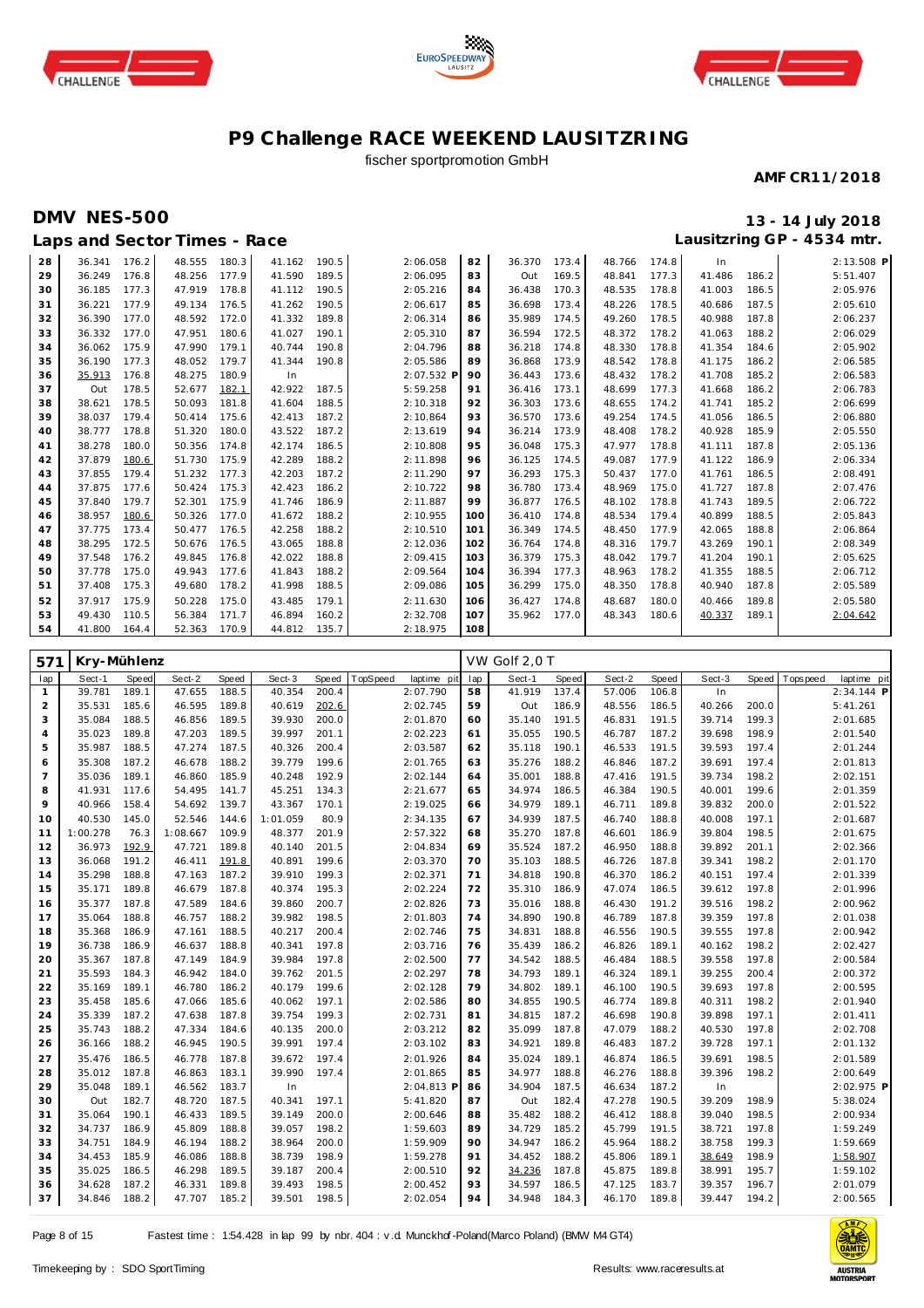# P9 Challenge RACE WEEKEND LAUSITZRING

fischer sportpromotion GmbH

**AMF CR11/2018**

## DMV NES-500

**13 - 14 July 2018**

### Laps and Sector Times - Race

**Lausitzring GP - 4534 mtr.**

| lap | Sect-1 | Speed | Sect-2 | Speed | Sect-3 | Speed | TopSpeed | laptime pit | lap | Sect-1 | Speed | Sect-2 | Speed | Sect-3 | Speed | Topspeed | laptime pit |
|---|---|---|---|---|---|---|---|---|---|---|---|---|---|---|---|---|---|
| 28 | 36.341 | 176.2 | 48.555 | 180.3 | 41.162 | 190.5 | | 2:06.058 | 82 | 36.370 | 173.4 | 48.766 | 174.8 | In | | | 2:13.508 P |
| 29 | 36.249 | 176.8 | 48.256 | 177.9 | 41.590 | 189.5 | | 2:06.095 | 83 | Out | 169.5 | 48.841 | 177.3 | 41.486 | 186.2 | | 5:51.407 |
| 30 | 36.185 | 177.3 | 47.919 | 178.8 | 41.112 | 190.5 | | 2:05.216 | 84 | 36.438 | 170.3 | 48.535 | 178.8 | 41.003 | 186.5 | | 2:05.976 |
| 31 | 36.221 | 177.9 | 49.134 | 176.5 | 41.262 | 190.5 | | 2:06.617 | 85 | 36.698 | 173.4 | 48.226 | 178.5 | 40.686 | 187.5 | | 2:05.610 |
| 32 | 36.390 | 177.0 | 48.592 | 172.0 | 41.332 | 189.8 | | 2:06.314 | 86 | 35.989 | 174.5 | 49.260 | 178.5 | 40.988 | 187.8 | | 2:06.237 |
| 33 | 36.332 | 177.0 | 47.951 | 180.6 | 41.027 | 190.1 | | 2:05.310 | 87 | 36.594 | 172.5 | 48.372 | 178.2 | 41.063 | 188.2 | | 2:06.029 |
| 34 | 36.062 | 175.9 | 47.990 | 179.1 | 40.744 | 190.8 | | 2:04.796 | 88 | 36.218 | 174.8 | 48.330 | 178.8 | 41.354 | 184.6 | | 2:05.902 |
| 35 | 36.190 | 177.3 | 48.052 | 179.7 | 41.344 | 190.8 | | 2:05.586 | 89 | 36.868 | 173.9 | 48.542 | 178.8 | 41.175 | 186.2 | | 2:06.585 |
| 36 | 35.913 | 176.8 | 48.275 | 180.9 | In | | | 2:07.532 P | 90 | 36.443 | 173.6 | 48.432 | 178.2 | 41.708 | 185.2 | | 2:06.583 |
| 37 | Out | 178.5 | 52.677 | 182.1 | 42.922 | 187.5 | | 5:59.258 | 91 | 36.416 | 173.1 | 48.699 | 177.3 | 41.668 | 186.2 | | 2:06.783 |
| 38 | 38.621 | 178.5 | 50.093 | 181.8 | 41.604 | 188.5 | | 2:10.318 | 92 | 36.303 | 173.6 | 48.655 | 174.2 | 41.741 | 185.2 | | 2:06.699 |
| 39 | 38.037 | 179.4 | 50.414 | 175.6 | 42.413 | 187.2 | | 2:10.864 | 93 | 36.570 | 173.6 | 49.254 | 174.5 | 41.056 | 186.5 | | 2:06.880 |
| 40 | 38.777 | 178.8 | 51.320 | 180.0 | 43.522 | 187.2 | | 2:13.619 | 94 | 36.214 | 173.9 | 48.408 | 178.2 | 40.928 | 185.9 | | 2:05.550 |
| 41 | 38.278 | 180.0 | 50.356 | 174.8 | 42.174 | 186.5 | | 2:10.808 | 95 | 36.048 | 175.3 | 47.977 | 178.8 | 41.111 | 187.8 | | 2:05.136 |
| 42 | 37.879 | 180.6 | 51.730 | 175.9 | 42.289 | 188.2 | | 2:11.898 | 96 | 36.125 | 174.5 | 49.087 | 177.9 | 41.122 | 186.9 | | 2:06.334 |
| 43 | 37.855 | 179.4 | 51.232 | 177.3 | 42.203 | 187.2 | | 2:11.290 | 97 | 36.293 | 175.3 | 50.437 | 177.0 | 41.761 | 186.5 | | 2:08.491 |
| 44 | 37.875 | 177.6 | 50.424 | 175.3 | 42.423 | 186.2 | | 2:10.722 | 98 | 36.780 | 173.4 | 48.969 | 175.0 | 41.727 | 187.8 | | 2:07.476 |
| 45 | 37.840 | 179.7 | 52.301 | 175.9 | 41.746 | 186.9 | | 2:11.887 | 99 | 36.877 | 176.5 | 48.102 | 178.8 | 41.743 | 189.5 | | 2:06.722 |
| 46 | 38.957 | 180.6 | 50.326 | 177.0 | 41.672 | 188.2 | | 2:10.955 | 100 | 36.410 | 174.8 | 48.534 | 179.4 | 40.899 | 188.5 | | 2:05.843 |
| 47 | 37.775 | 173.4 | 50.477 | 176.5 | 42.258 | 188.2 | | 2:10.510 | 101 | 36.349 | 174.5 | 48.450 | 177.9 | 42.065 | 188.8 | | 2:06.864 |
| 48 | 38.295 | 172.5 | 50.676 | 176.5 | 43.065 | 188.8 | | 2:12.036 | 102 | 36.764 | 174.8 | 48.316 | 179.7 | 43.269 | 190.1 | | 2:08.349 |
| 49 | 37.548 | 176.2 | 49.845 | 176.8 | 42.022 | 188.8 | | 2:09.415 | 103 | 36.379 | 175.3 | 48.042 | 179.7 | 41.204 | 190.1 | | 2:05.625 |
| 50 | 37.778 | 175.0 | 49.943 | 177.6 | 41.843 | 188.2 | | 2:09.564 | 104 | 36.394 | 177.3 | 48.963 | 178.2 | 41.355 | 188.5 | | 2:06.712 |
| 51 | 37.408 | 175.3 | 49.680 | 178.2 | 41.998 | 188.5 | | 2:09.086 | 105 | 36.299 | 175.0 | 48.350 | 178.8 | 40.940 | 187.8 | | 2:05.589 |
| 52 | 37.917 | 175.9 | 50.228 | 175.0 | 43.485 | 179.1 | | 2:11.630 | 106 | 36.427 | 174.8 | 48.687 | 180.0 | 40.466 | 189.8 | | 2:05.580 |
| 53 | 49.430 | 110.5 | 56.384 | 171.7 | 46.894 | 160.2 | | 2:32.708 | 107 | 35.962 | 177.0 | 48.343 | 180.6 | 40.337 | 189.1 | | 2:04.642 |
| 54 | 41.800 | 164.4 | 52.363 | 170.9 | 44.812 | 135.7 | | 2:18.975 | 108 | | | | | | | | |

### 571 Kry-Mühlenz — VW Golf 2,0 T

| lap | Sect-1 | Speed | Sect-2 | Speed | Sect-3 | Speed | TopSpeed | laptime pit | lap | Sect-1 | Speed | Sect-2 | Speed | Sect-3 | Speed | Topspeed | laptime pit |
|---|---|---|---|---|---|---|---|---|---|---|---|---|---|---|---|---|---|
| 1 | 39.781 | 189.1 | 47.655 | 188.5 | 40.354 | 200.4 | | 2:07.790 | 58 | 41.919 | 137.4 | 57.006 | 106.8 | In | | | 2:34.144 P |
| 2 | 35.531 | 185.6 | 46.595 | 189.8 | 40.619 | 202.6 | | 2:02.745 | 59 | Out | 186.9 | 48.556 | 186.5 | 40.266 | 200.0 | | 5:41.261 |
| 3 | 35.084 | 188.5 | 46.856 | 189.5 | 39.930 | 200.0 | | 2:01.870 | 60 | 35.140 | 191.5 | 46.831 | 191.5 | 39.714 | 199.3 | | 2:01.685 |
| 4 | 35.023 | 189.8 | 47.203 | 189.5 | 39.997 | 201.1 | | 2:02.223 | 61 | 35.055 | 190.5 | 46.787 | 187.2 | 39.698 | 198.9 | | 2:01.540 |
| 5 | 35.987 | 188.5 | 47.274 | 187.5 | 40.326 | 200.4 | | 2:03.587 | 62 | 35.118 | 190.1 | 46.533 | 191.5 | 39.593 | 197.4 | | 2:01.244 |
| 6 | 35.308 | 187.2 | 46.678 | 188.2 | 39.779 | 199.6 | | 2:01.765 | 63 | 35.276 | 188.2 | 46.846 | 187.2 | 39.691 | 197.4 | | 2:01.813 |
| 7 | 35.036 | 189.1 | 46.860 | 185.9 | 40.248 | 192.9 | | 2:02.144 | 64 | 35.001 | 188.8 | 47.416 | 191.5 | 39.734 | 198.2 | | 2:02.151 |
| 8 | 41.931 | 117.6 | 54.495 | 141.7 | 45.251 | 134.3 | | 2:21.677 | 65 | 34.974 | 186.5 | 46.384 | 190.5 | 40.001 | 199.6 | | 2:01.359 |
| 9 | 40.966 | 158.4 | 54.692 | 139.7 | 43.367 | 170.1 | | 2:19.025 | 66 | 34.979 | 189.1 | 46.711 | 189.8 | 39.832 | 200.0 | | 2:01.522 |
| 10 | 40.530 | 145.0 | 52.546 | 144.6 | 1:01.059 | 80.9 | | 2:34.135 | 67 | 34.939 | 187.5 | 46.740 | 188.8 | 40.008 | 197.1 | | 2:01.687 |
| 11 | 1:00.278 | 76.3 | 1:08.667 | 109.9 | 48.377 | 201.9 | | 2:57.322 | 68 | 35.270 | 187.8 | 46.601 | 186.9 | 39.804 | 198.5 | | 2:01.675 |
| 12 | 36.973 | 192.9 | 47.721 | 189.8 | 40.140 | 201.5 | | 2:04.834 | 69 | 35.524 | 187.2 | 46.950 | 188.8 | 39.892 | 201.1 | | 2:02.366 |
| 13 | 36.068 | 191.2 | 46.411 | 191.8 | 40.891 | 199.6 | | 2:03.370 | 70 | 35.103 | 188.5 | 46.726 | 187.8 | 39.341 | 198.2 | | 2:01.170 |
| 14 | 35.298 | 188.8 | 47.163 | 187.2 | 39.910 | 199.3 | | 2:02.371 | 71 | 34.818 | 190.8 | 46.370 | 186.2 | 40.151 | 197.4 | | 2:01.339 |
| 15 | 35.171 | 189.8 | 46.679 | 187.8 | 40.374 | 195.3 | | 2:02.224 | 72 | 35.310 | 186.9 | 47.074 | 186.5 | 39.612 | 197.8 | | 2:01.996 |
| 16 | 35.377 | 187.8 | 47.589 | 184.6 | 39.860 | 200.7 | | 2:02.826 | 73 | 35.016 | 188.8 | 46.430 | 191.2 | 39.516 | 198.2 | | 2:00.962 |
| 17 | 35.064 | 188.8 | 46.757 | 188.2 | 39.982 | 198.5 | | 2:01.803 | 74 | 34.890 | 190.8 | 46.789 | 187.8 | 39.359 | 197.8 | | 2:01.038 |
| 18 | 35.368 | 186.9 | 47.161 | 188.5 | 40.217 | 200.4 | | 2:02.746 | 75 | 34.831 | 188.8 | 46.556 | 190.5 | 39.555 | 197.8 | | 2:00.942 |
| 19 | 36.738 | 186.9 | 46.637 | 188.8 | 40.341 | 197.8 | | 2:03.716 | 76 | 35.439 | 186.2 | 46.826 | 189.1 | 40.162 | 198.2 | | 2:02.427 |
| 20 | 35.367 | 187.8 | 47.149 | 184.9 | 39.984 | 197.8 | | 2:02.500 | 77 | 34.542 | 188.5 | 46.484 | 188.5 | 39.558 | 197.8 | | 2:00.584 |
| 21 | 35.593 | 184.3 | 46.942 | 184.0 | 39.762 | 201.5 | | 2:02.297 | 78 | 34.793 | 189.1 | 46.324 | 189.1 | 39.255 | 200.4 | | 2:00.372 |
| 22 | 35.169 | 189.1 | 46.780 | 186.2 | 40.179 | 199.6 | | 2:02.128 | 79 | 34.802 | 189.1 | 46.100 | 190.5 | 39.693 | 197.8 | | 2:00.595 |
| 23 | 35.458 | 185.6 | 47.066 | 185.6 | 40.062 | 197.1 | | 2:02.586 | 80 | 34.855 | 190.5 | 46.774 | 189.8 | 40.311 | 198.2 | | 2:01.940 |
| 24 | 35.339 | 187.2 | 47.638 | 187.8 | 39.754 | 199.3 | | 2:02.731 | 81 | 34.815 | 187.2 | 46.698 | 190.8 | 39.898 | 197.1 | | 2:01.411 |
| 25 | 35.743 | 188.2 | 47.334 | 184.6 | 40.135 | 200.0 | | 2:03.212 | 82 | 35.099 | 187.8 | 47.079 | 188.2 | 40.530 | 197.8 | | 2:02.708 |
| 26 | 36.166 | 188.2 | 46.945 | 190.5 | 39.991 | 197.4 | | 2:03.102 | 83 | 34.921 | 189.8 | 46.483 | 187.2 | 39.728 | 197.1 | | 2:01.132 |
| 27 | 35.476 | 186.5 | 46.778 | 187.8 | 39.672 | 197.4 | | 2:01.926 | 84 | 35.024 | 189.1 | 46.874 | 186.5 | 39.691 | 198.5 | | 2:01.589 |
| 28 | 35.012 | 187.8 | 46.863 | 183.1 | 39.990 | 197.4 | | 2:01.865 | 85 | 34.977 | 188.8 | 46.276 | 188.8 | 39.396 | 198.2 | | 2:00.649 |
| 29 | 35.048 | 189.1 | 46.562 | 183.7 | In | | | 2:04.813 P | 86 | 34.904 | 187.5 | 46.634 | 187.2 | In | | | 2:02.975 P |
| 30 | Out | 182.7 | 48.720 | 187.5 | 40.341 | 197.1 | | 5:41.820 | 87 | Out | 182.4 | 47.278 | 190.5 | 39.209 | 198.9 | | 5:38.024 |
| 31 | 35.064 | 190.1 | 46.433 | 189.5 | 39.149 | 200.0 | | 2:00.646 | 88 | 35.482 | 188.2 | 46.412 | 188.8 | 39.040 | 198.5 | | 2:00.934 |
| 32 | 34.737 | 186.9 | 45.809 | 188.8 | 39.057 | 198.2 | | 1:59.603 | 89 | 34.729 | 185.2 | 45.799 | 191.5 | 38.721 | 197.8 | | 1:59.249 |
| 33 | 34.751 | 184.9 | 46.194 | 188.2 | 38.964 | 200.0 | | 1:59.909 | 90 | 34.947 | 186.2 | 45.964 | 188.2 | 38.758 | 199.3 | | 1:59.669 |
| 34 | 34.453 | 185.9 | 46.086 | 188.8 | 38.739 | 198.9 | | 1:59.278 | 91 | 34.452 | 188.2 | 45.806 | 189.1 | 38.649 | 198.9 | | 1:58.907 |
| 35 | 35.025 | 186.5 | 46.298 | 189.5 | 39.187 | 200.4 | | 2:00.510 | 92 | 34.236 | 187.8 | 45.875 | 189.8 | 38.991 | 195.7 | | 1:59.102 |
| 36 | 34.628 | 187.2 | 46.331 | 189.8 | 39.493 | 198.5 | | 2:00.452 | 93 | 34.597 | 186.5 | 47.125 | 183.7 | 39.357 | 196.7 | | 2:01.079 |
| 37 | 34.846 | 188.2 | 47.707 | 185.2 | 39.501 | 198.5 | | 2:02.054 | 94 | 34.948 | 184.3 | 46.170 | 189.8 | 39.447 | 194.2 | | 2:00.565 |

Fastest time : 1:54.428 in lap 99 by nbr. 404 : v.d. Munckhof-Poland(Marco Poland) (BMW M4 GT4)

Timekeeping by : SDO SportTiming

Results: www.raceresults.at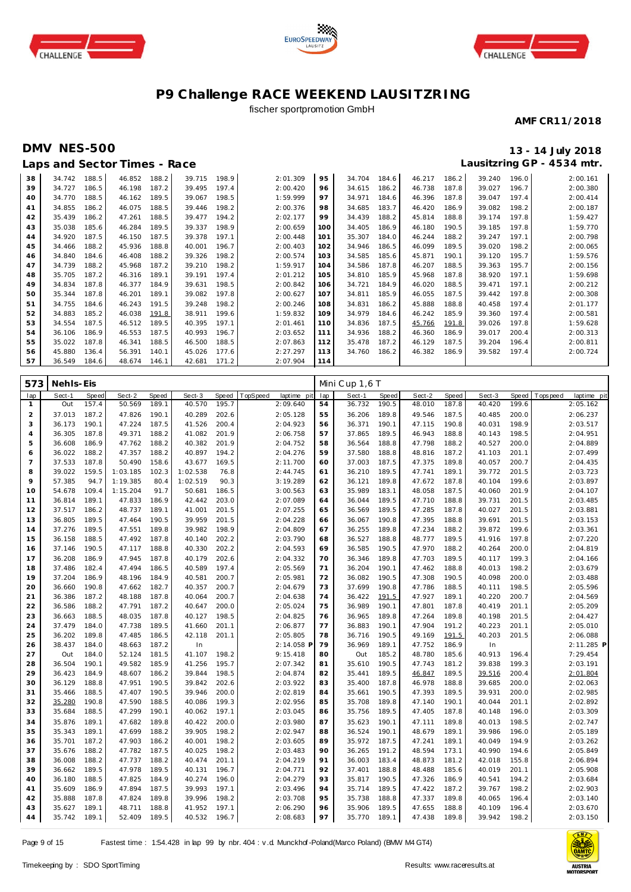# P9 Challenge RACE WEEKEND LAUSITZRING

fischer sportpromotion GmbH

**AMF CR11/2018**

## DMV NES-500

**13 - 14 July 2018**

### Laps and Sector Times - Race

**Lausitzring GP - 4534 mtr.**

| lap | Sect-1 | Speed | Sect-2 | Speed | Sect-3 | Speed | TopSpeed | laptime pit | lap | Sect-1 | Speed | Sect-2 | Speed | Sect-3 | Speed | Topspeed | laptime pit |
|---|---|---|---|---|---|---|---|---|---|---|---|---|---|---|---|---|---|
| 38 | 34.742 | 188.5 | 46.852 | 188.2 | 39.715 | 198.9 | | 2:01.309 | 95 | 34.704 | 184.6 | 46.217 | 186.2 | 39.240 | 196.0 | | 2:00.161 |
| 39 | 34.727 | 186.5 | 46.198 | 187.2 | 39.495 | 197.4 | | 2:00.420 | 96 | 34.615 | 186.2 | 46.738 | 187.8 | 39.027 | 196.7 | | 2:00.380 |
| 40 | 34.770 | 188.5 | 46.162 | 189.5 | 39.067 | 198.5 | | 1:59.999 | 97 | 34.971 | 184.6 | 46.396 | 187.8 | 39.047 | 197.4 | | 2:00.414 |
| 41 | 34.855 | 186.2 | 46.075 | 188.5 | 39.446 | 198.2 | | 2:00.376 | 98 | 34.685 | 183.7 | 46.420 | 186.9 | 39.082 | 198.2 | | 2:00.187 |
| 42 | 35.439 | 186.2 | 47.261 | 188.5 | 39.477 | 194.2 | | 2:02.177 | 99 | 34.439 | 188.2 | 45.814 | 188.8 | 39.174 | 197.8 | | 1:59.427 |
| 43 | 35.038 | 185.6 | 46.284 | 189.5 | 39.337 | 198.9 | | 2:00.659 | 100 | 34.405 | 186.9 | 46.180 | 190.5 | 39.185 | 197.8 | | 1:59.770 |
| 44 | 34.920 | 187.5 | 46.150 | 187.5 | 39.378 | 197.1 | | 2:00.448 | 101 | 35.307 | 184.0 | 46.244 | 188.2 | 39.247 | 197.1 | | 2:00.798 |
| 45 | 34.466 | 188.2 | 45.936 | 188.8 | 40.001 | 196.7 | | 2:00.403 | 102 | 34.946 | 186.5 | 46.099 | 189.5 | 39.020 | 198.2 | | 2:00.065 |
| 46 | 34.840 | 184.6 | 46.408 | 188.2 | 39.326 | 198.2 | | 2:00.574 | 103 | 34.585 | 185.6 | 45.871 | 190.1 | 39.120 | 195.7 | | 1:59.576 |
| 47 | 34.739 | 188.2 | 45.968 | 187.2 | 39.210 | 198.2 | | 1:59.917 | 104 | 34.586 | 187.8 | 46.207 | 188.5 | 39.363 | 195.7 | | 2:00.156 |
| 48 | 35.705 | 187.2 | 46.316 | 189.1 | 39.191 | 197.4 | | 2:01.212 | 105 | 34.810 | 185.9 | 45.968 | 187.8 | 38.920 | 197.1 | | 1:59.698 |
| 49 | 34.834 | 187.8 | 46.377 | 184.9 | 39.631 | 198.5 | | 2:00.842 | 106 | 34.721 | 184.9 | 46.020 | 188.5 | 39.471 | 197.1 | | 2:00.212 |
| 50 | 35.344 | 187.8 | 46.201 | 189.1 | 39.082 | 197.8 | | 2:00.627 | 107 | 34.811 | 185.9 | 46.055 | 187.5 | 39.442 | 197.8 | | 2:00.308 |
| 51 | 34.755 | 184.6 | 46.243 | 191.5 | 39.248 | 198.2 | | 2:00.246 | 108 | 34.831 | 186.2 | 45.888 | 188.8 | 40.458 | 197.4 | | 2:01.177 |
| 52 | 34.883 | 185.2 | 46.038 | 191.8 | 38.911 | 199.6 | | 1:59.832 | 109 | 34.979 | 184.6 | 46.242 | 185.9 | 39.360 | 197.4 | | 2:00.581 |
| 53 | 34.554 | 187.5 | 46.512 | 189.5 | 40.395 | 197.1 | | 2:01.461 | 110 | 34.836 | 187.5 | 45.766 | 191.8 | 39.026 | 197.8 | | 1:59.628 |
| 54 | 36.106 | 186.9 | 46.553 | 187.5 | 40.993 | 196.7 | | 2:03.652 | 111 | 34.936 | 188.2 | 46.360 | 186.9 | 39.017 | 200.4 | | 2:00.313 |
| 55 | 35.022 | 187.8 | 46.341 | 188.5 | 46.500 | 188.5 | | 2:07.863 | 112 | 35.478 | 187.2 | 46.129 | 187.5 | 39.204 | 196.4 | | 2:00.811 |
| 56 | 45.880 | 136.4 | 56.391 | 140.1 | 45.026 | 177.6 | | 2:27.297 | 113 | 34.760 | 186.2 | 46.382 | 186.9 | 39.582 | 197.4 | | 2:00.724 |
| 57 | 36.549 | 184.6 | 48.674 | 146.1 | 42.681 | 171.2 | | 2:07.904 | 114 | | | | | | | | |

**573 Nehls-Eis** — Mini Cup 1,6 T

| lap | Sect-1 | Speed | Sect-2 | Speed | Sect-3 | Speed | TopSpeed | laptime pit | lap | Sect-1 | Speed | Sect-2 | Speed | Sect-3 | Speed | Topspeed | laptime pit |
|---|---|---|---|---|---|---|---|---|---|---|---|---|---|---|---|---|---|
| 1 | Out | 157.4 | 50.569 | 189.1 | 40.570 | 195.7 | | 2:09.640 | 54 | 36.732 | 190.5 | 48.010 | 187.8 | 40.420 | 199.6 | | 2:05.162 |
| 2 | 37.013 | 187.2 | 47.826 | 190.1 | 40.289 | 202.6 | | 2:05.128 | 55 | 36.206 | 189.8 | 49.546 | 187.5 | 40.485 | 200.0 | | 2:06.237 |
| 3 | 36.173 | 190.1 | 47.224 | 187.5 | 41.526 | 200.4 | | 2:04.923 | 56 | 36.371 | 190.1 | 47.115 | 190.8 | 40.031 | 198.9 | | 2:03.517 |
| 4 | 36.305 | 187.8 | 49.371 | 188.2 | 41.082 | 201.9 | | 2:06.758 | 57 | 37.865 | 189.5 | 46.943 | 188.8 | 40.143 | 198.5 | | 2:04.951 |
| 5 | 36.608 | 186.9 | 47.762 | 188.2 | 40.382 | 201.9 | | 2:04.752 | 58 | 36.564 | 188.8 | 47.798 | 188.2 | 40.527 | 200.0 | | 2:04.889 |
| 6 | 36.022 | 188.2 | 47.357 | 188.2 | 40.897 | 194.2 | | 2:04.276 | 59 | 37.580 | 188.8 | 48.816 | 187.2 | 41.103 | 201.1 | | 2:07.499 |
| 7 | 37.533 | 187.8 | 50.490 | 158.6 | 43.677 | 169.5 | | 2:11.700 | 60 | 37.003 | 187.5 | 47.375 | 189.8 | 40.057 | 200.7 | | 2:04.435 |
| 8 | 39.022 | 159.5 | 1:03.185 | 102.3 | 1:02.538 | 76.8 | | 2:44.745 | 61 | 36.210 | 189.5 | 47.741 | 189.1 | 39.772 | 201.5 | | 2:03.723 |
| 9 | 57.385 | 94.7 | 1:19.385 | 80.4 | 1:02.519 | 90.3 | | 3:19.289 | 62 | 36.121 | 189.8 | 47.672 | 187.8 | 40.104 | 199.6 | | 2:03.897 |
| 10 | 54.678 | 109.4 | 1:15.204 | 91.7 | 50.681 | 186.5 | | 3:00.563 | 63 | 35.989 | 183.1 | 48.058 | 187.5 | 40.060 | 201.9 | | 2:04.107 |
| 11 | 36.814 | 189.1 | 47.833 | 186.9 | 42.442 | 203.0 | | 2:07.089 | 64 | 36.044 | 189.5 | 47.710 | 188.8 | 39.731 | 201.5 | | 2:03.485 |
| 12 | 37.517 | 186.2 | 48.737 | 189.1 | 41.001 | 201.5 | | 2:07.255 | 65 | 36.569 | 189.5 | 47.285 | 187.8 | 40.027 | 201.5 | | 2:03.881 |
| 13 | 36.805 | 189.5 | 47.464 | 190.5 | 39.959 | 201.5 | | 2:04.228 | 66 | 36.067 | 190.8 | 47.395 | 188.8 | 39.691 | 201.5 | | 2:03.153 |
| 14 | 37.276 | 189.5 | 47.551 | 189.8 | 39.982 | 198.9 | | 2:04.809 | 67 | 36.255 | 189.8 | 47.234 | 188.2 | 39.872 | 199.6 | | 2:03.361 |
| 15 | 36.158 | 188.5 | 47.492 | 187.8 | 40.140 | 202.2 | | 2:03.790 | 68 | 36.527 | 188.8 | 48.777 | 189.5 | 41.916 | 197.8 | | 2:07.220 |
| 16 | 37.146 | 190.5 | 47.117 | 188.8 | 40.330 | 202.2 | | 2:04.593 | 69 | 36.585 | 190.5 | 47.970 | 188.2 | 40.264 | 200.0 | | 2:04.819 |
| 17 | 36.208 | 186.9 | 47.945 | 187.8 | 40.179 | 202.6 | | 2:04.332 | 70 | 36.346 | 189.8 | 47.703 | 189.5 | 40.117 | 199.3 | | 2:04.166 |
| 18 | 37.486 | 182.4 | 47.494 | 186.5 | 40.589 | 197.4 | | 2:05.569 | 71 | 36.204 | 190.1 | 47.462 | 188.8 | 40.013 | 198.2 | | 2:03.679 |
| 19 | 37.204 | 186.9 | 48.196 | 184.9 | 40.581 | 200.7 | | 2:05.981 | 72 | 36.082 | 190.5 | 47.308 | 190.5 | 40.098 | 200.0 | | 2:03.488 |
| 20 | 36.660 | 190.8 | 47.662 | 182.7 | 40.357 | 200.7 | | 2:04.679 | 73 | 37.699 | 190.8 | 47.786 | 188.5 | 40.111 | 198.5 | | 2:05.596 |
| 21 | 36.386 | 187.2 | 48.188 | 187.8 | 40.064 | 200.7 | | 2:04.638 | 74 | 36.422 | 191.5 | 47.927 | 189.1 | 40.220 | 200.7 | | 2:04.569 |
| 22 | 36.586 | 188.2 | 47.791 | 187.2 | 40.647 | 200.0 | | 2:05.024 | 75 | 36.989 | 190.1 | 47.801 | 187.8 | 40.419 | 201.1 | | 2:05.209 |
| 23 | 36.663 | 188.5 | 48.035 | 187.8 | 40.127 | 198.5 | | 2:04.825 | 76 | 36.965 | 189.8 | 47.264 | 189.8 | 40.198 | 201.5 | | 2:04.427 |
| 24 | 37.479 | 184.0 | 47.738 | 189.5 | 41.660 | 201.1 | | 2:06.877 | 77 | 36.883 | 190.1 | 47.904 | 191.2 | 40.223 | 201.1 | | 2:05.010 |
| 25 | 36.202 | 189.8 | 47.485 | 186.5 | 42.118 | 201.1 | | 2:05.805 | 78 | 36.716 | 190.5 | 49.169 | 191.5 | 40.203 | 201.5 | | 2:06.088 |
| 26 | 38.437 | 184.0 | 48.663 | 187.2 | In | | | 2:14.058 P | 79 | 36.969 | 189.1 | 47.752 | 186.9 | In | | | 2:11.285 P |
| 27 | Out | 184.0 | 52.124 | 181.5 | 41.107 | 198.2 | | 9:15.418 | 80 | Out | 185.2 | 48.780 | 185.6 | 40.913 | 196.4 | | 7:29.454 |
| 28 | 36.504 | 190.1 | 49.582 | 185.9 | 41.256 | 195.7 | | 2:07.342 | 81 | 35.610 | 190.5 | 47.743 | 181.2 | 39.838 | 199.3 | | 2:03.191 |
| 29 | 36.423 | 184.9 | 48.607 | 186.2 | 39.844 | 198.5 | | 2:04.874 | 82 | 35.441 | 189.5 | 46.847 | 189.5 | 39.516 | 200.4 | | 2:01.804 |
| 30 | 36.129 | 188.8 | 47.951 | 190.5 | 39.842 | 202.6 | | 2:03.922 | 83 | 35.400 | 187.8 | 46.978 | 188.8 | 39.685 | 200.0 | | 2:02.063 |
| 31 | 35.466 | 188.5 | 47.407 | 190.5 | 39.946 | 200.0 | | 2:02.819 | 84 | 35.661 | 190.5 | 47.393 | 189.5 | 39.931 | 200.0 | | 2:02.985 |
| 32 | 35.280 | 190.8 | 47.590 | 188.5 | 40.086 | 199.3 | | 2:02.956 | 85 | 35.708 | 189.8 | 47.140 | 190.1 | 40.044 | 201.1 | | 2:02.892 |
| 33 | 35.684 | 188.5 | 47.299 | 190.1 | 40.062 | 197.1 | | 2:03.045 | 86 | 35.756 | 189.5 | 47.405 | 187.8 | 40.148 | 196.0 | | 2:03.309 |
| 34 | 35.876 | 189.1 | 47.682 | 189.8 | 40.422 | 200.0 | | 2:03.980 | 87 | 35.623 | 190.1 | 47.111 | 189.8 | 40.013 | 198.5 | | 2:02.747 |
| 35 | 35.343 | 189.1 | 47.699 | 188.2 | 39.905 | 198.2 | | 2:02.947 | 88 | 36.524 | 190.1 | 48.679 | 189.1 | 39.986 | 196.0 | | 2:05.189 |
| 36 | 35.701 | 187.2 | 47.903 | 186.2 | 40.001 | 198.2 | | 2:03.605 | 89 | 35.972 | 187.5 | 47.241 | 189.1 | 40.049 | 194.9 | | 2:03.262 |
| 37 | 35.676 | 188.2 | 47.782 | 187.5 | 40.025 | 198.2 | | 2:03.483 | 90 | 36.265 | 191.2 | 48.594 | 173.1 | 40.990 | 194.6 | | 2:05.849 |
| 38 | 36.008 | 188.2 | 47.737 | 188.2 | 40.474 | 201.1 | | 2:04.219 | 91 | 36.003 | 183.4 | 48.873 | 181.2 | 42.018 | 155.8 | | 2:06.894 |
| 39 | 36.662 | 189.5 | 47.978 | 189.5 | 40.131 | 196.7 | | 2:04.771 | 92 | 37.401 | 188.8 | 48.488 | 185.6 | 40.019 | 201.1 | | 2:05.908 |
| 40 | 36.180 | 188.5 | 47.825 | 184.9 | 40.274 | 196.0 | | 2:04.279 | 93 | 35.817 | 190.5 | 47.326 | 186.9 | 40.541 | 194.2 | | 2:03.684 |
| 41 | 35.609 | 186.9 | 47.894 | 187.5 | 39.993 | 197.1 | | 2:03.496 | 94 | 35.714 | 189.5 | 47.422 | 187.2 | 39.767 | 198.2 | | 2:02.903 |
| 42 | 35.888 | 187.8 | 47.824 | 189.8 | 39.996 | 198.2 | | 2:03.708 | 95 | 35.738 | 188.8 | 47.337 | 189.8 | 40.065 | 196.4 | | 2:03.140 |
| 43 | 35.627 | 189.1 | 48.711 | 188.8 | 41.952 | 197.1 | | 2:06.290 | 96 | 35.906 | 189.5 | 47.655 | 188.8 | 40.109 | 196.4 | | 2:03.670 |
| 44 | 35.742 | 189.1 | 52.409 | 189.5 | 40.532 | 196.7 | | 2:08.683 | 97 | 35.770 | 189.1 | 47.438 | 189.8 | 39.942 | 198.2 | | 2:03.150 |

Fastest time : 1:54.428 in lap 99 by nbr. 404 : v.d. Munckhof-Poland(Marco Poland) (BMW M4 GT4)

Timekeeping by : SDO SportTiming

Results: www.raceresults.at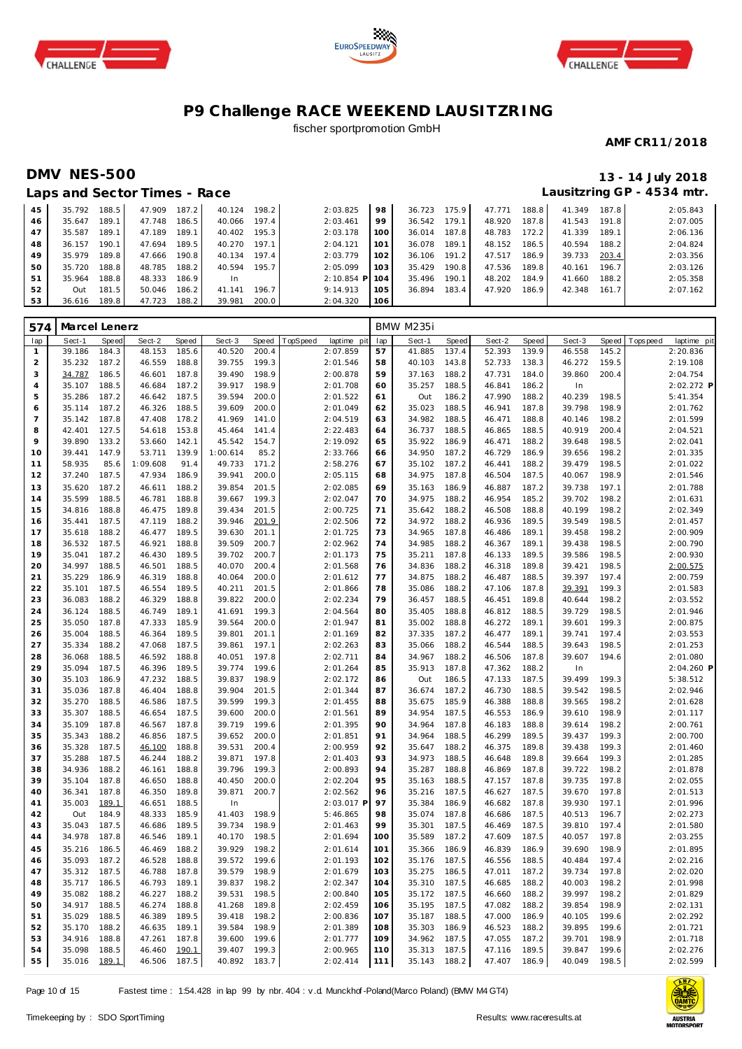# P9 Challenge RACE WEEKEND LAUSITZRING

fischer sportpromotion GmbH

**AMF CR11/2018**

## DMV NES-500

**13 - 14 July 2018**

### Laps and Sector Times - Race

**Lausitzring GP - 4534 mtr.**

| lap | Sect-1 | Speed | Sect-2 | Speed | Sect-3 | Speed | TopSpeed | laptime pit | lap | Sect-1 | Speed | Sect-2 | Speed | Sect-3 | Speed | Topspeed | laptime pit |
|---|---|---|---|---|---|---|---|---|---|---|---|---|---|---|---|---|---|
| 45 | 35.792 | 188.5 | 47.909 | 187.2 | 40.124 | 198.2 | | 2:03.825 | 98 | 36.723 | 175.9 | 47.771 | 188.8 | 41.349 | 187.8 | | 2:05.843 |
| 46 | 35.647 | 189.1 | 47.748 | 186.5 | 40.066 | 197.4 | | 2:03.461 | 99 | 36.542 | 179.1 | 48.920 | 187.8 | 41.543 | 191.8 | | 2:07.005 |
| 47 | 35.587 | 189.1 | 47.189 | 189.1 | 40.402 | 195.3 | | 2:03.178 | 100 | 36.014 | 187.8 | 48.783 | 172.2 | 41.339 | 189.1 | | 2:06.136 |
| 48 | 36.157 | 190.1 | 47.694 | 189.5 | 40.270 | 197.1 | | 2:04.121 | 101 | 36.078 | 189.1 | 48.152 | 186.5 | 40.594 | 188.2 | | 2:04.824 |
| 49 | 35.979 | 189.8 | 47.666 | 190.8 | 40.134 | 197.4 | | 2:03.779 | 102 | 36.106 | 191.2 | 47.517 | 186.9 | 39.733 | 203.4 | | 2:03.356 |
| 50 | 35.720 | 188.8 | 48.785 | 188.2 | 40.594 | 195.7 | | 2:05.099 | 103 | 35.429 | 190.8 | 47.536 | 189.8 | 40.161 | 196.7 | | 2:03.126 |
| 51 | 35.964 | 188.8 | 48.333 | 186.9 | In | | | 2:10.854 P | 104 | 35.496 | 190.1 | 48.202 | 184.9 | 41.660 | 188.2 | | 2:05.358 |
| 52 | Out | 181.5 | 50.046 | 186.2 | 41.141 | 196.7 | | 9:14.913 | 105 | 36.894 | 183.4 | 47.920 | 186.9 | 42.348 | 161.7 | | 2:07.162 |
| 53 | 36.616 | 189.8 | 47.723 | 188.2 | 39.981 | 200.0 | | 2:04.320 | 106 | | | | | | | | |

### 574 Marcel Lenerz — BMW M235i

| lap | Sect-1 | Speed | Sect-2 | Speed | Sect-3 | Speed | TopSpeed | laptime pit | lap | Sect-1 | Speed | Sect-2 | Speed | Sect-3 | Speed | Topspeed | laptime pit |
|---|---|---|---|---|---|---|---|---|---|---|---|---|---|---|---|---|---|
| 1 | 39.186 | 184.3 | 48.153 | 185.6 | 40.520 | 200.4 | | 2:07.859 | 57 | 41.885 | 137.4 | 52.393 | 139.9 | 46.558 | 145.2 | | 2:20.836 |
| 2 | 35.232 | 187.2 | 46.559 | 188.8 | 39.755 | 199.3 | | 2:01.546 | 58 | 40.103 | 143.8 | 52.733 | 138.3 | 46.272 | 159.5 | | 2:19.108 |
| 3 | 34.787 | 186.5 | 46.601 | 187.8 | 39.490 | 198.9 | | 2:00.878 | 59 | 37.163 | 188.2 | 47.731 | 184.0 | 39.860 | 200.4 | | 2:04.754 |
| 4 | 35.107 | 188.5 | 46.684 | 187.2 | 39.917 | 198.9 | | 2:01.708 | 60 | 35.257 | 188.5 | 46.841 | 186.2 | In | | | 2:02.272 P |
| 5 | 35.286 | 187.2 | 46.642 | 187.5 | 39.594 | 200.0 | | 2:01.522 | 61 | Out | 186.2 | 47.990 | 188.2 | 40.239 | 198.5 | | 5:41.354 |
| 6 | 35.114 | 187.2 | 46.326 | 188.5 | 39.609 | 200.0 | | 2:01.049 | 62 | 35.023 | 188.5 | 46.941 | 187.8 | 39.798 | 198.9 | | 2:01.762 |
| 7 | 35.142 | 187.8 | 47.408 | 178.2 | 41.969 | 141.0 | | 2:04.519 | 63 | 34.982 | 188.5 | 46.471 | 188.8 | 40.146 | 198.2 | | 2:01.599 |
| 8 | 42.401 | 127.5 | 54.618 | 153.8 | 45.464 | 141.4 | | 2:22.483 | 64 | 36.737 | 188.5 | 46.865 | 188.5 | 40.919 | 200.4 | | 2:04.521 |
| 9 | 39.890 | 133.2 | 53.660 | 142.1 | 45.542 | 154.7 | | 2:19.092 | 65 | 35.922 | 186.9 | 46.471 | 188.2 | 39.648 | 198.5 | | 2:02.041 |
| 10 | 39.441 | 147.9 | 53.711 | 139.9 | 1:00.614 | 85.2 | | 2:33.766 | 66 | 34.950 | 187.2 | 46.729 | 186.9 | 39.656 | 198.2 | | 2:01.335 |
| 11 | 58.935 | 85.6 | 1:09.608 | 91.4 | 49.733 | 171.2 | | 2:58.276 | 67 | 35.102 | 187.2 | 46.441 | 188.2 | 39.479 | 198.5 | | 2:01.022 |
| 12 | 37.240 | 187.5 | 47.934 | 186.9 | 39.941 | 200.0 | | 2:05.115 | 68 | 34.975 | 187.8 | 46.504 | 187.5 | 40.067 | 198.9 | | 2:01.546 |
| 13 | 35.620 | 187.2 | 46.611 | 188.2 | 39.854 | 201.5 | | 2:02.085 | 69 | 35.163 | 186.9 | 46.887 | 187.2 | 39.738 | 197.1 | | 2:01.788 |
| 14 | 35.599 | 188.5 | 46.781 | 188.8 | 39.667 | 199.3 | | 2:02.047 | 70 | 34.975 | 188.2 | 46.954 | 185.2 | 39.702 | 198.2 | | 2:01.631 |
| 15 | 34.816 | 188.8 | 46.475 | 189.8 | 39.434 | 201.5 | | 2:00.725 | 71 | 35.642 | 188.2 | 46.508 | 188.8 | 40.199 | 198.2 | | 2:02.349 |
| 16 | 35.441 | 187.5 | 47.119 | 188.2 | 39.946 | 201.9 | | 2:02.506 | 72 | 34.972 | 188.2 | 46.936 | 189.5 | 39.549 | 198.5 | | 2:01.457 |
| 17 | 35.618 | 188.2 | 46.477 | 189.5 | 39.630 | 201.1 | | 2:01.725 | 73 | 34.965 | 187.8 | 46.486 | 189.1 | 39.458 | 198.2 | | 2:00.909 |
| 18 | 36.532 | 187.5 | 46.921 | 188.8 | 39.509 | 200.7 | | 2:02.962 | 74 | 34.985 | 188.2 | 46.367 | 189.1 | 39.438 | 198.5 | | 2:00.790 |
| 19 | 35.041 | 187.2 | 46.430 | 189.5 | 39.702 | 200.7 | | 2:01.173 | 75 | 35.211 | 187.8 | 46.133 | 189.5 | 39.586 | 198.5 | | 2:00.930 |
| 20 | 34.997 | 188.5 | 46.501 | 188.5 | 40.070 | 200.4 | | 2:01.568 | 76 | 34.836 | 188.2 | 46.318 | 189.8 | 39.421 | 198.5 | | 2:00.575 |
| 21 | 35.229 | 186.9 | 46.319 | 188.8 | 40.064 | 200.0 | | 2:01.612 | 77 | 34.875 | 188.2 | 46.487 | 188.5 | 39.397 | 197.4 | | 2:00.759 |
| 22 | 35.101 | 187.5 | 46.554 | 189.5 | 40.211 | 201.5 | | 2:01.866 | 78 | 35.086 | 188.2 | 47.106 | 187.8 | 39.391 | 199.3 | | 2:01.583 |
| 23 | 36.083 | 188.2 | 46.329 | 188.8 | 39.822 | 200.0 | | 2:02.234 | 79 | 36.457 | 188.5 | 46.451 | 189.8 | 40.644 | 198.2 | | 2:03.552 |
| 24 | 36.124 | 188.5 | 46.749 | 189.1 | 41.691 | 199.3 | | 2:04.564 | 80 | 35.405 | 188.8 | 46.812 | 188.5 | 39.729 | 198.5 | | 2:01.946 |
| 25 | 35.050 | 187.8 | 47.333 | 185.9 | 39.564 | 200.0 | | 2:01.947 | 81 | 35.002 | 188.8 | 46.272 | 189.1 | 39.601 | 199.3 | | 2:00.875 |
| 26 | 35.004 | 188.5 | 46.364 | 189.5 | 39.801 | 201.1 | | 2:01.169 | 82 | 37.335 | 187.2 | 46.477 | 189.1 | 39.741 | 197.4 | | 2:03.553 |
| 27 | 35.334 | 188.2 | 47.068 | 187.5 | 39.861 | 197.1 | | 2:02.263 | 83 | 35.066 | 188.2 | 46.544 | 188.5 | 39.643 | 198.5 | | 2:01.253 |
| 28 | 36.068 | 188.5 | 46.592 | 188.8 | 40.051 | 197.8 | | 2:02.711 | 84 | 34.967 | 188.2 | 46.506 | 187.8 | 39.607 | 194.6 | | 2:01.080 |
| 29 | 35.094 | 187.5 | 46.396 | 189.5 | 39.774 | 199.6 | | 2:01.264 | 85 | 35.913 | 187.8 | 47.362 | 188.2 | In | | | 2:04.260 P |
| 30 | 35.103 | 186.9 | 47.232 | 188.5 | 39.837 | 198.9 | | 2:02.172 | 86 | Out | 186.5 | 47.133 | 187.5 | 39.499 | 199.3 | | 5:38.512 |
| 31 | 35.036 | 187.8 | 46.404 | 188.8 | 39.904 | 201.5 | | 2:01.344 | 87 | 36.674 | 187.2 | 46.730 | 188.5 | 39.542 | 198.5 | | 2:02.946 |
| 32 | 35.270 | 188.5 | 46.586 | 187.5 | 39.599 | 199.3 | | 2:01.455 | 88 | 35.675 | 185.9 | 46.388 | 188.8 | 39.565 | 198.2 | | 2:01.628 |
| 33 | 35.307 | 188.5 | 46.654 | 187.8 | 39.600 | 200.0 | | 2:01.561 | 89 | 34.954 | 187.5 | 46.553 | 186.9 | 39.610 | 198.9 | | 2:01.117 |
| 34 | 35.109 | 187.8 | 46.567 | 187.8 | 39.719 | 199.6 | | 2:01.395 | 90 | 34.964 | 187.8 | 46.183 | 188.8 | 39.614 | 198.2 | | 2:00.761 |
| 35 | 35.343 | 188.2 | 46.856 | 187.5 | 39.652 | 200.0 | | 2:01.851 | 91 | 34.964 | 188.5 | 46.299 | 189.5 | 39.437 | 199.3 | | 2:00.700 |
| 36 | 35.328 | 187.5 | 46.100 | 188.8 | 39.531 | 200.4 | | 2:00.959 | 92 | 35.647 | 188.2 | 46.375 | 189.8 | 39.438 | 199.3 | | 2:01.460 |
| 37 | 35.288 | 187.5 | 46.244 | 188.2 | 39.871 | 197.8 | | 2:01.403 | 93 | 34.973 | 188.5 | 46.648 | 189.8 | 39.664 | 199.3 | | 2:01.285 |
| 38 | 34.936 | 188.2 | 46.161 | 188.8 | 39.796 | 199.3 | | 2:00.893 | 94 | 35.287 | 188.8 | 46.869 | 187.8 | 39.722 | 198.2 | | 2:01.878 |
| 39 | 35.104 | 187.8 | 46.650 | 188.8 | 40.450 | 200.0 | | 2:02.204 | 95 | 35.163 | 188.5 | 47.157 | 187.8 | 39.735 | 197.8 | | 2:02.055 |
| 40 | 36.341 | 187.8 | 46.350 | 189.8 | 39.871 | 200.7 | | 2:02.562 | 96 | 35.216 | 187.5 | 46.627 | 187.5 | 39.670 | 197.8 | | 2:01.513 |
| 41 | 35.003 | 189.1 | 46.651 | 188.5 | In | | | 2:03.017 P | 97 | 35.384 | 186.9 | 46.682 | 187.8 | 39.930 | 197.1 | | 2:01.996 |
| 42 | Out | 184.9 | 48.333 | 185.9 | 41.403 | 198.9 | | 5:46.865 | 98 | 35.074 | 187.8 | 46.686 | 187.5 | 40.513 | 196.7 | | 2:02.273 |
| 43 | 35.043 | 187.5 | 46.686 | 189.5 | 39.734 | 198.9 | | 2:01.463 | 99 | 35.301 | 187.5 | 46.469 | 187.5 | 39.810 | 197.4 | | 2:01.580 |
| 44 | 34.978 | 187.8 | 46.546 | 189.1 | 40.170 | 198.5 | | 2:01.694 | 100 | 35.589 | 187.2 | 47.609 | 187.5 | 40.057 | 197.8 | | 2:03.255 |
| 45 | 35.216 | 186.5 | 46.469 | 188.2 | 39.929 | 198.2 | | 2:01.614 | 101 | 35.366 | 186.9 | 46.839 | 186.9 | 39.690 | 198.9 | | 2:01.895 |
| 46 | 35.093 | 187.2 | 46.528 | 188.8 | 39.572 | 199.6 | | 2:01.193 | 102 | 35.176 | 187.5 | 46.556 | 188.5 | 40.484 | 197.4 | | 2:02.216 |
| 47 | 35.312 | 187.5 | 46.788 | 187.8 | 39.579 | 198.9 | | 2:01.679 | 103 | 35.275 | 186.5 | 47.011 | 187.2 | 39.734 | 197.8 | | 2:02.020 |
| 48 | 35.717 | 186.5 | 46.793 | 189.1 | 39.837 | 198.2 | | 2:02.347 | 104 | 35.310 | 187.5 | 46.685 | 188.2 | 40.003 | 198.2 | | 2:01.998 |
| 49 | 35.082 | 188.2 | 46.227 | 188.2 | 39.531 | 198.5 | | 2:00.840 | 105 | 35.172 | 187.5 | 46.660 | 188.2 | 39.997 | 198.2 | | 2:01.829 |
| 50 | 34.917 | 188.5 | 46.274 | 188.8 | 41.268 | 189.8 | | 2:02.459 | 106 | 35.195 | 187.5 | 47.082 | 188.2 | 39.854 | 198.9 | | 2:02.131 |
| 51 | 35.029 | 188.5 | 46.389 | 189.5 | 39.418 | 198.2 | | 2:00.836 | 107 | 35.187 | 188.5 | 47.000 | 186.9 | 40.105 | 199.6 | | 2:02.292 |
| 52 | 35.170 | 188.2 | 46.635 | 189.1 | 39.584 | 198.9 | | 2:01.389 | 108 | 35.303 | 186.9 | 46.523 | 188.2 | 39.895 | 199.6 | | 2:01.721 |
| 53 | 34.916 | 188.8 | 47.261 | 187.8 | 39.600 | 199.6 | | 2:01.777 | 109 | 34.962 | 187.5 | 47.055 | 187.2 | 39.701 | 198.9 | | 2:01.718 |
| 54 | 35.098 | 188.5 | 46.460 | 190.1 | 39.407 | 199.3 | | 2:00.965 | 110 | 35.313 | 187.5 | 47.116 | 189.5 | 39.847 | 199.6 | | 2:02.276 |
| 55 | 35.016 | 189.1 | 46.506 | 187.5 | 40.892 | 183.7 | | 2:02.414 | 111 | 35.143 | 188.2 | 47.407 | 186.9 | 40.049 | 198.5 | | 2:02.599 |

Fastest time : 1:54.428 in lap 99 by nbr. 404 : v.d. Munckhof-Poland(Marco Poland) (BMW M4 GT4)

Timekeeping by : SDO SportTiming

Results: www.raceresults.at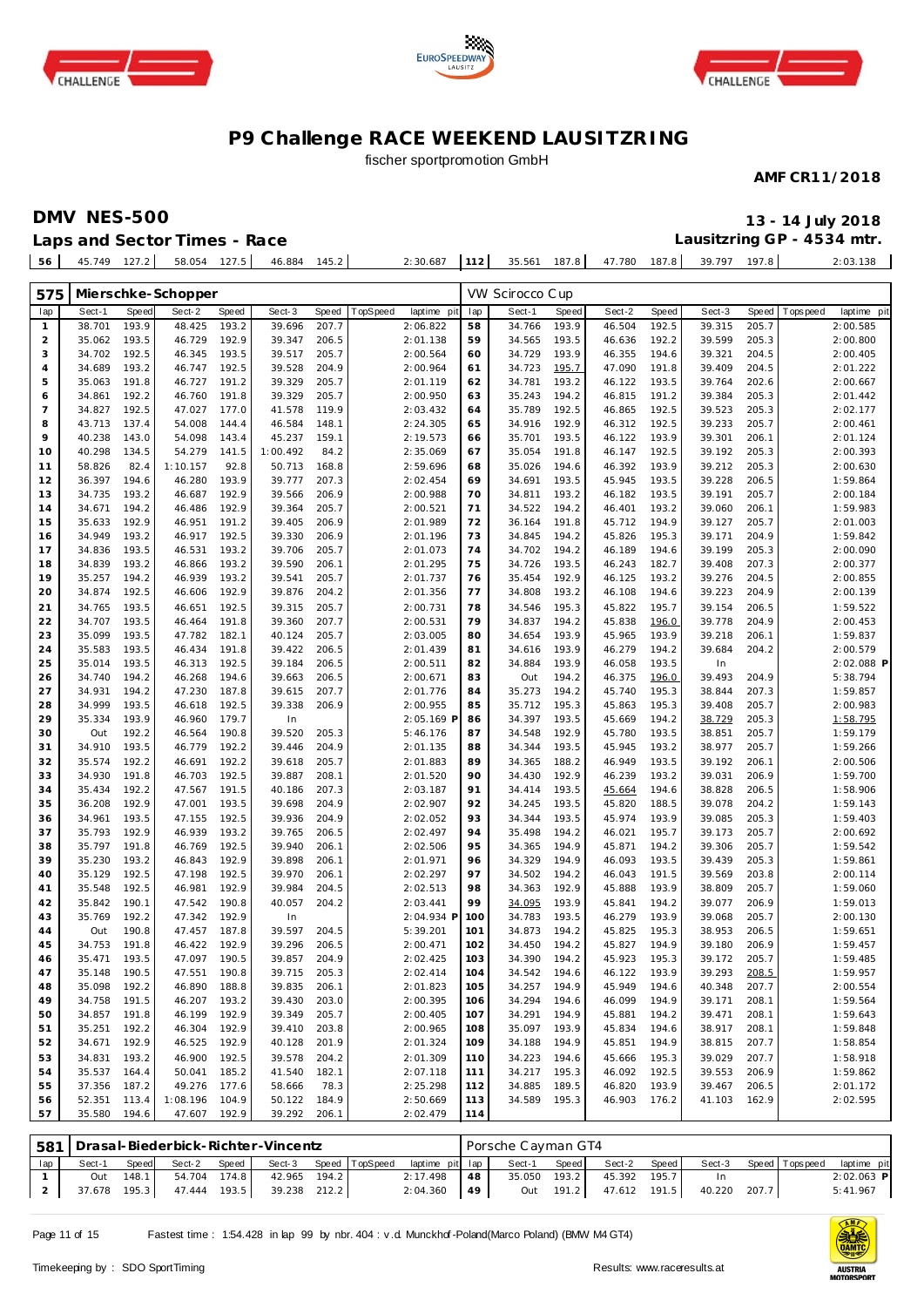# P9 Challenge RACE WEEKEND LAUSITZRING

fischer sportpromotion GmbH

**AMF CR11/2018**

## DMV NES-500

**13 - 14 July 2018**

### Laps and Sector Times - Race

**Lausitzring GP - 4534 mtr.**

| lap | Sect-1 | Speed | Sect-2 | Speed | Sect-3 | Speed | TopSpeed | laptime pit | lap | Sect-1 | Speed | Sect-2 | Speed | Sect-3 | Speed | Topspeed | laptime pit |
|---|---|---|---|---|---|---|---|---|---|---|---|---|---|---|---|---|---|
| 56 | 45.749 | 127.2 | 58.054 | 127.5 | 46.884 | 145.2 | | 2:30.687 | 112 | 35.561 | 187.8 | 47.780 | 187.8 | 39.797 | 197.8 | | 2:03.138 |

**575 Mierschke-Schopper** — VW Scirocco Cup

| lap | Sect-1 | Speed | Sect-2 | Speed | Sect-3 | Speed | TopSpeed | laptime pit | lap | Sect-1 | Speed | Sect-2 | Speed | Sect-3 | Speed | Topspeed | laptime pit |
|---|---|---|---|---|---|---|---|---|---|---|---|---|---|---|---|---|---|
| 1 | 38.701 | 193.9 | 48.425 | 193.2 | 39.696 | 207.7 | | 2:06.822 | 58 | 34.766 | 193.9 | 46.504 | 192.5 | 39.315 | 205.7 | | 2:00.585 |
| 2 | 35.062 | 193.5 | 46.729 | 192.9 | 39.347 | 206.5 | | 2:01.138 | 59 | 34.565 | 193.5 | 46.636 | 192.2 | 39.599 | 205.3 | | 2:00.800 |
| 3 | 34.702 | 192.5 | 46.345 | 193.5 | 39.517 | 205.7 | | 2:00.564 | 60 | 34.729 | 193.9 | 46.355 | 194.6 | 39.321 | 204.5 | | 2:00.405 |
| 4 | 34.689 | 193.2 | 46.747 | 192.5 | 39.528 | 204.9 | | 2:00.964 | 61 | 34.723 | 195.7 | 47.090 | 191.8 | 39.409 | 204.5 | | 2:01.222 |
| 5 | 35.063 | 191.8 | 46.727 | 191.2 | 39.329 | 205.7 | | 2:01.119 | 62 | 34.781 | 193.2 | 46.122 | 193.5 | 39.764 | 202.6 | | 2:00.667 |
| 6 | 34.861 | 192.2 | 46.760 | 191.8 | 39.329 | 205.3 | | 2:00.950 | 63 | 35.243 | 194.2 | 46.815 | 191.2 | 39.384 | 205.3 | | 2:01.442 |
| 7 | 34.827 | 192.5 | 47.027 | 177.0 | 41.578 | 119.9 | | 2:03.432 | 64 | 35.789 | 192.5 | 46.865 | 192.5 | 39.523 | 205.3 | | 2:02.177 |
| 8 | 43.713 | 137.4 | 54.008 | 144.4 | 46.584 | 148.1 | | 2:24.305 | 65 | 34.916 | 192.9 | 46.312 | 192.5 | 39.233 | 205.7 | | 2:00.461 |
| 9 | 40.238 | 143.0 | 54.098 | 143.4 | 45.237 | 159.1 | | 2:19.573 | 66 | 35.701 | 193.5 | 46.122 | 193.9 | 39.301 | 206.1 | | 2:01.124 |
| 10 | 40.298 | 134.5 | 54.279 | 141.5 | 1:00.492 | 84.2 | | 2:35.069 | 67 | 35.054 | 191.8 | 46.147 | 192.5 | 39.192 | 205.3 | | 2:00.393 |
| 11 | 58.826 | 82.4 | 1:10.157 | 92.8 | 50.713 | 168.8 | | 2:59.696 | 68 | 35.026 | 194.6 | 46.392 | 193.9 | 39.212 | 205.3 | | 2:00.630 |
| 12 | 36.397 | 194.6 | 46.280 | 193.9 | 39.777 | 207.3 | | 2:02.454 | 69 | 34.691 | 193.5 | 45.945 | 193.5 | 39.228 | 206.5 | | 1:59.864 |
| 13 | 34.735 | 193.2 | 46.687 | 192.9 | 39.566 | 206.9 | | 2:00.988 | 70 | 34.811 | 193.2 | 46.182 | 193.5 | 39.191 | 205.7 | | 2:00.184 |
| 14 | 34.671 | 194.2 | 46.486 | 192.9 | 39.364 | 205.7 | | 2:00.521 | 71 | 34.522 | 194.2 | 46.401 | 193.2 | 39.060 | 206.1 | | 1:59.983 |
| 15 | 35.633 | 192.9 | 46.951 | 191.2 | 39.405 | 206.9 | | 2:01.989 | 72 | 36.164 | 191.8 | 45.712 | 194.9 | 39.127 | 205.7 | | 2:01.003 |
| 16 | 34.949 | 193.2 | 46.917 | 192.5 | 39.330 | 206.9 | | 2:01.196 | 73 | 34.845 | 194.2 | 45.826 | 195.3 | 39.171 | 204.9 | | 1:59.842 |
| 17 | 34.836 | 193.5 | 46.531 | 193.2 | 39.706 | 205.7 | | 2:01.073 | 74 | 34.702 | 194.2 | 46.189 | 194.6 | 39.199 | 205.3 | | 2:00.090 |
| 18 | 34.839 | 193.2 | 46.866 | 193.2 | 39.590 | 206.1 | | 2:01.295 | 75 | 34.726 | 193.5 | 46.243 | 182.7 | 39.408 | 207.3 | | 2:00.377 |
| 19 | 35.257 | 194.2 | 46.939 | 193.2 | 39.541 | 205.7 | | 2:01.737 | 76 | 35.454 | 192.9 | 46.125 | 193.2 | 39.276 | 204.5 | | 2:00.855 |
| 20 | 34.874 | 192.5 | 46.606 | 192.9 | 39.876 | 204.2 | | 2:01.356 | 77 | 34.808 | 193.2 | 46.108 | 194.6 | 39.223 | 204.9 | | 2:00.139 |
| 21 | 34.765 | 193.5 | 46.651 | 192.5 | 39.315 | 205.7 | | 2:00.731 | 78 | 34.546 | 195.3 | 45.822 | 195.7 | 39.154 | 206.5 | | 1:59.522 |
| 22 | 34.707 | 193.5 | 46.464 | 191.8 | 39.360 | 207.7 | | 2:00.531 | 79 | 34.837 | 194.2 | 45.838 | 196.0 | 39.778 | 204.9 | | 2:00.453 |
| 23 | 35.099 | 193.5 | 47.782 | 182.1 | 40.124 | 205.7 | | 2:03.005 | 80 | 34.654 | 193.9 | 45.965 | 193.9 | 39.218 | 206.1 | | 1:59.837 |
| 24 | 35.583 | 193.5 | 46.434 | 191.8 | 39.422 | 206.5 | | 2:01.439 | 81 | 34.616 | 193.9 | 46.279 | 194.2 | 39.684 | 204.2 | | 2:00.579 |
| 25 | 35.014 | 193.5 | 46.313 | 192.5 | 39.184 | 206.5 | | 2:00.511 | 82 | 34.884 | 193.9 | 46.058 | 193.5 | In | | | 2:02.088 P |
| 26 | 34.740 | 194.2 | 46.268 | 194.6 | 39.663 | 206.5 | | 2:00.671 | 83 | Out | 194.2 | 46.375 | 196.0 | 39.493 | 204.9 | | 5:38.794 |
| 27 | 34.931 | 194.2 | 47.230 | 187.8 | 39.615 | 205.7 | | 2:01.776 | 84 | 35.273 | 194.2 | 45.740 | 195.3 | 38.844 | 207.3 | | 1:59.857 |
| 28 | 34.999 | 193.5 | 46.618 | 192.5 | 39.338 | 206.9 | | 2:00.955 | 85 | 35.712 | 195.3 | 45.863 | 195.3 | 39.408 | 205.7 | | 2:00.983 |
| 29 | 35.334 | 193.9 | 46.960 | 179.7 | In | | | 2:05.169 P | 86 | 34.397 | 193.5 | 45.669 | 194.2 | 38.729 | 205.3 | | 1:58.795 |
| 30 | Out | 192.2 | 46.564 | 190.8 | 39.520 | 205.3 | | 5:46.176 | 87 | 34.548 | 192.9 | 45.780 | 193.5 | 38.851 | 205.7 | | 1:59.179 |
| 31 | 34.910 | 193.5 | 46.779 | 192.2 | 39.446 | 204.9 | | 2:01.135 | 88 | 34.344 | 193.5 | 45.945 | 193.2 | 38.977 | 205.7 | | 1:59.266 |
| 32 | 35.574 | 192.2 | 46.691 | 192.2 | 39.618 | 205.7 | | 2:01.883 | 89 | 34.365 | 188.2 | 46.949 | 193.5 | 39.192 | 206.1 | | 2:00.506 |
| 33 | 34.930 | 191.8 | 46.703 | 192.5 | 39.887 | 208.1 | | 2:01.520 | 90 | 34.430 | 192.9 | 46.239 | 193.2 | 39.031 | 206.9 | | 1:59.700 |
| 34 | 35.434 | 192.2 | 47.567 | 191.5 | 40.186 | 207.3 | | 2:03.187 | 91 | 34.414 | 193.5 | 45.664 | 194.6 | 38.828 | 206.5 | | 1:58.906 |
| 35 | 36.208 | 192.9 | 47.001 | 193.5 | 39.698 | 204.9 | | 2:02.907 | 92 | 34.245 | 193.5 | 45.820 | 188.5 | 39.078 | 204.2 | | 1:59.143 |
| 36 | 34.961 | 193.5 | 47.155 | 192.5 | 39.936 | 204.9 | | 2:02.052 | 93 | 34.344 | 193.5 | 45.974 | 193.9 | 39.085 | 205.3 | | 1:59.403 |
| 37 | 35.793 | 192.9 | 46.939 | 193.2 | 39.765 | 206.5 | | 2:02.497 | 94 | 35.498 | 194.2 | 46.021 | 195.7 | 39.173 | 205.7 | | 2:00.692 |
| 38 | 35.797 | 191.8 | 46.769 | 192.5 | 39.940 | 206.1 | | 2:02.506 | 95 | 34.365 | 194.9 | 45.871 | 194.2 | 39.306 | 205.7 | | 1:59.542 |
| 39 | 35.230 | 193.2 | 46.843 | 192.9 | 39.898 | 206.1 | | 2:01.971 | 96 | 34.329 | 194.9 | 46.093 | 193.5 | 39.439 | 205.3 | | 1:59.861 |
| 40 | 35.129 | 192.5 | 47.198 | 192.5 | 39.970 | 206.1 | | 2:02.297 | 97 | 34.502 | 194.2 | 46.043 | 191.5 | 39.569 | 203.8 | | 2:00.114 |
| 41 | 35.548 | 192.5 | 46.981 | 192.9 | 39.984 | 204.5 | | 2:02.513 | 98 | 34.363 | 192.9 | 45.888 | 193.9 | 38.809 | 205.7 | | 1:59.060 |
| 42 | 35.842 | 190.1 | 47.542 | 190.8 | 40.057 | 204.2 | | 2:03.441 | 99 | 34.095 | 193.9 | 45.841 | 194.2 | 39.077 | 206.9 | | 1:59.013 |
| 43 | 35.769 | 192.2 | 47.342 | 192.9 | In | | | 2:04.934 P | 100 | 34.783 | 193.5 | 46.279 | 193.9 | 39.068 | 205.7 | | 2:00.130 |
| 44 | Out | 190.8 | 47.457 | 187.8 | 39.597 | 204.5 | | 5:39.201 | 101 | 34.873 | 194.2 | 45.825 | 195.3 | 38.953 | 206.5 | | 1:59.651 |
| 45 | 34.753 | 191.8 | 46.422 | 192.9 | 39.296 | 206.5 | | 2:00.471 | 102 | 34.450 | 194.2 | 45.827 | 194.9 | 39.180 | 206.9 | | 1:59.457 |
| 46 | 35.471 | 193.5 | 47.097 | 190.5 | 39.857 | 204.9 | | 2:02.425 | 103 | 34.390 | 194.2 | 45.923 | 195.3 | 39.172 | 205.7 | | 1:59.485 |
| 47 | 35.148 | 190.5 | 47.551 | 190.8 | 39.715 | 205.3 | | 2:02.414 | 104 | 34.542 | 194.6 | 46.122 | 193.9 | 39.293 | 208.5 | | 1:59.957 |
| 48 | 35.098 | 192.2 | 46.890 | 188.8 | 39.835 | 206.1 | | 2:01.823 | 105 | 34.257 | 194.9 | 45.949 | 194.6 | 40.348 | 207.7 | | 2:00.554 |
| 49 | 34.758 | 191.5 | 46.207 | 193.2 | 39.430 | 203.0 | | 2:00.395 | 106 | 34.294 | 194.6 | 46.099 | 194.9 | 39.171 | 208.1 | | 1:59.564 |
| 50 | 34.857 | 191.8 | 46.199 | 192.9 | 39.349 | 205.7 | | 2:00.405 | 107 | 34.291 | 194.9 | 45.881 | 194.2 | 39.471 | 208.1 | | 1:59.643 |
| 51 | 35.251 | 192.2 | 46.304 | 192.9 | 39.410 | 203.8 | | 2:00.965 | 108 | 35.097 | 193.9 | 45.834 | 194.6 | 38.917 | 208.1 | | 1:59.848 |
| 52 | 34.671 | 192.9 | 46.525 | 192.9 | 40.128 | 201.9 | | 2:01.324 | 109 | 34.188 | 194.9 | 45.851 | 194.9 | 38.815 | 207.7 | | 1:58.854 |
| 53 | 34.831 | 193.2 | 46.900 | 192.5 | 39.578 | 204.2 | | 2:01.309 | 110 | 34.223 | 194.6 | 45.666 | 195.3 | 39.029 | 207.7 | | 1:58.918 |
| 54 | 35.537 | 164.4 | 50.041 | 185.2 | 41.540 | 182.1 | | 2:07.118 | 111 | 34.217 | 195.3 | 46.092 | 192.5 | 39.553 | 206.9 | | 1:59.862 |
| 55 | 37.356 | 187.2 | 49.276 | 177.6 | 58.666 | 78.3 | | 2:25.298 | 112 | 34.885 | 189.5 | 46.820 | 193.9 | 39.467 | 206.5 | | 2:01.172 |
| 56 | 52.351 | 113.4 | 1:08.196 | 104.9 | 50.122 | 184.9 | | 2:50.669 | 113 | 34.589 | 195.3 | 46.903 | 176.2 | 41.103 | 162.9 | | 2:02.595 |
| 57 | 35.580 | 194.6 | 47.607 | 192.9 | 39.292 | 206.1 | | 2:02.479 | 114 | | | | | | | | |

**581 Drasal-Biederbick-Richter-Vincentz** — Porsche Cayman GT4

| lap | Sect-1 | Speed | Sect-2 | Speed | Sect-3 | Speed | TopSpeed | laptime pit | lap | Sect-1 | Speed | Sect-2 | Speed | Sect-3 | Speed | Topspeed | laptime pit |
|---|---|---|---|---|---|---|---|---|---|---|---|---|---|---|---|---|---|
| 1 | Out | 148.1 | 54.704 | 174.8 | 42.965 | 194.2 | | 2:17.498 | 48 | 35.050 | 193.2 | 45.392 | 195.7 | In | | | 2:02.063 P |
| 2 | 37.678 | 195.3 | 47.444 | 193.5 | 39.238 | 212.2 | | 2:04.360 | 49 | Out | 191.2 | 47.612 | 191.5 | 40.220 | 207.7 | | 5:41.967 |

Fastest time : 1:54.428 in lap 99 by nbr. 404 : v.d. Munckhof-Poland(Marco Poland) (BMW M4 GT4)

Timekeeping by : SDO SportTiming

Results: www.raceresults.at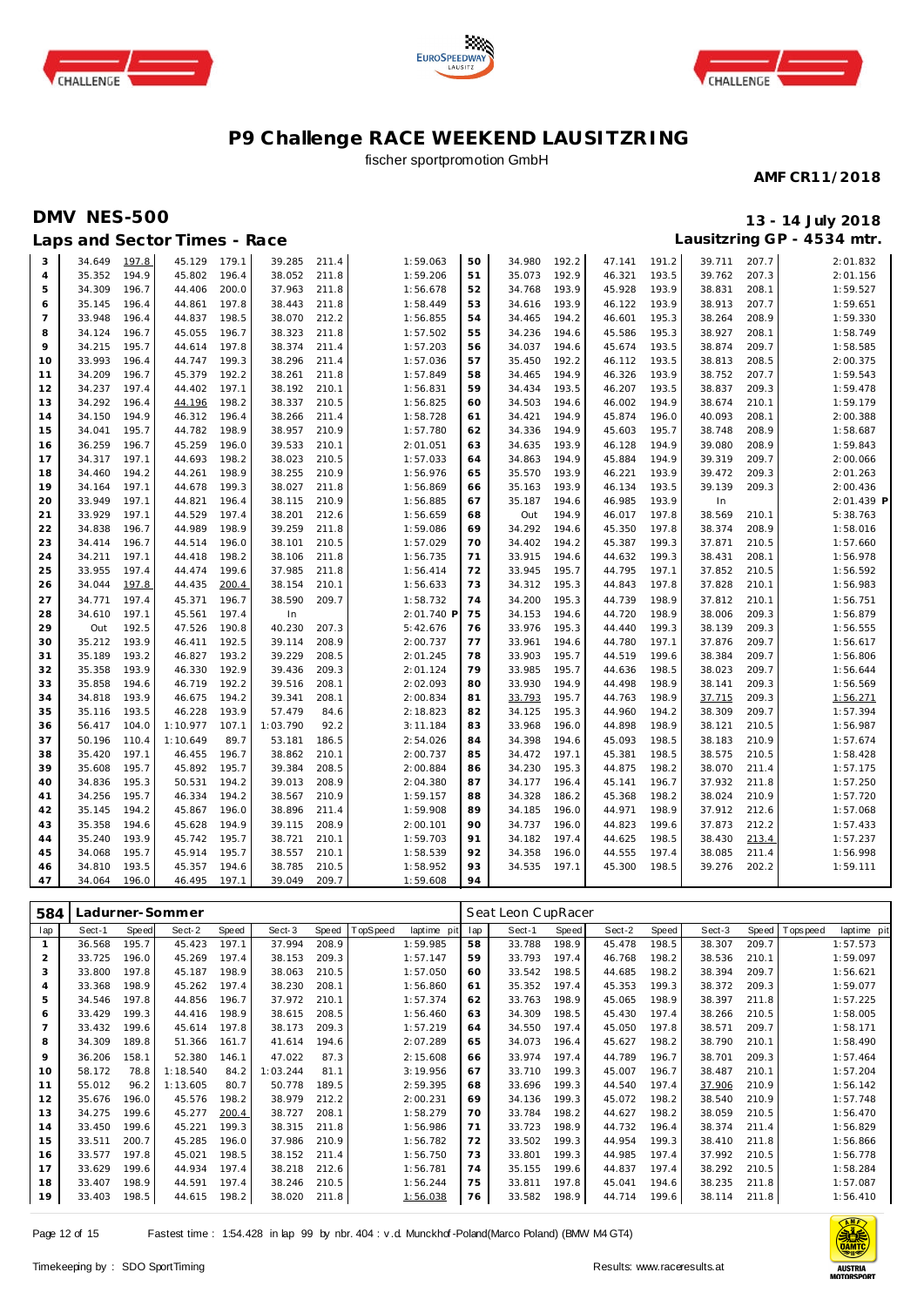# P9 Challenge RACE WEEKEND LAUSITZRING

fischer sportpromotion GmbH

**AMF CR11/2018**

## DMV NES-500

**13 - 14 July 2018**

## Laps and Sector Times - Race

**Lausitzring GP - 4534 mtr.**

| lap | Sect-1 | Speed | Sect-2 | Speed | Sect-3 | Speed | TopSpeed | laptime pit | lap | Sect-1 | Speed | Sect-2 | Speed | Sect-3 | Speed | Topspeed | laptime pit |
|---|---|---|---|---|---|---|---|---|---|---|---|---|---|---|---|---|---|
| 3 | 34.649 | 197.8 | 45.129 | 179.1 | 39.285 | 211.4 | | 1:59.063 | 50 | 34.980 | 192.2 | 47.141 | 191.2 | 39.711 | 207.7 | | 2:01.832 |
| 4 | 35.352 | 194.9 | 45.802 | 196.4 | 38.052 | 211.8 | | 1:59.206 | 51 | 35.073 | 192.9 | 46.321 | 193.5 | 39.762 | 207.3 | | 2:01.156 |
| 5 | 34.309 | 196.7 | 44.406 | 200.0 | 37.963 | 211.8 | | 1:56.678 | 52 | 34.768 | 193.9 | 45.928 | 193.9 | 38.831 | 208.1 | | 1:59.527 |
| 6 | 35.145 | 196.4 | 44.861 | 197.8 | 38.443 | 211.8 | | 1:58.449 | 53 | 34.616 | 193.9 | 46.122 | 193.9 | 38.913 | 207.7 | | 1:59.651 |
| 7 | 33.948 | 196.4 | 44.837 | 198.5 | 38.070 | 212.2 | | 1:56.855 | 54 | 34.465 | 194.2 | 46.601 | 195.3 | 38.264 | 208.9 | | 1:59.330 |
| 8 | 34.124 | 196.7 | 45.055 | 196.7 | 38.323 | 211.8 | | 1:57.502 | 55 | 34.236 | 194.6 | 45.586 | 195.3 | 38.927 | 208.1 | | 1:58.749 |
| 9 | 34.215 | 195.7 | 44.614 | 197.8 | 38.374 | 211.4 | | 1:57.203 | 56 | 34.037 | 194.6 | 45.674 | 193.5 | 38.874 | 209.7 | | 1:58.585 |
| 10 | 33.993 | 196.4 | 44.747 | 199.3 | 38.296 | 211.4 | | 1:57.036 | 57 | 35.450 | 192.2 | 46.112 | 193.5 | 38.813 | 208.5 | | 2:00.375 |
| 11 | 34.209 | 196.7 | 45.379 | 192.2 | 38.261 | 211.8 | | 1:57.849 | 58 | 34.465 | 194.9 | 46.326 | 193.9 | 38.752 | 207.7 | | 1:59.543 |
| 12 | 34.237 | 197.4 | 44.402 | 197.1 | 38.192 | 210.1 | | 1:56.831 | 59 | 34.434 | 193.5 | 46.207 | 193.5 | 38.837 | 209.3 | | 1:59.478 |
| 13 | 34.292 | 196.4 | 44.196 | 198.2 | 38.337 | 210.5 | | 1:56.825 | 60 | 34.503 | 194.6 | 46.002 | 194.9 | 38.674 | 210.1 | | 1:59.179 |
| 14 | 34.150 | 194.9 | 46.312 | 196.4 | 38.266 | 211.4 | | 1:58.728 | 61 | 34.421 | 194.9 | 45.874 | 196.0 | 40.093 | 208.1 | | 2:00.388 |
| 15 | 34.041 | 195.7 | 44.782 | 198.9 | 38.957 | 210.9 | | 1:57.780 | 62 | 34.336 | 194.9 | 45.603 | 195.7 | 38.748 | 208.9 | | 1:58.687 |
| 16 | 36.259 | 196.7 | 45.259 | 196.0 | 39.533 | 210.1 | | 2:01.051 | 63 | 34.635 | 193.9 | 46.128 | 194.9 | 39.080 | 208.9 | | 1:59.843 |
| 17 | 34.317 | 197.1 | 44.693 | 198.2 | 38.023 | 210.5 | | 1:57.033 | 64 | 34.863 | 194.9 | 45.884 | 194.9 | 39.319 | 209.7 | | 2:00.066 |
| 18 | 34.460 | 194.2 | 44.261 | 198.9 | 38.255 | 210.9 | | 1:56.976 | 65 | 35.570 | 193.9 | 46.221 | 193.9 | 39.472 | 209.3 | | 2:01.263 |
| 19 | 34.164 | 197.1 | 44.678 | 199.3 | 38.027 | 211.8 | | 1:56.869 | 66 | 35.163 | 193.9 | 46.134 | 193.5 | 39.139 | 209.3 | | 2:00.436 |
| 20 | 33.949 | 197.1 | 44.821 | 196.4 | 38.115 | 210.9 | | 1:56.885 | 67 | 35.187 | 194.6 | 46.985 | 193.9 | In | | | 2:01.439 P |
| 21 | 33.929 | 197.1 | 44.529 | 197.4 | 38.201 | 212.6 | | 1:56.659 | 68 | Out | 194.9 | 46.017 | 197.8 | 38.569 | 210.1 | | 5:38.763 |
| 22 | 34.838 | 196.7 | 44.989 | 198.9 | 39.259 | 211.8 | | 1:59.086 | 69 | 34.292 | 194.6 | 45.350 | 197.8 | 38.374 | 208.9 | | 1:58.016 |
| 23 | 34.414 | 196.7 | 44.514 | 196.0 | 38.101 | 210.5 | | 1:57.029 | 70 | 34.402 | 194.2 | 45.387 | 199.3 | 37.871 | 210.5 | | 1:57.660 |
| 24 | 34.211 | 197.1 | 44.418 | 198.2 | 38.106 | 211.8 | | 1:56.735 | 71 | 33.915 | 194.6 | 44.632 | 199.3 | 38.431 | 208.1 | | 1:56.978 |
| 25 | 33.955 | 197.4 | 44.474 | 199.6 | 37.985 | 211.8 | | 1:56.414 | 72 | 33.945 | 195.7 | 44.795 | 197.1 | 37.852 | 210.5 | | 1:56.592 |
| 26 | 34.044 | 197.8 | 44.435 | 200.4 | 38.154 | 210.1 | | 1:56.633 | 73 | 34.312 | 195.3 | 44.843 | 197.8 | 37.828 | 210.1 | | 1:56.983 |
| 27 | 34.771 | 197.4 | 45.371 | 196.7 | 38.590 | 209.7 | | 1:58.732 | 74 | 34.200 | 195.3 | 44.739 | 198.9 | 37.812 | 210.1 | | 1:56.751 |
| 28 | 34.610 | 197.1 | 45.561 | 197.4 | In | | | 2:01.740 P | 75 | 34.153 | 194.6 | 44.720 | 198.9 | 38.006 | 209.3 | | 1:56.879 |
| 29 | Out | 192.5 | 47.526 | 190.8 | 40.230 | 207.3 | | 5:42.676 | 76 | 33.976 | 195.3 | 44.440 | 199.3 | 38.139 | 209.3 | | 1:56.555 |
| 30 | 35.212 | 193.9 | 46.411 | 192.5 | 39.114 | 208.9 | | 2:00.737 | 77 | 33.961 | 194.6 | 44.780 | 197.1 | 37.876 | 209.7 | | 1:56.617 |
| 31 | 35.189 | 193.2 | 46.827 | 193.2 | 39.229 | 208.5 | | 2:01.245 | 78 | 33.903 | 195.7 | 44.519 | 199.6 | 38.384 | 209.7 | | 1:56.806 |
| 32 | 35.358 | 193.9 | 46.330 | 192.9 | 39.436 | 209.3 | | 2:01.124 | 79 | 33.985 | 195.7 | 44.636 | 198.5 | 38.023 | 209.7 | | 1:56.644 |
| 33 | 35.858 | 194.6 | 46.719 | 192.2 | 39.516 | 208.1 | | 2:02.093 | 80 | 33.930 | 194.9 | 44.498 | 198.9 | 38.141 | 209.3 | | 1:56.569 |
| 34 | 34.818 | 193.9 | 46.675 | 194.2 | 39.341 | 208.1 | | 2:00.834 | 81 | 33.793 | 195.7 | 44.763 | 198.9 | 37.715 | 209.3 | | 1:56.271 |
| 35 | 35.116 | 193.5 | 46.228 | 193.9 | 57.479 | 84.6 | | 2:18.823 | 82 | 34.125 | 195.3 | 44.960 | 194.2 | 38.309 | 209.7 | | 1:57.394 |
| 36 | 56.417 | 104.0 | 1:10.977 | 107.1 | 1:03.790 | 92.2 | | 3:11.184 | 83 | 33.968 | 196.0 | 44.898 | 198.9 | 38.121 | 210.5 | | 1:56.987 |
| 37 | 50.196 | 110.4 | 1:10.649 | 89.7 | 53.181 | 186.5 | | 2:54.026 | 84 | 34.398 | 194.6 | 45.093 | 198.5 | 38.183 | 210.9 | | 1:57.674 |
| 38 | 35.420 | 197.1 | 46.455 | 196.7 | 38.862 | 210.1 | | 2:00.737 | 85 | 34.472 | 197.1 | 45.381 | 198.5 | 38.575 | 210.5 | | 1:58.428 |
| 39 | 35.608 | 195.7 | 45.892 | 195.7 | 39.384 | 208.5 | | 2:00.884 | 86 | 34.230 | 195.3 | 44.875 | 198.2 | 38.070 | 211.4 | | 1:57.175 |
| 40 | 34.836 | 195.3 | 50.531 | 194.2 | 39.013 | 208.9 | | 2:04.380 | 87 | 34.177 | 196.4 | 45.141 | 196.7 | 37.932 | 211.8 | | 1:57.250 |
| 41 | 34.256 | 195.7 | 46.334 | 194.2 | 38.567 | 210.9 | | 1:59.157 | 88 | 34.328 | 186.2 | 45.368 | 198.2 | 38.024 | 210.9 | | 1:57.720 |
| 42 | 35.145 | 194.2 | 45.867 | 196.0 | 38.896 | 211.4 | | 1:59.908 | 89 | 34.185 | 196.0 | 44.971 | 198.9 | 37.912 | 212.6 | | 1:57.068 |
| 43 | 35.358 | 194.6 | 45.628 | 194.9 | 39.115 | 208.9 | | 2:00.101 | 90 | 34.737 | 196.0 | 44.823 | 199.6 | 37.873 | 212.2 | | 1:57.433 |
| 44 | 35.240 | 193.9 | 45.742 | 195.7 | 38.721 | 210.1 | | 1:59.703 | 91 | 34.182 | 197.4 | 44.625 | 198.5 | 38.430 | 213.4 | | 1:57.237 |
| 45 | 34.068 | 195.7 | 45.914 | 195.7 | 38.557 | 210.1 | | 1:58.539 | 92 | 34.358 | 196.0 | 44.555 | 197.4 | 38.085 | 211.4 | | 1:56.998 |
| 46 | 34.810 | 193.5 | 45.357 | 194.6 | 38.785 | 210.5 | | 1:58.952 | 93 | 34.535 | 197.1 | 45.300 | 198.5 | 39.276 | 202.2 | | 1:59.111 |
| 47 | 34.064 | 196.0 | 46.495 | 197.1 | 39.049 | 209.7 | | 1:59.608 | 94 | | | | | | | | |

### 584 Ladurner-Sommer — Seat Leon CupRacer

| lap | Sect-1 | Speed | Sect-2 | Speed | Sect-3 | Speed | TopSpeed | laptime pit | lap | Sect-1 | Speed | Sect-2 | Speed | Sect-3 | Speed | Topspeed | laptime pit |
|---|---|---|---|---|---|---|---|---|---|---|---|---|---|---|---|---|---|
| 1 | 36.568 | 195.7 | 45.423 | 197.1 | 37.994 | 208.9 | | 1:59.985 | 58 | 33.788 | 198.9 | 45.478 | 198.5 | 38.307 | 209.7 | | 1:57.573 |
| 2 | 33.725 | 196.0 | 45.269 | 197.4 | 38.153 | 209.3 | | 1:57.147 | 59 | 33.793 | 197.4 | 46.768 | 198.2 | 38.536 | 210.1 | | 1:59.097 |
| 3 | 33.800 | 197.8 | 45.187 | 198.9 | 38.063 | 210.5 | | 1:57.050 | 60 | 33.542 | 198.5 | 44.685 | 198.2 | 38.394 | 209.7 | | 1:56.621 |
| 4 | 33.368 | 198.9 | 45.262 | 197.4 | 38.230 | 208.1 | | 1:56.860 | 61 | 35.352 | 197.4 | 45.353 | 199.3 | 38.372 | 209.3 | | 1:59.077 |
| 5 | 34.546 | 197.8 | 44.856 | 196.7 | 37.972 | 210.1 | | 1:57.374 | 62 | 33.763 | 198.9 | 45.065 | 198.9 | 38.397 | 211.8 | | 1:57.225 |
| 6 | 33.429 | 199.3 | 44.416 | 198.9 | 38.615 | 208.5 | | 1:56.460 | 63 | 34.309 | 198.5 | 45.430 | 197.4 | 38.266 | 210.5 | | 1:58.005 |
| 7 | 33.432 | 199.6 | 45.614 | 197.8 | 38.173 | 209.3 | | 1:57.219 | 64 | 34.550 | 197.4 | 45.050 | 197.8 | 38.571 | 209.7 | | 1:58.171 |
| 8 | 34.309 | 189.8 | 51.366 | 161.7 | 41.614 | 194.6 | | 2:07.289 | 65 | 34.073 | 196.4 | 45.627 | 198.2 | 38.790 | 210.1 | | 1:58.490 |
| 9 | 36.206 | 158.1 | 52.380 | 146.1 | 47.022 | 87.3 | | 2:15.608 | 66 | 33.974 | 197.4 | 44.789 | 196.7 | 38.701 | 209.3 | | 1:57.464 |
| 10 | 58.172 | 78.8 | 1:18.540 | 84.2 | 1:03.244 | 81.1 | | 3:19.956 | 67 | 33.710 | 199.3 | 45.007 | 196.7 | 38.487 | 210.1 | | 1:57.204 |
| 11 | 55.012 | 96.2 | 1:13.605 | 80.7 | 50.778 | 189.5 | | 2:59.395 | 68 | 33.696 | 199.3 | 44.540 | 197.4 | 37.906 | 210.9 | | 1:56.142 |
| 12 | 35.676 | 196.0 | 45.576 | 198.2 | 38.979 | 212.2 | | 2:00.231 | 69 | 34.136 | 199.3 | 45.072 | 198.2 | 38.540 | 210.9 | | 1:57.748 |
| 13 | 34.275 | 199.6 | 45.277 | 200.4 | 38.727 | 208.1 | | 1:58.279 | 70 | 33.784 | 198.2 | 44.627 | 198.2 | 38.059 | 210.5 | | 1:56.470 |
| 14 | 33.450 | 199.6 | 45.221 | 199.3 | 38.315 | 211.8 | | 1:56.986 | 71 | 33.723 | 198.9 | 44.732 | 196.4 | 38.374 | 211.4 | | 1:56.829 |
| 15 | 33.511 | 200.7 | 45.285 | 196.0 | 37.986 | 210.9 | | 1:56.782 | 72 | 33.502 | 199.3 | 44.954 | 199.3 | 38.410 | 211.8 | | 1:56.866 |
| 16 | 33.577 | 197.8 | 45.021 | 198.5 | 38.152 | 211.4 | | 1:56.750 | 73 | 33.801 | 199.3 | 44.985 | 197.4 | 37.992 | 210.5 | | 1:56.778 |
| 17 | 33.629 | 199.6 | 44.934 | 197.4 | 38.218 | 212.6 | | 1:56.781 | 74 | 35.155 | 199.6 | 44.837 | 197.4 | 38.292 | 210.5 | | 1:58.284 |
| 18 | 33.407 | 198.9 | 44.591 | 197.4 | 38.246 | 210.5 | | 1:56.244 | 75 | 33.811 | 197.8 | 45.041 | 194.6 | 38.235 | 211.8 | | 1:57.087 |
| 19 | 33.403 | 198.5 | 44.615 | 198.2 | 38.020 | 211.8 | | 1:56.038 | 76 | 33.582 | 198.9 | 44.714 | 199.6 | 38.114 | 211.8 | | 1:56.410 |

Fastest time : 1:54.428 in lap 99 by nbr. 404 : v.d. Munckhof-Poland(Marco Poland) (BMW M4 GT4)

Timekeeping by : SDO SportTiming

Results: www.raceresults.at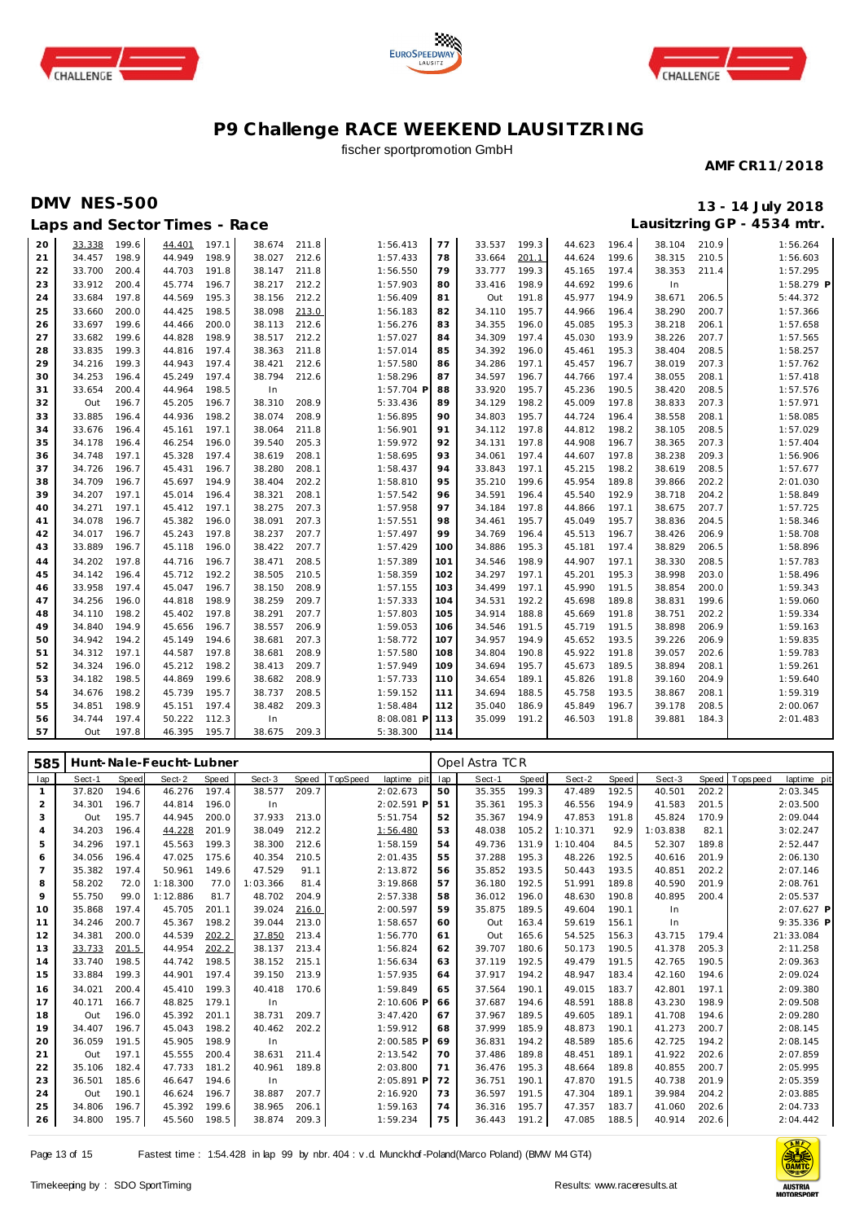# P9 Challenge RACE WEEKEND LAUSITZRING

fischer sportpromotion GmbH

**AMF CR11/2018**

## DMV NES-500

**13 - 14 July 2018**

### Laps and Sector Times - Race

**Lausitzring GP - 4534 mtr.**

| lap | Sect-1 | Speed | Sect-2 | Speed | Sect-3 | Speed | TopSpeed | laptime pit | lap | Sect-1 | Speed | Sect-2 | Speed | Sect-3 | Speed | Topspeed | laptime pit |
|---|---|---|---|---|---|---|---|---|---|---|---|---|---|---|---|---|---|
| 20 | 33.338 | 199.6 | 44.401 | 197.1 | 38.674 | 211.8 | | 1:56.413 | 77 | 33.537 | 199.3 | 44.623 | 196.4 | 38.104 | 210.9 | | 1:56.264 |
| 21 | 34.457 | 198.9 | 44.949 | 198.9 | 38.027 | 212.6 | | 1:57.433 | 78 | 33.664 | 201.1 | 44.624 | 199.6 | 38.315 | 210.5 | | 1:56.603 |
| 22 | 33.700 | 200.4 | 44.703 | 191.8 | 38.147 | 211.8 | | 1:56.550 | 79 | 33.777 | 199.3 | 45.165 | 197.4 | 38.353 | 211.4 | | 1:57.295 |
| 23 | 33.912 | 200.4 | 45.774 | 196.7 | 38.217 | 212.2 | | 1:57.903 | 80 | 33.416 | 198.9 | 44.692 | 199.6 | In | | | 1:58.279 P |
| 24 | 33.684 | 197.8 | 44.569 | 195.3 | 38.156 | 212.2 | | 1:56.409 | 81 | Out | 191.8 | 45.977 | 194.9 | 38.671 | 206.5 | | 5:44.372 |
| 25 | 33.660 | 200.0 | 44.425 | 198.5 | 38.098 | 213.0 | | 1:56.183 | 82 | 34.110 | 195.7 | 44.966 | 196.4 | 38.290 | 200.7 | | 1:57.366 |
| 26 | 33.697 | 199.6 | 44.466 | 200.0 | 38.113 | 212.6 | | 1:56.276 | 83 | 34.355 | 196.0 | 45.085 | 195.3 | 38.218 | 206.1 | | 1:57.658 |
| 27 | 33.682 | 199.6 | 44.828 | 198.9 | 38.517 | 212.2 | | 1:57.027 | 84 | 34.309 | 197.4 | 45.030 | 193.9 | 38.226 | 207.7 | | 1:57.565 |
| 28 | 33.835 | 199.3 | 44.816 | 197.4 | 38.363 | 211.8 | | 1:57.014 | 85 | 34.392 | 196.0 | 45.461 | 195.3 | 38.404 | 208.5 | | 1:58.257 |
| 29 | 34.216 | 199.3 | 44.943 | 197.4 | 38.421 | 212.6 | | 1:57.580 | 86 | 34.286 | 197.1 | 45.457 | 196.7 | 38.019 | 207.3 | | 1:57.762 |
| 30 | 34.253 | 196.4 | 45.249 | 197.4 | 38.794 | 212.6 | | 1:58.296 | 87 | 34.597 | 196.7 | 44.766 | 197.4 | 38.055 | 208.1 | | 1:57.418 |
| 31 | 33.654 | 200.4 | 44.964 | 198.5 | In | | | 1:57.704 P | 88 | 33.920 | 195.7 | 45.236 | 190.5 | 38.420 | 208.5 | | 1:57.576 |
| 32 | Out | 196.7 | 45.205 | 196.7 | 38.310 | 208.9 | | 5:33.436 | 89 | 34.129 | 198.2 | 45.009 | 197.8 | 38.833 | 207.3 | | 1:57.971 |
| 33 | 33.885 | 196.4 | 44.936 | 198.2 | 38.074 | 208.9 | | 1:56.895 | 90 | 34.803 | 195.7 | 44.724 | 196.4 | 38.558 | 208.1 | | 1:58.085 |
| 34 | 33.676 | 196.4 | 45.161 | 197.1 | 38.064 | 211.8 | | 1:56.901 | 91 | 34.112 | 197.8 | 44.812 | 198.2 | 38.105 | 208.5 | | 1:57.029 |
| 35 | 34.178 | 196.4 | 46.254 | 196.0 | 39.540 | 205.3 | | 1:59.972 | 92 | 34.131 | 197.8 | 44.908 | 196.7 | 38.365 | 207.3 | | 1:57.404 |
| 36 | 34.748 | 197.1 | 45.328 | 197.4 | 38.619 | 208.1 | | 1:58.695 | 93 | 34.061 | 197.4 | 44.607 | 197.8 | 38.238 | 209.3 | | 1:56.906 |
| 37 | 34.726 | 196.7 | 45.431 | 196.7 | 38.280 | 208.1 | | 1:58.437 | 94 | 33.843 | 197.1 | 45.215 | 198.2 | 38.619 | 208.5 | | 1:57.677 |
| 38 | 34.709 | 196.7 | 45.697 | 194.9 | 38.404 | 202.2 | | 1:58.810 | 95 | 35.210 | 199.6 | 45.954 | 189.8 | 39.866 | 202.2 | | 2:01.030 |
| 39 | 34.207 | 197.1 | 45.014 | 196.4 | 38.321 | 208.1 | | 1:57.542 | 96 | 34.591 | 196.4 | 45.540 | 192.9 | 38.718 | 204.2 | | 1:58.849 |
| 40 | 34.271 | 197.1 | 45.412 | 197.1 | 38.275 | 207.3 | | 1:57.958 | 97 | 34.184 | 197.8 | 44.866 | 197.1 | 38.675 | 207.7 | | 1:57.725 |
| 41 | 34.078 | 196.7 | 45.382 | 196.0 | 38.091 | 207.3 | | 1:57.551 | 98 | 34.461 | 195.7 | 45.049 | 195.7 | 38.836 | 204.5 | | 1:58.346 |
| 42 | 34.017 | 196.7 | 45.243 | 197.8 | 38.237 | 207.7 | | 1:57.497 | 99 | 34.769 | 196.4 | 45.513 | 196.7 | 38.426 | 206.9 | | 1:58.708 |
| 43 | 33.889 | 196.7 | 45.118 | 196.0 | 38.422 | 207.7 | | 1:57.429 | 100 | 34.886 | 195.3 | 45.181 | 197.4 | 38.829 | 206.5 | | 1:58.896 |
| 44 | 34.202 | 197.8 | 44.716 | 196.7 | 38.471 | 208.5 | | 1:57.389 | 101 | 34.546 | 198.9 | 44.907 | 197.1 | 38.330 | 208.5 | | 1:57.783 |
| 45 | 34.142 | 196.4 | 45.712 | 192.2 | 38.505 | 210.5 | | 1:58.359 | 102 | 34.297 | 197.1 | 45.201 | 195.3 | 38.998 | 203.0 | | 1:58.496 |
| 46 | 33.958 | 197.4 | 45.047 | 196.7 | 38.150 | 208.9 | | 1:57.155 | 103 | 34.499 | 197.1 | 45.990 | 191.5 | 38.854 | 200.0 | | 1:59.343 |
| 47 | 34.256 | 196.0 | 44.818 | 198.9 | 38.259 | 209.7 | | 1:57.333 | 104 | 34.531 | 192.2 | 45.698 | 189.8 | 38.831 | 199.6 | | 1:59.060 |
| 48 | 34.110 | 198.2 | 45.402 | 197.8 | 38.291 | 207.7 | | 1:57.803 | 105 | 34.914 | 188.8 | 45.669 | 191.8 | 38.751 | 202.2 | | 1:59.334 |
| 49 | 34.840 | 194.9 | 45.656 | 196.7 | 38.557 | 206.9 | | 1:59.053 | 106 | 34.546 | 191.5 | 45.719 | 191.5 | 38.898 | 206.9 | | 1:59.163 |
| 50 | 34.942 | 194.2 | 45.149 | 194.6 | 38.681 | 207.3 | | 1:58.772 | 107 | 34.957 | 194.9 | 45.652 | 193.5 | 39.226 | 206.9 | | 1:59.835 |
| 51 | 34.312 | 197.1 | 44.587 | 197.8 | 38.681 | 208.9 | | 1:57.580 | 108 | 34.804 | 190.8 | 45.922 | 191.8 | 39.057 | 202.6 | | 1:59.783 |
| 52 | 34.324 | 196.0 | 45.212 | 198.2 | 38.413 | 209.7 | | 1:57.949 | 109 | 34.694 | 195.7 | 45.673 | 189.5 | 38.894 | 208.1 | | 1:59.261 |
| 53 | 34.182 | 198.5 | 44.869 | 199.6 | 38.682 | 208.9 | | 1:57.733 | 110 | 34.654 | 189.1 | 45.826 | 191.8 | 39.160 | 204.9 | | 1:59.640 |
| 54 | 34.676 | 198.2 | 45.739 | 195.7 | 38.737 | 208.5 | | 1:59.152 | 111 | 34.694 | 188.5 | 45.758 | 193.5 | 38.867 | 208.1 | | 1:59.319 |
| 55 | 34.851 | 198.9 | 45.151 | 197.4 | 38.482 | 209.3 | | 1:58.484 | 112 | 35.040 | 186.9 | 45.849 | 196.7 | 39.178 | 208.5 | | 2:00.067 |
| 56 | 34.744 | 197.4 | 50.222 | 112.3 | In | | | 8:08.081 P | 113 | 35.099 | 191.2 | 46.503 | 191.8 | 39.881 | 184.3 | | 2:01.483 |
| 57 | Out | 197.8 | 46.395 | 195.7 | 38.675 | 209.3 | | 5:38.300 | 114 | | | | | | | | |

**585 Hunt-Nale-Feucht-Lubner** — Opel Astra TCR

| lap | Sect-1 | Speed | Sect-2 | Speed | Sect-3 | Speed | TopSpeed | laptime pit | lap | Sect-1 | Speed | Sect-2 | Speed | Sect-3 | Speed | Topspeed | laptime pit |
|---|---|---|---|---|---|---|---|---|---|---|---|---|---|---|---|---|---|
| 1 | 37.820 | 194.6 | 46.276 | 197.4 | 38.577 | 209.7 | | 2:02.673 | 50 | 35.355 | 199.3 | 47.489 | 192.5 | 40.501 | 202.2 | | 2:03.345 |
| 2 | 34.301 | 196.7 | 44.814 | 196.0 | In | | | 2:02.591 P | 51 | 35.361 | 195.3 | 46.556 | 194.9 | 41.583 | 201.5 | | 2:03.500 |
| 3 | Out | 195.7 | 44.945 | 200.0 | 37.933 | 213.0 | | 5:51.754 | 52 | 35.367 | 194.9 | 47.853 | 191.8 | 45.824 | 170.9 | | 2:09.044 |
| 4 | 34.203 | 196.4 | 44.228 | 201.9 | 38.049 | 212.2 | | 1:56.480 | 53 | 48.038 | 105.2 | 1:10.371 | 92.9 | 1:03.838 | 82.1 | | 3:02.247 |
| 5 | 34.296 | 197.1 | 45.563 | 199.3 | 38.300 | 212.6 | | 1:58.159 | 54 | 49.736 | 131.9 | 1:10.404 | 84.5 | 52.307 | 189.8 | | 2:52.447 |
| 6 | 34.056 | 196.4 | 47.025 | 175.6 | 40.354 | 210.5 | | 2:01.435 | 55 | 37.288 | 195.3 | 48.226 | 192.5 | 40.616 | 201.9 | | 2:06.130 |
| 7 | 35.382 | 197.4 | 50.961 | 149.6 | 47.529 | 91.1 | | 2:13.872 | 56 | 35.852 | 193.5 | 50.443 | 193.5 | 40.851 | 202.2 | | 2:07.146 |
| 8 | 58.202 | 72.0 | 1:18.300 | 77.0 | 1:03.366 | 81.4 | | 3:19.868 | 57 | 36.180 | 192.5 | 51.991 | 189.8 | 40.590 | 201.9 | | 2:08.761 |
| 9 | 55.750 | 99.0 | 1:12.886 | 81.7 | 48.702 | 204.9 | | 2:57.338 | 58 | 36.012 | 196.0 | 48.630 | 190.8 | 40.895 | 200.4 | | 2:05.537 |
| 10 | 35.868 | 197.4 | 45.705 | 201.1 | 39.024 | 216.0 | | 2:00.597 | 59 | 35.875 | 189.5 | 49.604 | 190.1 | In | | | 2:07.627 P |
| 11 | 34.246 | 200.7 | 45.367 | 198.2 | 39.044 | 213.0 | | 1:58.657 | 60 | Out | 163.4 | 59.619 | 156.1 | In | | | 9:35.336 P |
| 12 | 34.381 | 200.0 | 44.539 | 202.2 | 37.850 | 213.4 | | 1:56.770 | 61 | Out | 165.6 | 54.525 | 156.3 | 43.715 | 179.4 | | 21:33.084 |
| 13 | 33.733 | 201.5 | 44.954 | 202.2 | 38.137 | 213.4 | | 1:56.824 | 62 | 39.707 | 180.6 | 50.173 | 190.5 | 41.378 | 205.3 | | 2:11.258 |
| 14 | 33.740 | 198.5 | 44.742 | 198.5 | 38.152 | 215.1 | | 1:56.634 | 63 | 37.119 | 192.5 | 49.479 | 191.5 | 42.765 | 190.5 | | 2:09.363 |
| 15 | 33.884 | 199.3 | 44.901 | 197.4 | 39.150 | 213.9 | | 1:57.935 | 64 | 37.917 | 194.2 | 48.947 | 183.4 | 42.160 | 194.6 | | 2:09.024 |
| 16 | 34.021 | 200.4 | 45.410 | 199.3 | 40.418 | 170.6 | | 1:59.849 | 65 | 37.564 | 190.1 | 49.015 | 183.7 | 42.801 | 197.1 | | 2:09.380 |
| 17 | 40.171 | 166.7 | 48.825 | 179.1 | In | | | 2:10.606 P | 66 | 37.687 | 194.6 | 48.591 | 188.8 | 43.230 | 198.9 | | 2:09.508 |
| 18 | Out | 196.0 | 45.392 | 201.1 | 38.731 | 209.7 | | 3:47.420 | 67 | 37.967 | 189.5 | 49.605 | 189.1 | 41.708 | 194.6 | | 2:09.280 |
| 19 | 34.407 | 196.7 | 45.043 | 198.2 | 40.462 | 202.2 | | 1:59.912 | 68 | 37.999 | 185.9 | 48.873 | 190.1 | 41.273 | 200.7 | | 2:08.145 |
| 20 | 36.059 | 191.5 | 45.905 | 198.9 | In | | | 2:00.585 P | 69 | 36.831 | 194.2 | 48.589 | 185.6 | 42.725 | 194.2 | | 2:08.145 |
| 21 | Out | 197.1 | 45.555 | 200.4 | 38.631 | 211.4 | | 2:13.542 | 70 | 37.486 | 189.8 | 48.451 | 189.1 | 41.922 | 202.6 | | 2:07.859 |
| 22 | 35.106 | 182.4 | 47.733 | 181.2 | 40.961 | 189.8 | | 2:03.800 | 71 | 36.476 | 195.3 | 48.664 | 189.8 | 40.855 | 200.7 | | 2:05.995 |
| 23 | 36.501 | 185.6 | 46.647 | 194.6 | In | | | 2:05.891 P | 72 | 36.751 | 190.1 | 47.870 | 191.5 | 40.738 | 201.9 | | 2:05.359 |
| 24 | Out | 190.1 | 46.624 | 196.7 | 38.887 | 207.7 | | 2:16.920 | 73 | 36.597 | 191.5 | 47.304 | 189.1 | 39.984 | 204.2 | | 2:03.885 |
| 25 | 34.806 | 196.7 | 45.392 | 199.6 | 38.965 | 206.1 | | 1:59.163 | 74 | 36.316 | 195.7 | 47.357 | 183.7 | 41.060 | 202.6 | | 2:04.733 |
| 26 | 34.800 | 195.7 | 45.560 | 198.5 | 38.874 | 209.3 | | 1:59.234 | 75 | 36.443 | 191.2 | 47.085 | 188.5 | 40.914 | 202.6 | | 2:04.442 |

Fastest time : 1:54.428 in lap 99 by nbr. 404 : v.d. Munckhof-Poland(Marco Poland) (BMW M4 GT4)

Timekeeping by : SDO SportTiming

Results: www.raceresults.at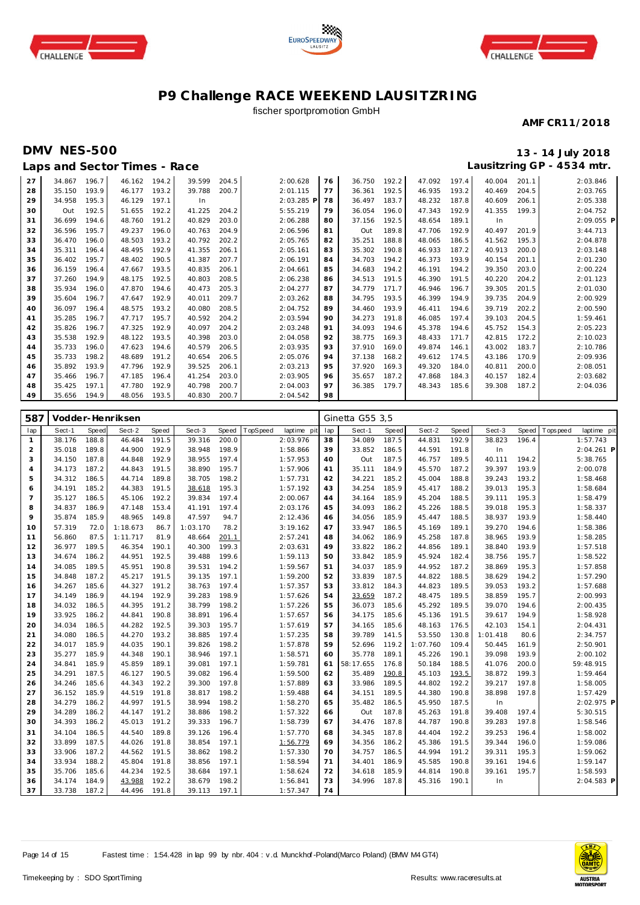# P9 Challenge RACE WEEKEND LAUSITZRING

fischer sportpromotion GmbH

**AMF CR11/2018**

## DMV NES-500

**13 - 14 July 2018**

### Laps and Sector Times - Race

**Lausitzring GP - 4534 mtr.**

| lap | Sect-1 | Speed | Sect-2 | Speed | Sect-3 | Speed | TopSpeed | laptime pit | lap | Sect-1 | Speed | Sect-2 | Speed | Sect-3 | Speed | Topspeed | laptime pit |
|---|---|---|---|---|---|---|---|---|---|---|---|---|---|---|---|---|---|
| 27 | 34.867 | 196.7 | 46.162 | 194.2 | 39.599 | 204.5 | | 2:00.628 | 76 | 36.750 | 192.2 | 47.092 | 197.4 | 40.004 | 201.1 | | 2:03.846 |
| 28 | 35.150 | 193.9 | 46.177 | 193.2 | 39.788 | 200.7 | | 2:01.115 | 77 | 36.361 | 192.5 | 46.935 | 193.2 | 40.469 | 204.5 | | 2:03.765 |
| 29 | 34.958 | 195.3 | 46.129 | 197.1 | In | | | 2:03.285 P | 78 | 36.497 | 183.7 | 48.232 | 187.8 | 40.609 | 206.1 | | 2:05.338 |
| 30 | Out | 192.5 | 51.655 | 192.2 | 41.225 | 204.2 | | 5:55.219 | 79 | 36.054 | 196.0 | 47.343 | 192.9 | 41.355 | 199.3 | | 2:04.752 |
| 31 | 36.699 | 194.6 | 48.760 | 191.2 | 40.829 | 203.0 | | 2:06.288 | 80 | 37.156 | 192.5 | 48.654 | 189.1 | In | | | 2:09.055 P |
| 32 | 36.596 | 195.7 | 49.237 | 196.0 | 40.763 | 204.9 | | 2:06.596 | 81 | Out | 189.8 | 47.706 | 192.9 | 40.497 | 201.9 | | 3:44.713 |
| 33 | 36.470 | 196.0 | 48.503 | 193.2 | 40.792 | 202.2 | | 2:05.765 | 82 | 35.251 | 188.8 | 48.065 | 186.5 | 41.562 | 195.3 | | 2:04.878 |
| 34 | 35.311 | 196.4 | 48.495 | 192.9 | 41.355 | 206.1 | | 2:05.161 | 83 | 35.302 | 190.8 | 46.933 | 187.2 | 40.913 | 200.0 | | 2:03.148 |
| 35 | 36.402 | 195.7 | 48.402 | 190.5 | 41.387 | 207.7 | | 2:06.191 | 84 | 34.703 | 194.2 | 46.373 | 193.9 | 40.154 | 201.1 | | 2:01.230 |
| 36 | 36.159 | 196.4 | 47.667 | 193.5 | 40.835 | 206.1 | | 2:04.661 | 85 | 34.683 | 194.2 | 46.191 | 194.2 | 39.350 | 203.0 | | 2:00.224 |
| 37 | 37.260 | 194.9 | 48.175 | 192.5 | 40.803 | 208.5 | | 2:06.238 | 86 | 34.513 | 191.5 | 46.390 | 191.5 | 40.220 | 204.2 | | 2:01.123 |
| 38 | 35.934 | 196.0 | 47.870 | 194.6 | 40.473 | 205.3 | | 2:04.277 | 87 | 34.779 | 171.7 | 46.946 | 196.7 | 39.305 | 201.5 | | 2:01.030 |
| 39 | 35.604 | 196.7 | 47.647 | 192.9 | 40.011 | 209.7 | | 2:03.262 | 88 | 34.795 | 193.5 | 46.399 | 194.9 | 39.735 | 204.9 | | 2:00.929 |
| 40 | 36.097 | 196.4 | 48.575 | 193.2 | 40.080 | 208.5 | | 2:04.752 | 89 | 34.460 | 193.9 | 46.411 | 194.6 | 39.719 | 202.2 | | 2:00.590 |
| 41 | 35.285 | 196.7 | 47.717 | 195.7 | 40.592 | 204.2 | | 2:03.594 | 90 | 34.273 | 191.8 | 46.085 | 197.4 | 39.103 | 204.5 | | 1:59.461 |
| 42 | 35.826 | 196.7 | 47.325 | 192.9 | 40.097 | 204.2 | | 2:03.248 | 91 | 34.093 | 194.6 | 45.378 | 194.6 | 45.752 | 154.3 | | 2:05.223 |
| 43 | 35.538 | 192.9 | 48.122 | 193.5 | 40.398 | 203.0 | | 2:04.058 | 92 | 38.775 | 169.3 | 48.433 | 171.7 | 42.815 | 172.2 | | 2:10.023 |
| 44 | 35.733 | 196.0 | 47.623 | 194.6 | 40.579 | 206.5 | | 2:03.935 | 93 | 37.910 | 169.0 | 49.874 | 146.1 | 43.002 | 183.7 | | 2:10.786 |
| 45 | 35.733 | 198.2 | 48.689 | 191.2 | 40.654 | 206.5 | | 2:05.076 | 94 | 37.138 | 168.2 | 49.612 | 174.5 | 43.186 | 170.9 | | 2:09.936 |
| 46 | 35.892 | 193.9 | 47.796 | 192.9 | 39.525 | 206.1 | | 2:03.213 | 95 | 37.920 | 169.3 | 49.320 | 184.0 | 40.811 | 200.0 | | 2:08.051 |
| 47 | 35.466 | 196.7 | 47.185 | 196.4 | 41.254 | 203.0 | | 2:03.905 | 96 | 35.657 | 187.2 | 47.868 | 184.3 | 40.157 | 182.4 | | 2:03.682 |
| 48 | 35.425 | 197.1 | 47.780 | 192.9 | 40.798 | 200.7 | | 2:04.003 | 97 | 36.385 | 179.7 | 48.343 | 185.6 | 39.308 | 187.2 | | 2:04.036 |
| 49 | 35.656 | 194.9 | 48.056 | 193.5 | 40.830 | 200.7 | | 2:04.542 | 98 | | | | | | | | |

**587 Vodder-Henriksen** — Ginetta G55 3,5

| lap | Sect-1 | Speed | Sect-2 | Speed | Sect-3 | Speed | TopSpeed | laptime pit | lap | Sect-1 | Speed | Sect-2 | Speed | Sect-3 | Speed | Topspeed | laptime pit |
|---|---|---|---|---|---|---|---|---|---|---|---|---|---|---|---|---|---|
| 1 | 38.176 | 188.8 | 46.484 | 191.5 | 39.316 | 200.0 | | 2:03.976 | 38 | 34.089 | 187.5 | 44.831 | 192.9 | 38.823 | 196.4 | | 1:57.743 |
| 2 | 35.018 | 189.8 | 44.900 | 192.9 | 38.948 | 198.9 | | 1:58.866 | 39 | 33.852 | 186.5 | 44.591 | 191.8 | In | | | 2:04.261 P |
| 3 | 34.150 | 187.8 | 44.848 | 192.9 | 38.955 | 197.4 | | 1:57.953 | 40 | Out | 187.5 | 46.757 | 189.5 | 40.111 | 194.2 | | 5:38.765 |
| 4 | 34.173 | 187.2 | 44.843 | 191.5 | 38.890 | 195.7 | | 1:57.906 | 41 | 35.111 | 184.9 | 45.570 | 187.2 | 39.397 | 193.9 | | 2:00.078 |
| 5 | 34.312 | 186.5 | 44.714 | 189.8 | 38.705 | 198.2 | | 1:57.731 | 42 | 34.221 | 185.2 | 45.004 | 188.8 | 39.243 | 193.2 | | 1:58.468 |
| 6 | 34.191 | 185.2 | 44.383 | 191.5 | 38.618 | 195.3 | | 1:57.192 | 43 | 34.254 | 185.9 | 45.417 | 188.2 | 39.013 | 195.3 | | 1:58.684 |
| 7 | 35.127 | 186.5 | 45.106 | 192.2 | 39.834 | 197.4 | | 2:00.067 | 44 | 34.164 | 185.9 | 45.204 | 188.5 | 39.111 | 195.3 | | 1:58.479 |
| 8 | 34.837 | 186.9 | 47.148 | 153.4 | 41.191 | 197.4 | | 2:03.176 | 45 | 34.093 | 186.2 | 45.226 | 188.5 | 39.018 | 195.3 | | 1:58.337 |
| 9 | 35.874 | 185.9 | 48.965 | 149.8 | 47.597 | 94.7 | | 2:12.436 | 46 | 34.056 | 185.9 | 45.447 | 188.5 | 38.937 | 193.9 | | 1:58.440 |
| 10 | 57.319 | 72.0 | 1:18.673 | 86.7 | 1:03.170 | 78.2 | | 3:19.162 | 47 | 33.947 | 186.5 | 45.169 | 189.1 | 39.270 | 194.6 | | 1:58.386 |
| 11 | 56.860 | 87.5 | 1:11.717 | 81.9 | 48.664 | 201.1 | | 2:57.241 | 48 | 34.062 | 186.9 | 45.258 | 187.8 | 38.965 | 193.9 | | 1:58.285 |
| 12 | 36.977 | 189.5 | 46.354 | 190.1 | 40.300 | 199.3 | | 2:03.631 | 49 | 33.822 | 186.2 | 44.856 | 189.1 | 38.840 | 193.9 | | 1:57.518 |
| 13 | 34.674 | 186.2 | 44.951 | 192.5 | 39.488 | 199.6 | | 1:59.113 | 50 | 33.842 | 185.9 | 45.924 | 182.4 | 38.756 | 195.7 | | 1:58.522 |
| 14 | 34.085 | 189.5 | 45.951 | 190.8 | 39.531 | 194.2 | | 1:59.567 | 51 | 34.037 | 185.9 | 44.952 | 187.2 | 38.869 | 195.3 | | 1:57.858 |
| 15 | 34.848 | 187.2 | 45.217 | 191.5 | 39.135 | 197.1 | | 1:59.200 | 52 | 33.839 | 187.5 | 44.822 | 188.5 | 38.629 | 194.2 | | 1:57.290 |
| 16 | 34.267 | 185.6 | 44.327 | 191.2 | 38.763 | 197.4 | | 1:57.357 | 53 | 33.812 | 184.3 | 44.823 | 189.5 | 39.053 | 193.2 | | 1:57.688 |
| 17 | 34.149 | 186.9 | 44.194 | 192.9 | 39.283 | 198.9 | | 1:57.626 | 54 | 33.659 | 187.2 | 48.475 | 189.5 | 38.859 | 195.7 | | 2:00.993 |
| 18 | 34.032 | 186.5 | 44.395 | 191.2 | 38.799 | 198.2 | | 1:57.226 | 55 | 36.073 | 185.6 | 45.292 | 189.5 | 39.070 | 194.6 | | 2:00.435 |
| 19 | 33.925 | 186.2 | 44.841 | 190.8 | 38.891 | 196.4 | | 1:57.657 | 56 | 34.175 | 185.6 | 45.136 | 191.5 | 39.617 | 194.9 | | 1:58.928 |
| 20 | 34.034 | 186.5 | 44.282 | 192.5 | 39.303 | 195.7 | | 1:57.619 | 57 | 34.165 | 185.6 | 48.163 | 176.5 | 42.103 | 154.1 | | 2:04.431 |
| 21 | 34.080 | 186.5 | 44.270 | 193.2 | 38.885 | 197.4 | | 1:57.235 | 58 | 39.789 | 141.5 | 53.550 | 130.8 | 1:01.418 | 80.6 | | 2:34.757 |
| 22 | 34.017 | 185.9 | 44.035 | 190.1 | 39.826 | 198.2 | | 1:57.878 | 59 | 52.696 | 119.2 | 1:07.760 | 109.4 | 50.445 | 161.9 | | 2:50.901 |
| 23 | 35.277 | 185.9 | 44.348 | 190.1 | 38.946 | 197.1 | | 1:58.571 | 60 | 35.778 | 189.1 | 45.226 | 190.1 | 39.098 | 193.9 | | 2:00.102 |
| 24 | 34.841 | 185.9 | 45.859 | 189.1 | 39.081 | 197.1 | | 1:59.781 | 61 | 58:17.655 | 176.8 | 50.184 | 188.5 | 41.076 | 200.0 | | 59:48.915 |
| 25 | 34.291 | 187.5 | 46.127 | 190.5 | 39.082 | 196.4 | | 1:59.500 | 62 | 35.489 | 190.8 | 45.103 | 193.5 | 38.872 | 199.3 | | 1:59.464 |
| 26 | 34.246 | 185.6 | 44.343 | 192.2 | 39.300 | 197.8 | | 1:57.889 | 63 | 33.986 | 189.5 | 44.802 | 192.2 | 39.217 | 197.8 | | 1:58.005 |
| 27 | 36.152 | 185.9 | 44.519 | 191.8 | 38.817 | 198.2 | | 1:59.488 | 64 | 34.151 | 189.5 | 44.380 | 190.8 | 38.898 | 197.8 | | 1:57.429 |
| 28 | 34.279 | 186.2 | 44.997 | 191.5 | 38.994 | 198.2 | | 1:58.270 | 65 | 35.482 | 186.5 | 45.950 | 187.5 | In | | | 2:02.975 P |
| 29 | 34.289 | 186.2 | 44.147 | 191.2 | 38.886 | 198.2 | | 1:57.322 | 66 | Out | 187.8 | 45.263 | 191.8 | 39.408 | 197.4 | | 5:30.515 |
| 30 | 34.393 | 186.2 | 45.013 | 191.2 | 39.333 | 196.7 | | 1:58.739 | 67 | 34.476 | 187.8 | 44.787 | 190.8 | 39.283 | 197.8 | | 1:58.546 |
| 31 | 34.104 | 186.5 | 44.540 | 189.8 | 39.126 | 196.4 | | 1:57.770 | 68 | 34.345 | 187.8 | 44.404 | 192.2 | 39.253 | 196.4 | | 1:58.002 |
| 32 | 33.899 | 187.5 | 44.026 | 191.8 | 38.854 | 197.1 | | 1:56.779 | 69 | 34.356 | 186.2 | 45.386 | 191.5 | 39.344 | 196.0 | | 1:59.086 |
| 33 | 33.906 | 187.2 | 44.562 | 191.5 | 38.862 | 198.2 | | 1:57.330 | 70 | 34.757 | 186.5 | 44.994 | 191.2 | 39.311 | 195.3 | | 1:59.062 |
| 34 | 33.934 | 188.2 | 45.804 | 191.8 | 38.856 | 197.1 | | 1:58.594 | 71 | 34.401 | 186.9 | 45.585 | 190.8 | 39.161 | 194.6 | | 1:59.147 |
| 35 | 35.706 | 185.6 | 44.234 | 192.5 | 38.684 | 197.1 | | 1:58.624 | 72 | 34.618 | 185.9 | 44.814 | 190.8 | 39.161 | 195.7 | | 1:58.593 |
| 36 | 34.174 | 184.9 | 43.988 | 192.2 | 38.679 | 198.2 | | 1:56.841 | 73 | 34.996 | 187.8 | 45.316 | 190.1 | In | | | 2:04.583 P |
| 37 | 33.738 | 187.2 | 44.496 | 191.8 | 39.113 | 197.1 | | 1:57.347 | 74 | | | | | | | | |

Fastest time : 1:54.428 in lap 99 by nbr. 404 : v.d. Munckhof-Poland(Marco Poland) (BMW M4 GT4)

Timekeeping by : SDO SportTiming

Results: www.raceresults.at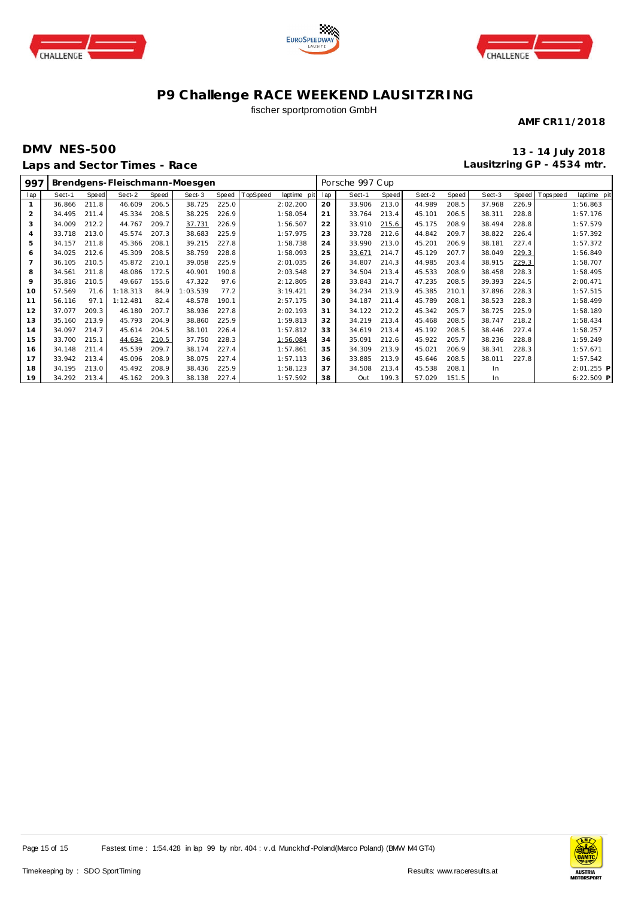# P9 Challenge RACE WEEKEND LAUSITZRING

fischer sportpromotion GmbH

**AMF CR11/2018**

## DMV NES-500

**13 - 14 July 2018**

### Laps and Sector Times - Race

**Lausitzring GP - 4534 mtr.**

| 997 | Brendgens-Fleischmann-Moesgen | | | | | | | | | Porsche 997 Cup | | | | | | | |
|---|---|---|---|---|---|---|---|---|---|---|---|---|---|---|---|---|---|
| lap | Sect-1 | Speed | Sect-2 | Speed | Sect-3 | Speed | TopSpeed | laptime pit | lap | Sect-1 | Speed | Sect-2 | Speed | Sect-3 | Speed | Topspeed | laptime pit |
| 1 | 36.866 | 211.8 | 46.609 | 206.5 | 38.725 | 225.0 | | 2:02.200 | 20 | 33.906 | 213.0 | 44.989 | 208.5 | 37.968 | 226.9 | | 1:56.863 |
| 2 | 34.495 | 211.4 | 45.334 | 208.5 | 38.225 | 226.9 | | 1:58.054 | 21 | 33.764 | 213.4 | 45.101 | 206.5 | 38.311 | 228.8 | | 1:57.176 |
| 3 | 34.009 | 212.2 | 44.767 | 209.7 | 37.731 | 226.9 | | 1:56.507 | 22 | 33.910 | 215.6 | 45.175 | 208.9 | 38.494 | 228.8 | | 1:57.579 |
| 4 | 33.718 | 213.0 | 45.574 | 207.3 | 38.683 | 225.9 | | 1:57.975 | 23 | 33.728 | 212.6 | 44.842 | 209.7 | 38.822 | 226.4 | | 1:57.392 |
| 5 | 34.157 | 211.8 | 45.366 | 208.1 | 39.215 | 227.8 | | 1:58.738 | 24 | 33.990 | 213.0 | 45.201 | 206.9 | 38.181 | 227.4 | | 1:57.372 |
| 6 | 34.025 | 212.6 | 45.309 | 208.5 | 38.759 | 228.8 | | 1:58.093 | 25 | 33.671 | 214.7 | 45.129 | 207.7 | 38.049 | 229.3 | | 1:56.849 |
| 7 | 36.105 | 210.5 | 45.872 | 210.1 | 39.058 | 225.9 | | 2:01.035 | 26 | 34.807 | 214.3 | 44.985 | 203.4 | 38.915 | 229.3 | | 1:58.707 |
| 8 | 34.561 | 211.8 | 48.086 | 172.5 | 40.901 | 190.8 | | 2:03.548 | 27 | 34.504 | 213.4 | 45.533 | 208.9 | 38.458 | 228.3 | | 1:58.495 |
| 9 | 35.816 | 210.5 | 49.667 | 155.6 | 47.322 | 97.6 | | 2:12.805 | 28 | 33.843 | 214.7 | 47.235 | 208.5 | 39.393 | 224.5 | | 2:00.471 |
| 10 | 57.569 | 71.6 | 1:18.313 | 84.9 | 1:03.539 | 77.2 | | 3:19.421 | 29 | 34.234 | 213.9 | 45.385 | 210.1 | 37.896 | 228.3 | | 1:57.515 |
| 11 | 56.116 | 97.1 | 1:12.481 | 82.4 | 48.578 | 190.1 | | 2:57.175 | 30 | 34.187 | 211.4 | 45.789 | 208.1 | 38.523 | 228.3 | | 1:58.499 |
| 12 | 37.077 | 209.3 | 46.180 | 207.7 | 38.936 | 227.8 | | 2:02.193 | 31 | 34.122 | 212.2 | 45.342 | 205.7 | 38.725 | 225.9 | | 1:58.189 |
| 13 | 35.160 | 213.9 | 45.793 | 204.9 | 38.860 | 225.9 | | 1:59.813 | 32 | 34.219 | 213.4 | 45.468 | 208.5 | 38.747 | 218.2 | | 1:58.434 |
| 14 | 34.097 | 214.7 | 45.614 | 204.5 | 38.101 | 226.4 | | 1:57.812 | 33 | 34.619 | 213.4 | 45.192 | 208.5 | 38.446 | 227.4 | | 1:58.257 |
| 15 | 33.700 | 215.1 | 44.634 | 210.5 | 37.750 | 228.3 | | 1:56.084 | 34 | 35.091 | 212.6 | 45.922 | 205.7 | 38.236 | 228.8 | | 1:59.249 |
| 16 | 34.148 | 211.4 | 45.539 | 209.7 | 38.174 | 227.4 | | 1:57.861 | 35 | 34.309 | 213.9 | 45.021 | 206.9 | 38.341 | 228.3 | | 1:57.671 |
| 17 | 33.942 | 213.4 | 45.096 | 208.9 | 38.075 | 227.4 | | 1:57.113 | 36 | 33.885 | 213.9 | 45.646 | 208.5 | 38.011 | 227.8 | | 1:57.542 |
| 18 | 34.195 | 213.0 | 45.492 | 208.9 | 38.436 | 225.9 | | 1:58.123 | 37 | 34.508 | 213.4 | 45.538 | 208.1 | In | | | 2:01.255 P |
| 19 | 34.292 | 213.4 | 45.162 | 209.3 | 38.138 | 227.4 | | 1:57.592 | 38 | Out | 199.3 | 57.029 | 151.5 | In | | | 6:22.509 P |

Fastest time : 1:54.428 in lap 99 by nbr. 404 : v.d. Munckhof-Poland(Marco Poland) (BMW M4 GT4)

Timekeeping by : SDO SportTiming

Results: www.raceresults.at